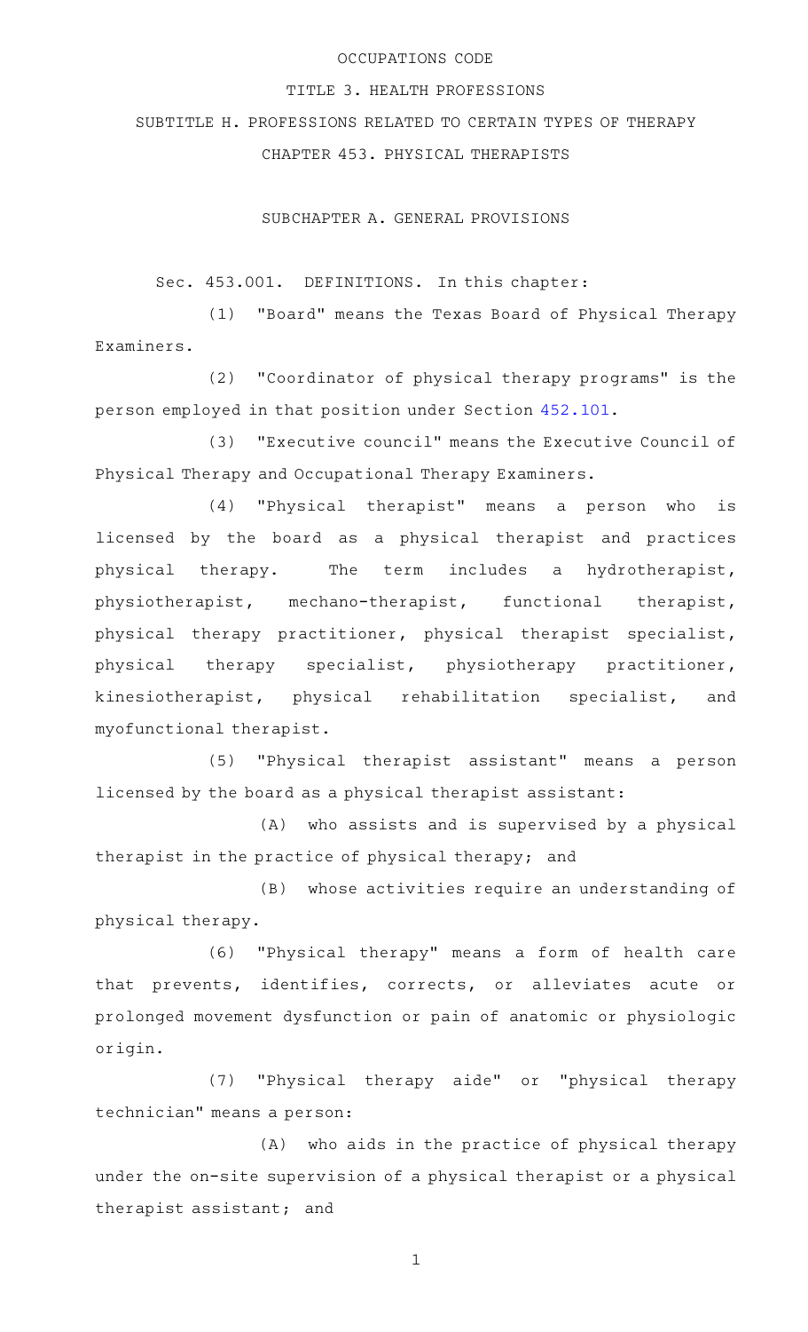OCCUPATIONS CODE

TITLE 3. HEALTH PROFESSIONS

SUBTITLE H. PROFESSIONS RELATED TO CERTAIN TYPES OF THERAPY

CHAPTER 453. PHYSICAL THERAPISTS

SUBCHAPTER A. GENERAL PROVISIONS

Sec. 453.001. DEFINITIONS. In this chapter:

(1) "Board" means the Texas Board of Physical Therapy Examiners.

(2) "Coordinator of physical therapy programs" is the person employed in that position under Section 452.101.

(3) "Executive council" means the Executive Council of Physical Therapy and Occupational Therapy Examiners.

(4) "Physical therapist" means a person who is licensed by the board as a physical therapist and practices physical therapy. The term includes a hydrotherapist, physiotherapist, mechano-therapist, functional therapist, physical therapy practitioner, physical therapist specialist, physical therapy specialist, physiotherapy practitioner, kinesiotherapist, physical rehabilitation specialist, and myofunctional therapist.

(5) "Physical therapist assistant" means a person licensed by the board as a physical therapist assistant:

(A) who assists and is supervised by a physical therapist in the practice of physical therapy; and

(B) whose activities require an understanding of physical therapy.

(6) "Physical therapy" means a form of health care that prevents, identifies, corrects, or alleviates acute or prolonged movement dysfunction or pain of anatomic or physiologic origin.

(7) "Physical therapy aide" or "physical therapy technician" means a person:

(A) who aids in the practice of physical therapy under the on-site supervision of a physical therapist or a physical therapist assistant; and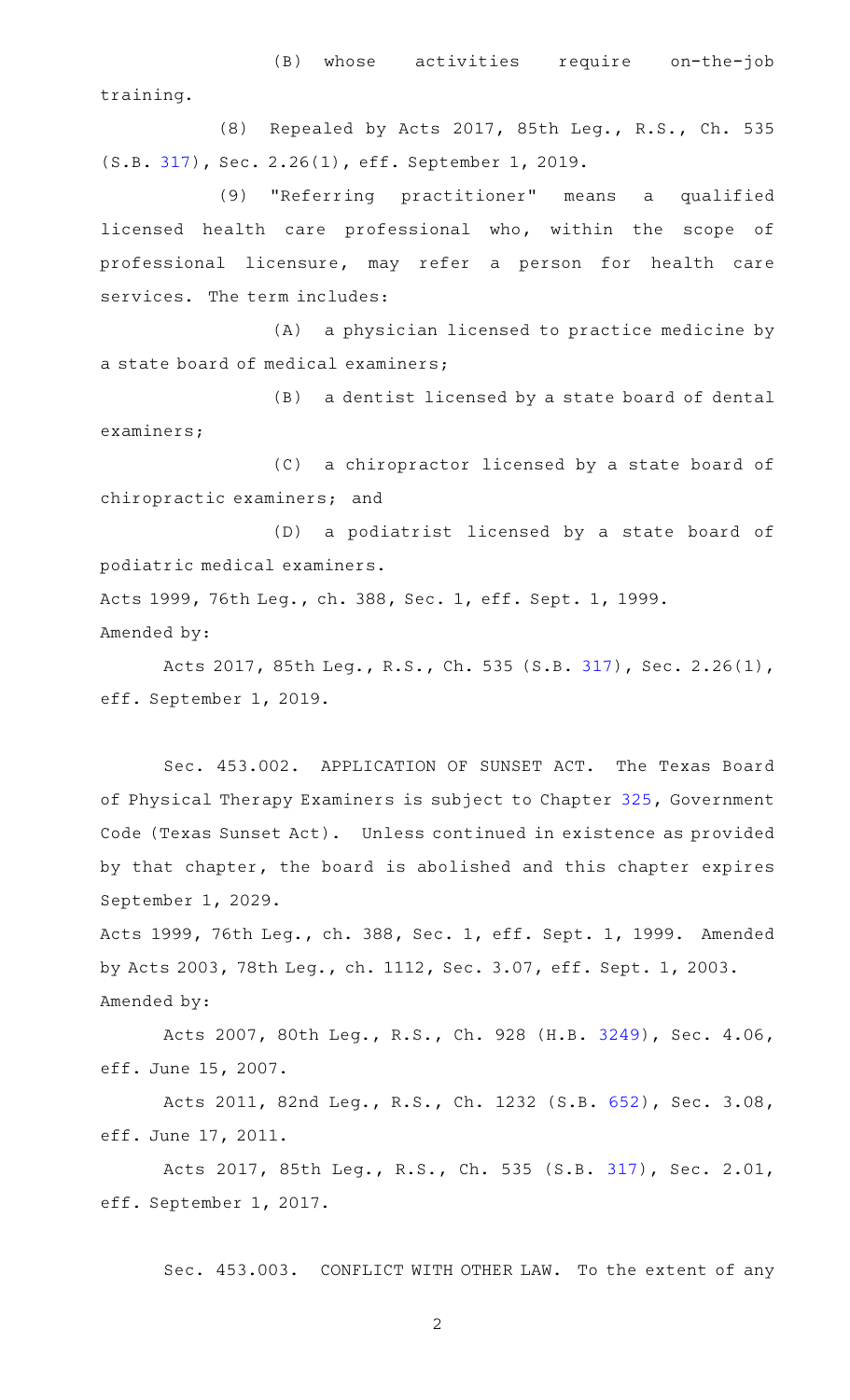(B) whose activities require on-the-job training.

(8) Repealed by Acts 2017, 85th Leg., R.S., Ch. 535 (S.B. 317), Sec. 2.26(1), eff. September 1, 2019.

(9) "Referring practitioner" means a qualified licensed health care professional who, within the scope of professional licensure, may refer a person for health care services. The term includes:

(A) a physician licensed to practice medicine by a state board of medical examiners;

(B) a dentist licensed by a state board of dental examiners;

(C) a chiropractor licensed by a state board of chiropractic examiners; and

(D) a podiatrist licensed by a state board of podiatric medical examiners.

Acts 1999, 76th Leg., ch. 388, Sec. 1, eff. Sept. 1, 1999.
Amended by:

Acts 2017, 85th Leg., R.S., Ch. 535 (S.B. 317), Sec. 2.26(1), eff. September 1, 2019.

Sec. 453.002. APPLICATION OF SUNSET ACT. The Texas Board of Physical Therapy Examiners is subject to Chapter 325, Government Code (Texas Sunset Act). Unless continued in existence as provided by that chapter, the board is abolished and this chapter expires September 1, 2029.

Acts 1999, 76th Leg., ch. 388, Sec. 1, eff. Sept. 1, 1999. Amended by Acts 2003, 78th Leg., ch. 1112, Sec. 3.07, eff. Sept. 1, 2003.
Amended by:

Acts 2007, 80th Leg., R.S., Ch. 928 (H.B. 3249), Sec. 4.06, eff. June 15, 2007.

Acts 2011, 82nd Leg., R.S., Ch. 1232 (S.B. 652), Sec. 3.08, eff. June 17, 2011.

Acts 2017, 85th Leg., R.S., Ch. 535 (S.B. 317), Sec. 2.01, eff. September 1, 2017.

Sec. 453.003. CONFLICT WITH OTHER LAW. To the extent of any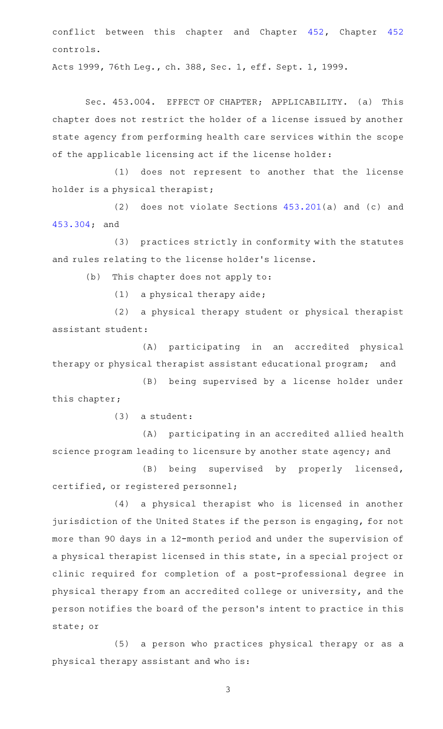conflict between this chapter and Chapter 452, Chapter 452 controls.

Acts 1999, 76th Leg., ch. 388, Sec. 1, eff. Sept. 1, 1999.

Sec. 453.004. EFFECT OF CHAPTER; APPLICABILITY. (a) This chapter does not restrict the holder of a license issued by another state agency from performing health care services within the scope of the applicable licensing act if the license holder:

(1) does not represent to another that the license holder is a physical therapist;

(2) does not violate Sections 453.201(a) and (c) and 453.304; and

(3) practices strictly in conformity with the statutes and rules relating to the license holder's license.

(b) This chapter does not apply to:

(1) a physical therapy aide;

(2) a physical therapy student or physical therapist assistant student:

(A) participating in an accredited physical therapy or physical therapist assistant educational program; and

(B) being supervised by a license holder under this chapter;

(3) a student:

(A) participating in an accredited allied health science program leading to licensure by another state agency; and

(B) being supervised by properly licensed, certified, or registered personnel;

(4) a physical therapist who is licensed in another jurisdiction of the United States if the person is engaging, for not more than 90 days in a 12-month period and under the supervision of a physical therapist licensed in this state, in a special project or clinic required for completion of a post-professional degree in physical therapy from an accredited college or university, and the person notifies the board of the person's intent to practice in this state; or

(5) a person who practices physical therapy or as a physical therapy assistant and who is: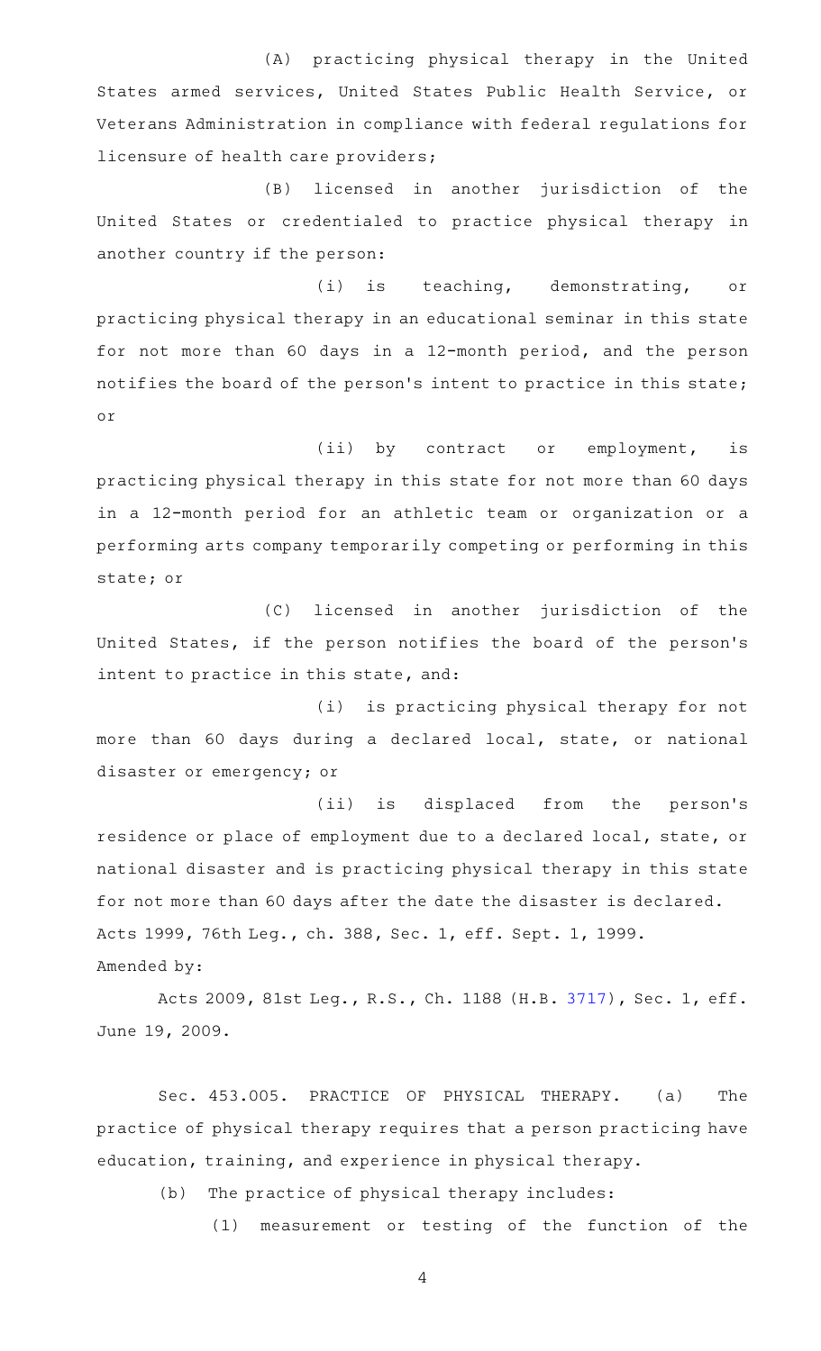(A) practicing physical therapy in the United States armed services, United States Public Health Service, or Veterans Administration in compliance with federal regulations for licensure of health care providers;

(B) licensed in another jurisdiction of the United States or credentialed to practice physical therapy in another country if the person:

(i) is teaching, demonstrating, or practicing physical therapy in an educational seminar in this state for not more than 60 days in a 12-month period, and the person notifies the board of the person's intent to practice in this state; or

(ii) by contract or employment, is practicing physical therapy in this state for not more than 60 days in a 12-month period for an athletic team or organization or a performing arts company temporarily competing or performing in this state; or

(C) licensed in another jurisdiction of the United States, if the person notifies the board of the person's intent to practice in this state, and:

(i) is practicing physical therapy for not more than 60 days during a declared local, state, or national disaster or emergency; or

(ii) is displaced from the person's residence or place of employment due to a declared local, state, or national disaster and is practicing physical therapy in this state for not more than 60 days after the date the disaster is declared.

Acts 1999, 76th Leg., ch. 388, Sec. 1, eff. Sept. 1, 1999.

Amended by:

Acts 2009, 81st Leg., R.S., Ch. 1188 (H.B. 3717), Sec. 1, eff. June 19, 2009.

Sec. 453.005. PRACTICE OF PHYSICAL THERAPY. (a) The practice of physical therapy requires that a person practicing have education, training, and experience in physical therapy.

(b) The practice of physical therapy includes:

(1) measurement or testing of the function of the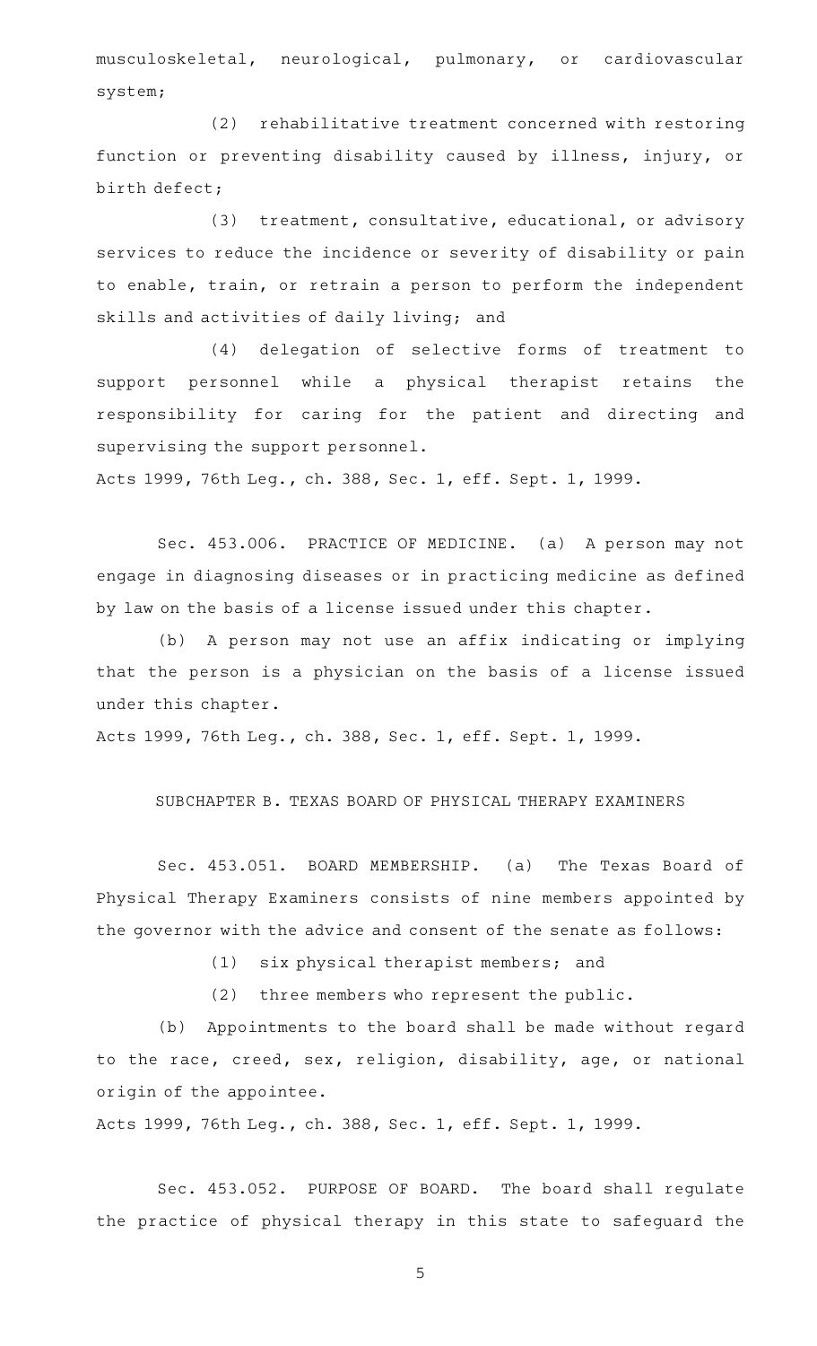musculoskeletal, neurological, pulmonary, or cardiovascular system;

(2) rehabilitative treatment concerned with restoring function or preventing disability caused by illness, injury, or birth defect;

(3) treatment, consultative, educational, or advisory services to reduce the incidence or severity of disability or pain to enable, train, or retrain a person to perform the independent skills and activities of daily living; and

(4) delegation of selective forms of treatment to support personnel while a physical therapist retains the responsibility for caring for the patient and directing and supervising the support personnel.

Acts 1999, 76th Leg., ch. 388, Sec. 1, eff. Sept. 1, 1999.

Sec. 453.006. PRACTICE OF MEDICINE. (a) A person may not engage in diagnosing diseases or in practicing medicine as defined by law on the basis of a license issued under this chapter.

(b) A person may not use an affix indicating or implying that the person is a physician on the basis of a license issued under this chapter.

Acts 1999, 76th Leg., ch. 388, Sec. 1, eff. Sept. 1, 1999.

## SUBCHAPTER B. TEXAS BOARD OF PHYSICAL THERAPY EXAMINERS

Sec. 453.051. BOARD MEMBERSHIP. (a) The Texas Board of Physical Therapy Examiners consists of nine members appointed by the governor with the advice and consent of the senate as follows:

(1) six physical therapist members; and

(2) three members who represent the public.

(b) Appointments to the board shall be made without regard to the race, creed, sex, religion, disability, age, or national origin of the appointee.

Acts 1999, 76th Leg., ch. 388, Sec. 1, eff. Sept. 1, 1999.

Sec. 453.052. PURPOSE OF BOARD. The board shall regulate the practice of physical therapy in this state to safeguard the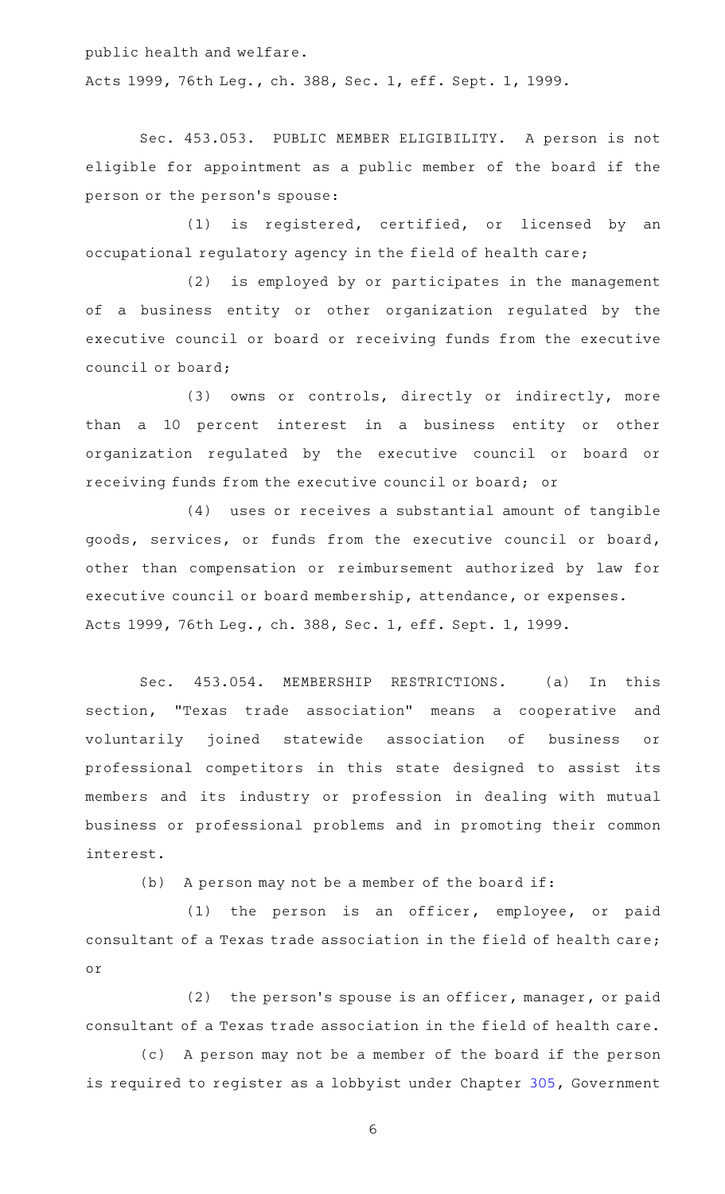public health and welfare.

Acts 1999, 76th Leg., ch. 388, Sec. 1, eff. Sept. 1, 1999.

Sec. 453.053. PUBLIC MEMBER ELIGIBILITY. A person is not eligible for appointment as a public member of the board if the person or the person's spouse:

(1) is registered, certified, or licensed by an occupational regulatory agency in the field of health care;

(2) is employed by or participates in the management of a business entity or other organization regulated by the executive council or board or receiving funds from the executive council or board;

(3) owns or controls, directly or indirectly, more than a 10 percent interest in a business entity or other organization regulated by the executive council or board or receiving funds from the executive council or board; or

(4) uses or receives a substantial amount of tangible goods, services, or funds from the executive council or board, other than compensation or reimbursement authorized by law for executive council or board membership, attendance, or expenses.

Acts 1999, 76th Leg., ch. 388, Sec. 1, eff. Sept. 1, 1999.

Sec. 453.054. MEMBERSHIP RESTRICTIONS. (a) In this section, "Texas trade association" means a cooperative and voluntarily joined statewide association of business or professional competitors in this state designed to assist its members and its industry or profession in dealing with mutual business or professional problems and in promoting their common interest.

(b) A person may not be a member of the board if:

(1) the person is an officer, employee, or paid consultant of a Texas trade association in the field of health care; or

(2) the person's spouse is an officer, manager, or paid consultant of a Texas trade association in the field of health care.

(c) A person may not be a member of the board if the person is required to register as a lobbyist under Chapter 305, Government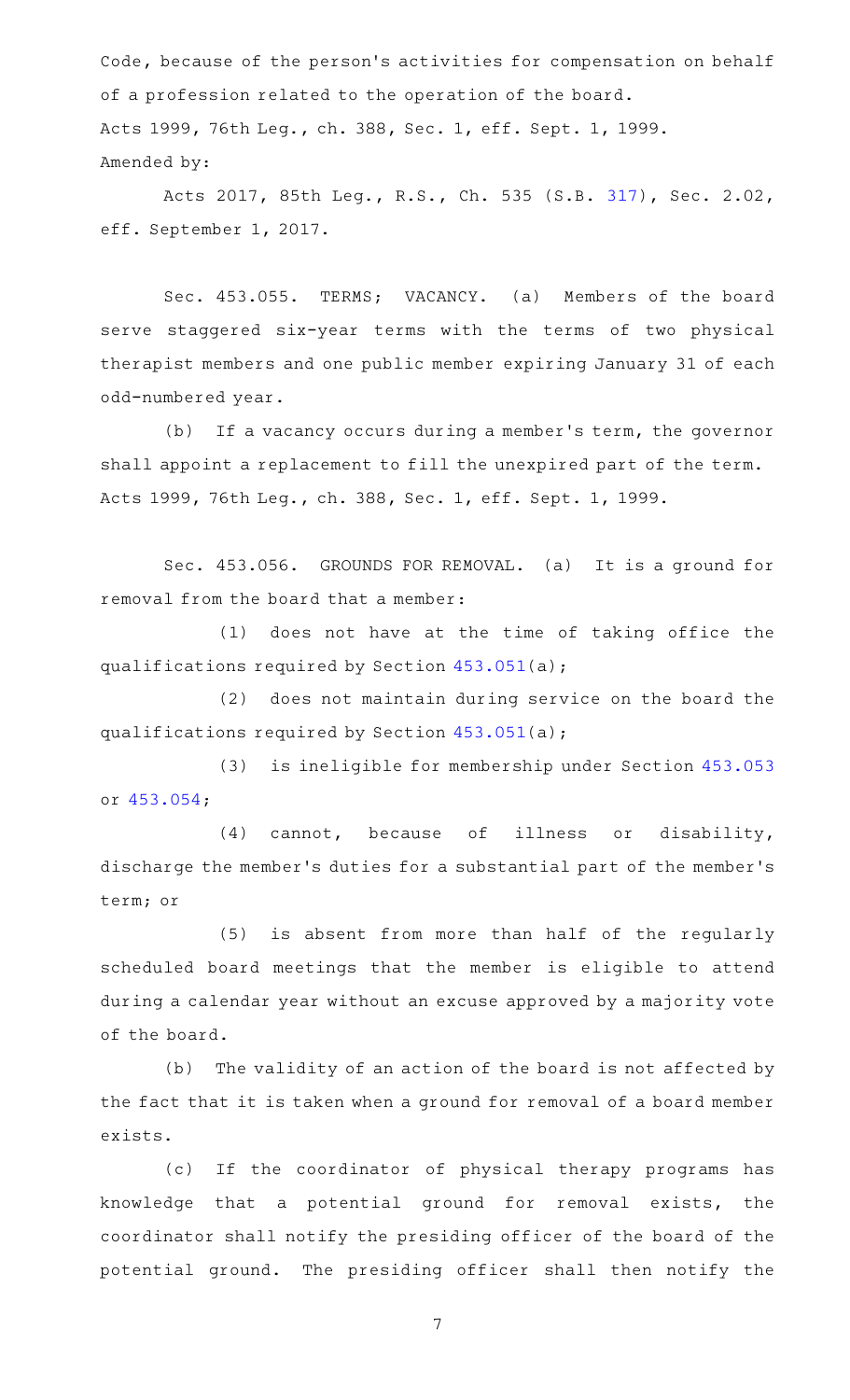Code, because of the person's activities for compensation on behalf of a profession related to the operation of the board.

Acts 1999, 76th Leg., ch. 388, Sec. 1, eff. Sept. 1, 1999.

Amended by:

Acts 2017, 85th Leg., R.S., Ch. 535 (S.B. 317), Sec. 2.02, eff. September 1, 2017.

Sec. 453.055. TERMS; VACANCY. (a) Members of the board serve staggered six-year terms with the terms of two physical therapist members and one public member expiring January 31 of each odd-numbered year.

(b) If a vacancy occurs during a member's term, the governor shall appoint a replacement to fill the unexpired part of the term.

Acts 1999, 76th Leg., ch. 388, Sec. 1, eff. Sept. 1, 1999.

Sec. 453.056. GROUNDS FOR REMOVAL. (a) It is a ground for removal from the board that a member:

(1) does not have at the time of taking office the qualifications required by Section 453.051(a);

(2) does not maintain during service on the board the qualifications required by Section 453.051(a);

(3) is ineligible for membership under Section 453.053 or 453.054;

(4) cannot, because of illness or disability, discharge the member's duties for a substantial part of the member's term; or

(5) is absent from more than half of the regularly scheduled board meetings that the member is eligible to attend during a calendar year without an excuse approved by a majority vote of the board.

(b) The validity of an action of the board is not affected by the fact that it is taken when a ground for removal of a board member exists.

(c) If the coordinator of physical therapy programs has knowledge that a potential ground for removal exists, the coordinator shall notify the presiding officer of the board of the potential ground. The presiding officer shall then notify the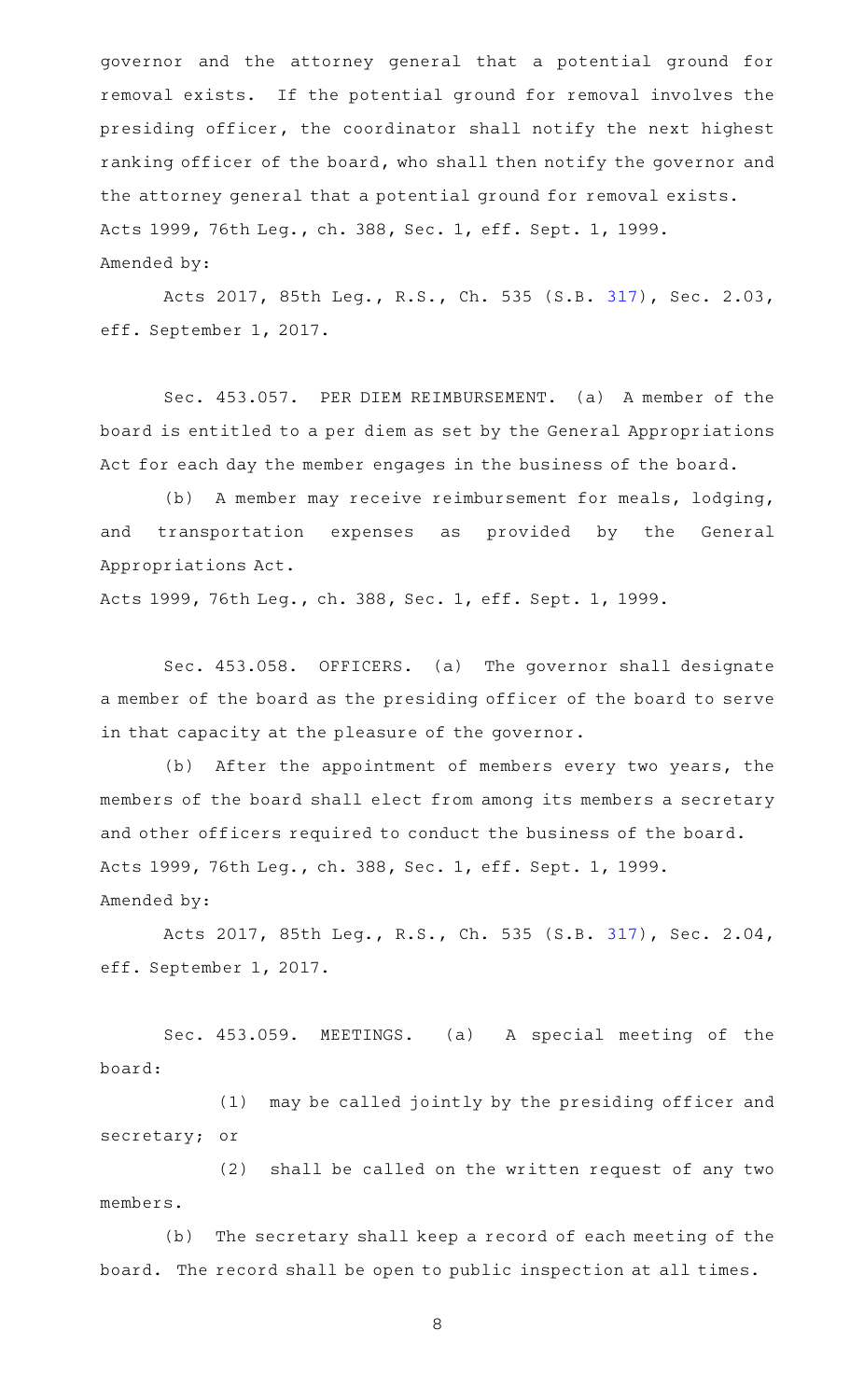governor and the attorney general that a potential ground for removal exists. If the potential ground for removal involves the presiding officer, the coordinator shall notify the next highest ranking officer of the board, who shall then notify the governor and the attorney general that a potential ground for removal exists.

Acts 1999, 76th Leg., ch. 388, Sec. 1, eff. Sept. 1, 1999.

Amended by:

Acts 2017, 85th Leg., R.S., Ch. 535 (S.B. 317), Sec. 2.03, eff. September 1, 2017.

Sec. 453.057. PER DIEM REIMBURSEMENT. (a) A member of the board is entitled to a per diem as set by the General Appropriations Act for each day the member engages in the business of the board.

(b) A member may receive reimbursement for meals, lodging, and transportation expenses as provided by the General Appropriations Act.

Acts 1999, 76th Leg., ch. 388, Sec. 1, eff. Sept. 1, 1999.

Sec. 453.058. OFFICERS. (a) The governor shall designate a member of the board as the presiding officer of the board to serve in that capacity at the pleasure of the governor.

(b) After the appointment of members every two years, the members of the board shall elect from among its members a secretary and other officers required to conduct the business of the board.

Acts 1999, 76th Leg., ch. 388, Sec. 1, eff. Sept. 1, 1999.

Amended by:

Acts 2017, 85th Leg., R.S., Ch. 535 (S.B. 317), Sec. 2.04, eff. September 1, 2017.

Sec. 453.059. MEETINGS. (a) A special meeting of the board:

(1) may be called jointly by the presiding officer and secretary; or

(2) shall be called on the written request of any two members.

(b) The secretary shall keep a record of each meeting of the board. The record shall be open to public inspection at all times.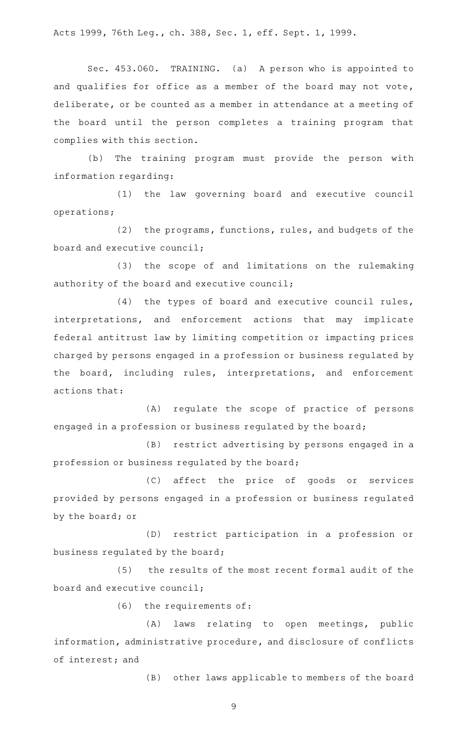Acts 1999, 76th Leg., ch. 388, Sec. 1, eff. Sept. 1, 1999.

Sec. 453.060. TRAINING. (a) A person who is appointed to and qualifies for office as a member of the board may not vote, deliberate, or be counted as a member in attendance at a meeting of the board until the person completes a training program that complies with this section.

(b) The training program must provide the person with information regarding:

(1) the law governing board and executive council operations;

(2) the programs, functions, rules, and budgets of the board and executive council;

(3) the scope of and limitations on the rulemaking authority of the board and executive council;

(4) the types of board and executive council rules, interpretations, and enforcement actions that may implicate federal antitrust law by limiting competition or impacting prices charged by persons engaged in a profession or business regulated by the board, including rules, interpretations, and enforcement actions that:

(A) regulate the scope of practice of persons engaged in a profession or business regulated by the board;

(B) restrict advertising by persons engaged in a profession or business regulated by the board;

(C) affect the price of goods or services provided by persons engaged in a profession or business regulated by the board; or

(D) restrict participation in a profession or business regulated by the board;

(5) the results of the most recent formal audit of the board and executive council;

(6) the requirements of:

(A) laws relating to open meetings, public information, administrative procedure, and disclosure of conflicts of interest; and

(B) other laws applicable to members of the board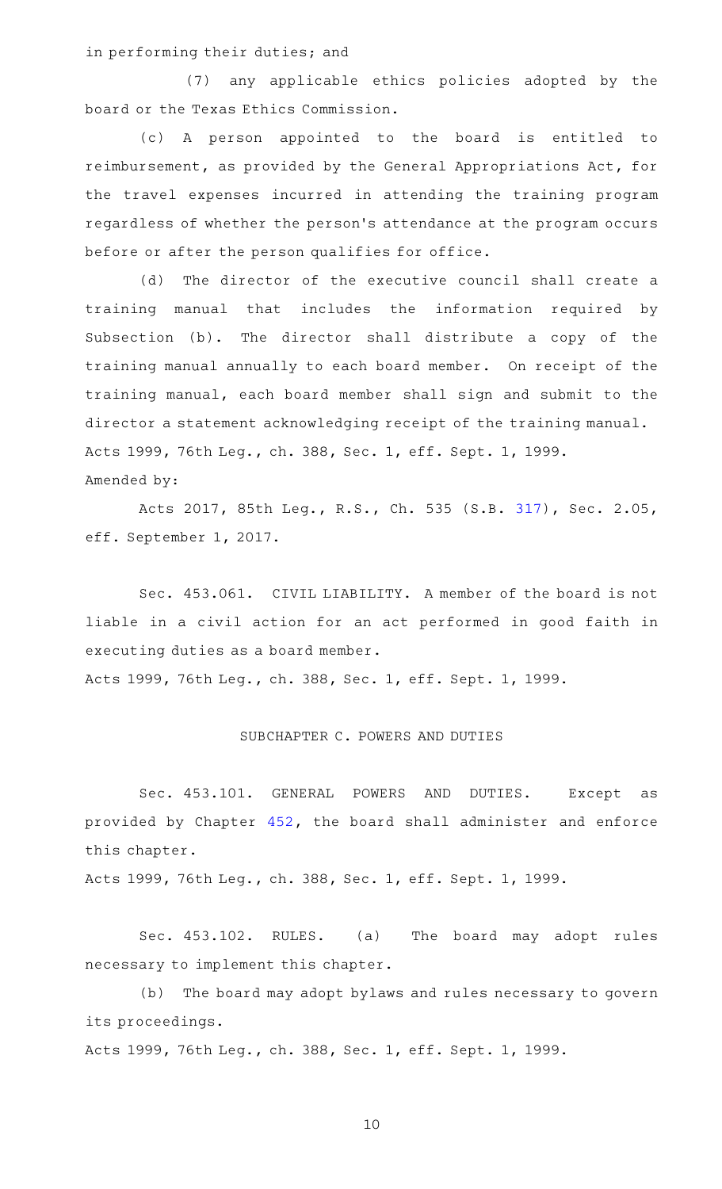in performing their duties; and

(7) any applicable ethics policies adopted by the board or the Texas Ethics Commission.

(c) A person appointed to the board is entitled to reimbursement, as provided by the General Appropriations Act, for the travel expenses incurred in attending the training program regardless of whether the person's attendance at the program occurs before or after the person qualifies for office.

(d) The director of the executive council shall create a training manual that includes the information required by Subsection (b). The director shall distribute a copy of the training manual annually to each board member. On receipt of the training manual, each board member shall sign and submit to the director a statement acknowledging receipt of the training manual.

Acts 1999, 76th Leg., ch. 388, Sec. 1, eff. Sept. 1, 1999.

Amended by:

Acts 2017, 85th Leg., R.S., Ch. 535 (S.B. 317), Sec. 2.05, eff. September 1, 2017.

Sec. 453.061. CIVIL LIABILITY. A member of the board is not liable in a civil action for an act performed in good faith in executing duties as a board member.

Acts 1999, 76th Leg., ch. 388, Sec. 1, eff. Sept. 1, 1999.

## SUBCHAPTER C. POWERS AND DUTIES

Sec. 453.101. GENERAL POWERS AND DUTIES. Except as provided by Chapter 452, the board shall administer and enforce this chapter.

Acts 1999, 76th Leg., ch. 388, Sec. 1, eff. Sept. 1, 1999.

Sec. 453.102. RULES. (a) The board may adopt rules necessary to implement this chapter.

(b) The board may adopt bylaws and rules necessary to govern its proceedings.

Acts 1999, 76th Leg., ch. 388, Sec. 1, eff. Sept. 1, 1999.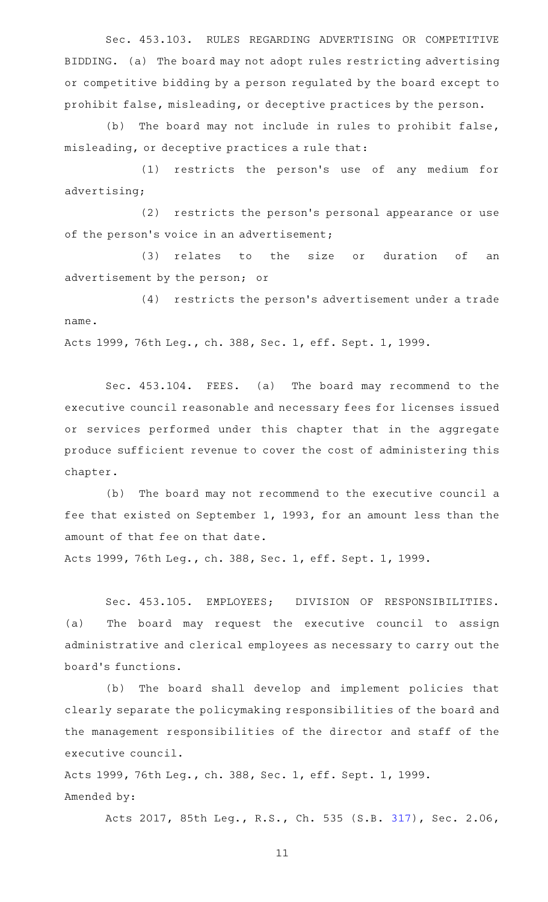Sec. 453.103. RULES REGARDING ADVERTISING OR COMPETITIVE BIDDING. (a) The board may not adopt rules restricting advertising or competitive bidding by a person regulated by the board except to prohibit false, misleading, or deceptive practices by the person.

(b) The board may not include in rules to prohibit false, misleading, or deceptive practices a rule that:

(1) restricts the person's use of any medium for advertising;

(2) restricts the person's personal appearance or use of the person's voice in an advertisement;

(3) relates to the size or duration of an advertisement by the person; or

(4) restricts the person's advertisement under a trade name.

Acts 1999, 76th Leg., ch. 388, Sec. 1, eff. Sept. 1, 1999.

Sec. 453.104. FEES. (a) The board may recommend to the executive council reasonable and necessary fees for licenses issued or services performed under this chapter that in the aggregate produce sufficient revenue to cover the cost of administering this chapter.

(b) The board may not recommend to the executive council a fee that existed on September 1, 1993, for an amount less than the amount of that fee on that date.

Acts 1999, 76th Leg., ch. 388, Sec. 1, eff. Sept. 1, 1999.

Sec. 453.105. EMPLOYEES; DIVISION OF RESPONSIBILITIES. (a) The board may request the executive council to assign administrative and clerical employees as necessary to carry out the board's functions.

(b) The board shall develop and implement policies that clearly separate the policymaking responsibilities of the board and the management responsibilities of the director and staff of the executive council.

Acts 1999, 76th Leg., ch. 388, Sec. 1, eff. Sept. 1, 1999.
Amended by:

Acts 2017, 85th Leg., R.S., Ch. 535 (S.B. 317), Sec. 2.06,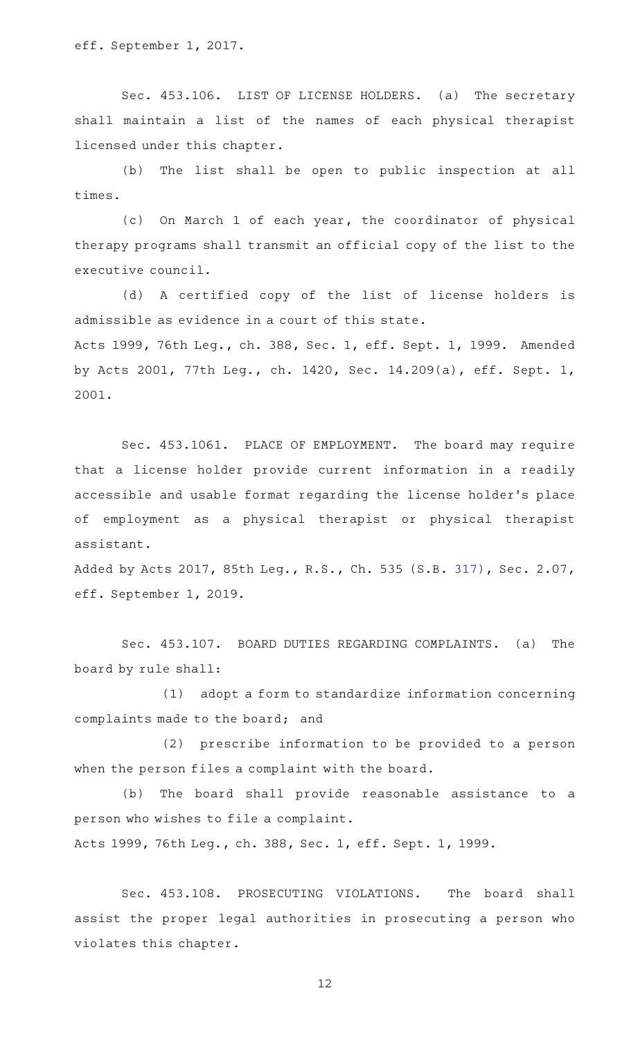eff. September 1, 2017.

Sec. 453.106. LIST OF LICENSE HOLDERS. (a) The secretary shall maintain a list of the names of each physical therapist licensed under this chapter.

(b) The list shall be open to public inspection at all times.

(c) On March 1 of each year, the coordinator of physical therapy programs shall transmit an official copy of the list to the executive council.

(d) A certified copy of the list of license holders is admissible as evidence in a court of this state.

Acts 1999, 76th Leg., ch. 388, Sec. 1, eff. Sept. 1, 1999. Amended by Acts 2001, 77th Leg., ch. 1420, Sec. 14.209(a), eff. Sept. 1, 2001.

Sec. 453.1061. PLACE OF EMPLOYMENT. The board may require that a license holder provide current information in a readily accessible and usable format regarding the license holder's place of employment as a physical therapist or physical therapist assistant.

Added by Acts 2017, 85th Leg., R.S., Ch. 535 (S.B. 317), Sec. 2.07, eff. September 1, 2019.

Sec. 453.107. BOARD DUTIES REGARDING COMPLAINTS. (a) The board by rule shall:

(1) adopt a form to standardize information concerning complaints made to the board; and

(2) prescribe information to be provided to a person when the person files a complaint with the board.

(b) The board shall provide reasonable assistance to a person who wishes to file a complaint.

Acts 1999, 76th Leg., ch. 388, Sec. 1, eff. Sept. 1, 1999.

Sec. 453.108. PROSECUTING VIOLATIONS. The board shall assist the proper legal authorities in prosecuting a person who violates this chapter.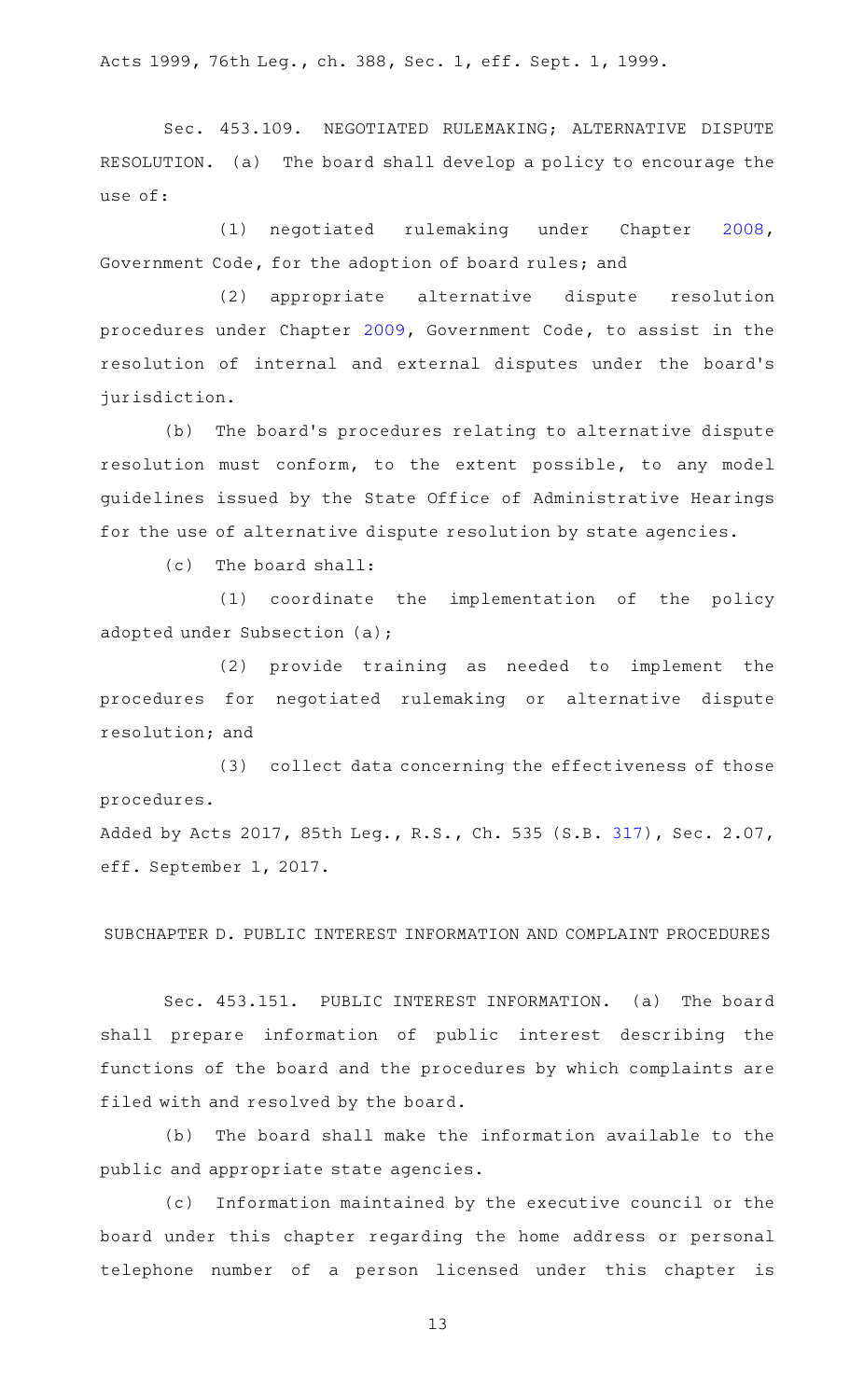Acts 1999, 76th Leg., ch. 388, Sec. 1, eff. Sept. 1, 1999.

Sec. 453.109. NEGOTIATED RULEMAKING; ALTERNATIVE DISPUTE RESOLUTION. (a) The board shall develop a policy to encourage the use of:

(1) negotiated rulemaking under Chapter 2008, Government Code, for the adoption of board rules; and

(2) appropriate alternative dispute resolution procedures under Chapter 2009, Government Code, to assist in the resolution of internal and external disputes under the board's jurisdiction.

(b) The board's procedures relating to alternative dispute resolution must conform, to the extent possible, to any model guidelines issued by the State Office of Administrative Hearings for the use of alternative dispute resolution by state agencies.

(c) The board shall:

(1) coordinate the implementation of the policy adopted under Subsection (a);

(2) provide training as needed to implement the procedures for negotiated rulemaking or alternative dispute resolution; and

(3) collect data concerning the effectiveness of those procedures.

Added by Acts 2017, 85th Leg., R.S., Ch. 535 (S.B. 317), Sec. 2.07, eff. September 1, 2017.

SUBCHAPTER D. PUBLIC INTEREST INFORMATION AND COMPLAINT PROCEDURES

Sec. 453.151. PUBLIC INTEREST INFORMATION. (a) The board shall prepare information of public interest describing the functions of the board and the procedures by which complaints are filed with and resolved by the board.

(b) The board shall make the information available to the public and appropriate state agencies.

(c) Information maintained by the executive council or the board under this chapter regarding the home address or personal telephone number of a person licensed under this chapter is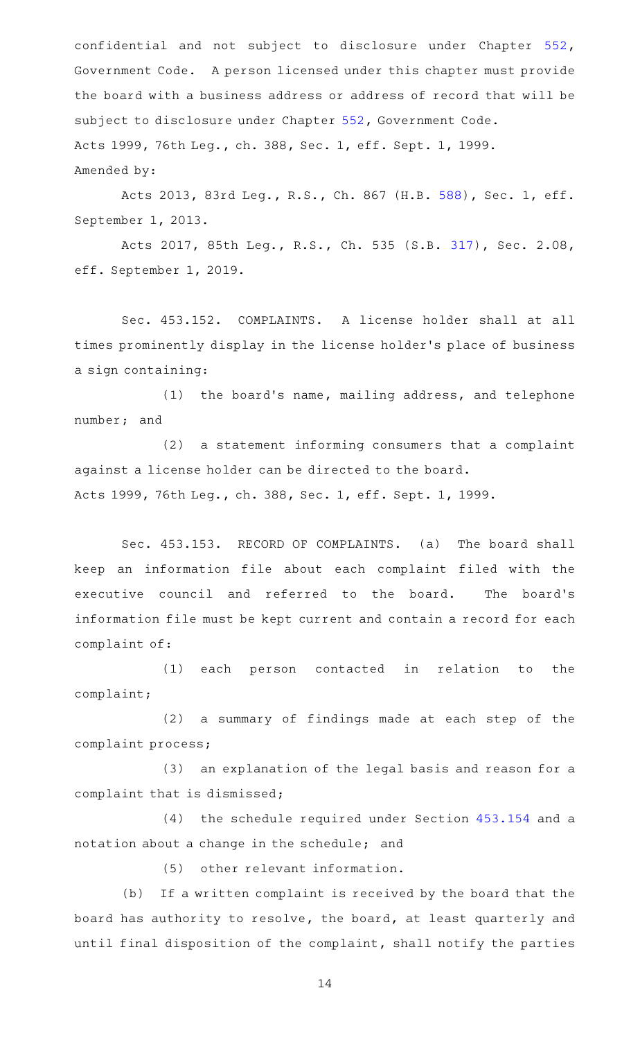confidential and not subject to disclosure under Chapter 552, Government Code. A person licensed under this chapter must provide the board with a business address or address of record that will be subject to disclosure under Chapter 552, Government Code.

Acts 1999, 76th Leg., ch. 388, Sec. 1, eff. Sept. 1, 1999.

Amended by:

Acts 2013, 83rd Leg., R.S., Ch. 867 (H.B. 588), Sec. 1, eff. September 1, 2013.

Acts 2017, 85th Leg., R.S., Ch. 535 (S.B. 317), Sec. 2.08, eff. September 1, 2019.

Sec. 453.152. COMPLAINTS. A license holder shall at all times prominently display in the license holder's place of business a sign containing:

(1) the board's name, mailing address, and telephone number; and

(2) a statement informing consumers that a complaint against a license holder can be directed to the board.

Acts 1999, 76th Leg., ch. 388, Sec. 1, eff. Sept. 1, 1999.

Sec. 453.153. RECORD OF COMPLAINTS. (a) The board shall keep an information file about each complaint filed with the executive council and referred to the board. The board's information file must be kept current and contain a record for each complaint of:

(1) each person contacted in relation to the complaint;

(2) a summary of findings made at each step of the complaint process;

(3) an explanation of the legal basis and reason for a complaint that is dismissed;

(4) the schedule required under Section 453.154 and a notation about a change in the schedule; and

(5) other relevant information.

(b) If a written complaint is received by the board that the board has authority to resolve, the board, at least quarterly and until final disposition of the complaint, shall notify the parties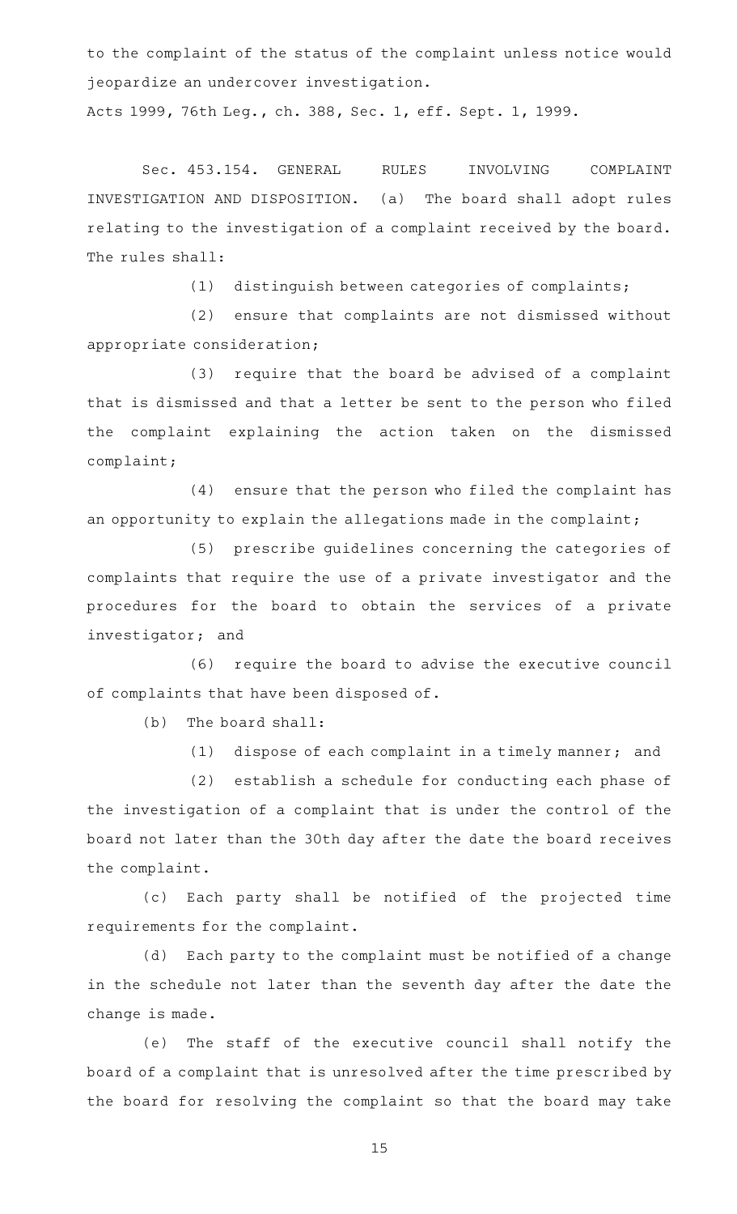to the complaint of the status of the complaint unless notice would jeopardize an undercover investigation.

Acts 1999, 76th Leg., ch. 388, Sec. 1, eff. Sept. 1, 1999.

Sec. 453.154. GENERAL RULES INVOLVING COMPLAINT INVESTIGATION AND DISPOSITION. (a) The board shall adopt rules relating to the investigation of a complaint received by the board. The rules shall:

(1) distinguish between categories of complaints;

(2) ensure that complaints are not dismissed without appropriate consideration;

(3) require that the board be advised of a complaint that is dismissed and that a letter be sent to the person who filed the complaint explaining the action taken on the dismissed complaint;

(4) ensure that the person who filed the complaint has an opportunity to explain the allegations made in the complaint;

(5) prescribe guidelines concerning the categories of complaints that require the use of a private investigator and the procedures for the board to obtain the services of a private investigator; and

(6) require the board to advise the executive council of complaints that have been disposed of.

(b) The board shall:

(1) dispose of each complaint in a timely manner; and

(2) establish a schedule for conducting each phase of the investigation of a complaint that is under the control of the board not later than the 30th day after the date the board receives the complaint.

(c) Each party shall be notified of the projected time requirements for the complaint.

(d) Each party to the complaint must be notified of a change in the schedule not later than the seventh day after the date the change is made.

(e) The staff of the executive council shall notify the board of a complaint that is unresolved after the time prescribed by the board for resolving the complaint so that the board may take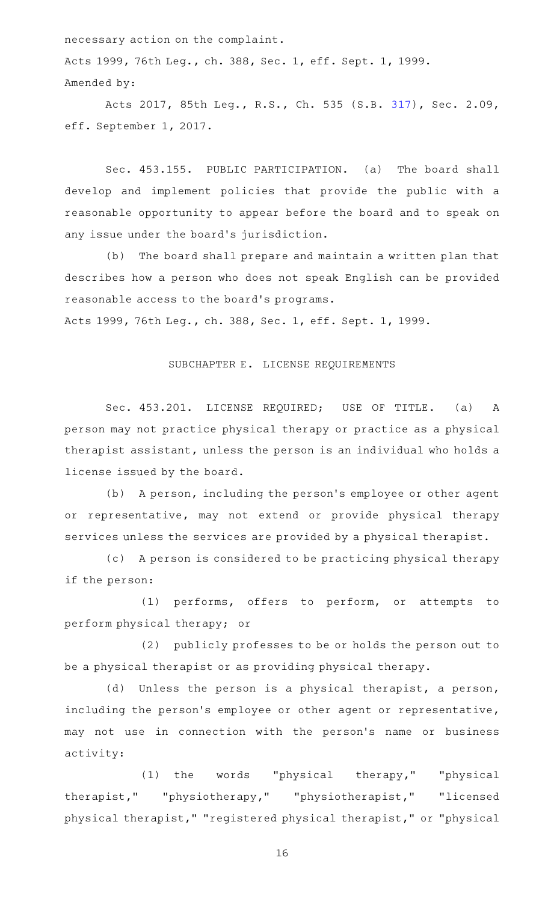necessary action on the complaint.

Acts 1999, 76th Leg., ch. 388, Sec. 1, eff. Sept. 1, 1999.

Amended by:

Acts 2017, 85th Leg., R.S., Ch. 535 (S.B. 317), Sec. 2.09, eff. September 1, 2017.

Sec. 453.155. PUBLIC PARTICIPATION. (a) The board shall develop and implement policies that provide the public with a reasonable opportunity to appear before the board and to speak on any issue under the board's jurisdiction.

(b) The board shall prepare and maintain a written plan that describes how a person who does not speak English can be provided reasonable access to the board's programs.

Acts 1999, 76th Leg., ch. 388, Sec. 1, eff. Sept. 1, 1999.

SUBCHAPTER E. LICENSE REQUIREMENTS

Sec. 453.201. LICENSE REQUIRED; USE OF TITLE. (a) A person may not practice physical therapy or practice as a physical therapist assistant, unless the person is an individual who holds a license issued by the board.

(b) A person, including the person's employee or other agent or representative, may not extend or provide physical therapy services unless the services are provided by a physical therapist.

(c) A person is considered to be practicing physical therapy if the person:

(1) performs, offers to perform, or attempts to perform physical therapy; or

(2) publicly professes to be or holds the person out to be a physical therapist or as providing physical therapy.

(d) Unless the person is a physical therapist, a person, including the person's employee or other agent or representative, may not use in connection with the person's name or business activity:

(1) the words "physical therapy," "physical therapist," "physiotherapy," "physiotherapist," "licensed physical therapist," "registered physical therapist," or "physical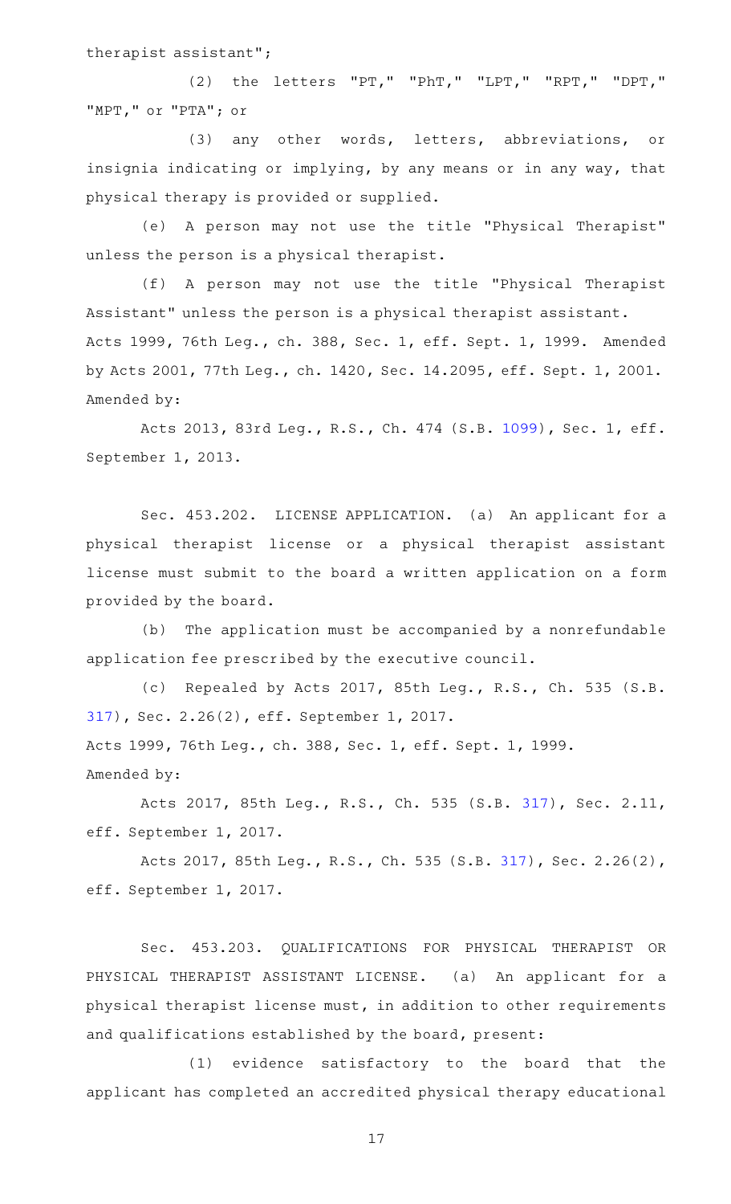therapist assistant";

(2) the letters "PT," "PhT," "LPT," "RPT," "DPT," "MPT," or "PTA"; or

(3) any other words, letters, abbreviations, or insignia indicating or implying, by any means or in any way, that physical therapy is provided or supplied.

(e) A person may not use the title "Physical Therapist" unless the person is a physical therapist.

(f) A person may not use the title "Physical Therapist Assistant" unless the person is a physical therapist assistant.

Acts 1999, 76th Leg., ch. 388, Sec. 1, eff. Sept. 1, 1999. Amended by Acts 2001, 77th Leg., ch. 1420, Sec. 14.2095, eff. Sept. 1, 2001.

Amended by:

Acts 2013, 83rd Leg., R.S., Ch. 474 (S.B. 1099), Sec. 1, eff. September 1, 2013.

Sec. 453.202. LICENSE APPLICATION. (a) An applicant for a physical therapist license or a physical therapist assistant license must submit to the board a written application on a form provided by the board.

(b) The application must be accompanied by a nonrefundable application fee prescribed by the executive council.

(c) Repealed by Acts 2017, 85th Leg., R.S., Ch. 535 (S.B. 317), Sec. 2.26(2), eff. September 1, 2017.

Acts 1999, 76th Leg., ch. 388, Sec. 1, eff. Sept. 1, 1999.

Amended by:

Acts 2017, 85th Leg., R.S., Ch. 535 (S.B. 317), Sec. 2.11, eff. September 1, 2017.

Acts 2017, 85th Leg., R.S., Ch. 535 (S.B. 317), Sec. 2.26(2), eff. September 1, 2017.

Sec. 453.203. QUALIFICATIONS FOR PHYSICAL THERAPIST OR PHYSICAL THERAPIST ASSISTANT LICENSE. (a) An applicant for a physical therapist license must, in addition to other requirements and qualifications established by the board, present:

(1) evidence satisfactory to the board that the applicant has completed an accredited physical therapy educational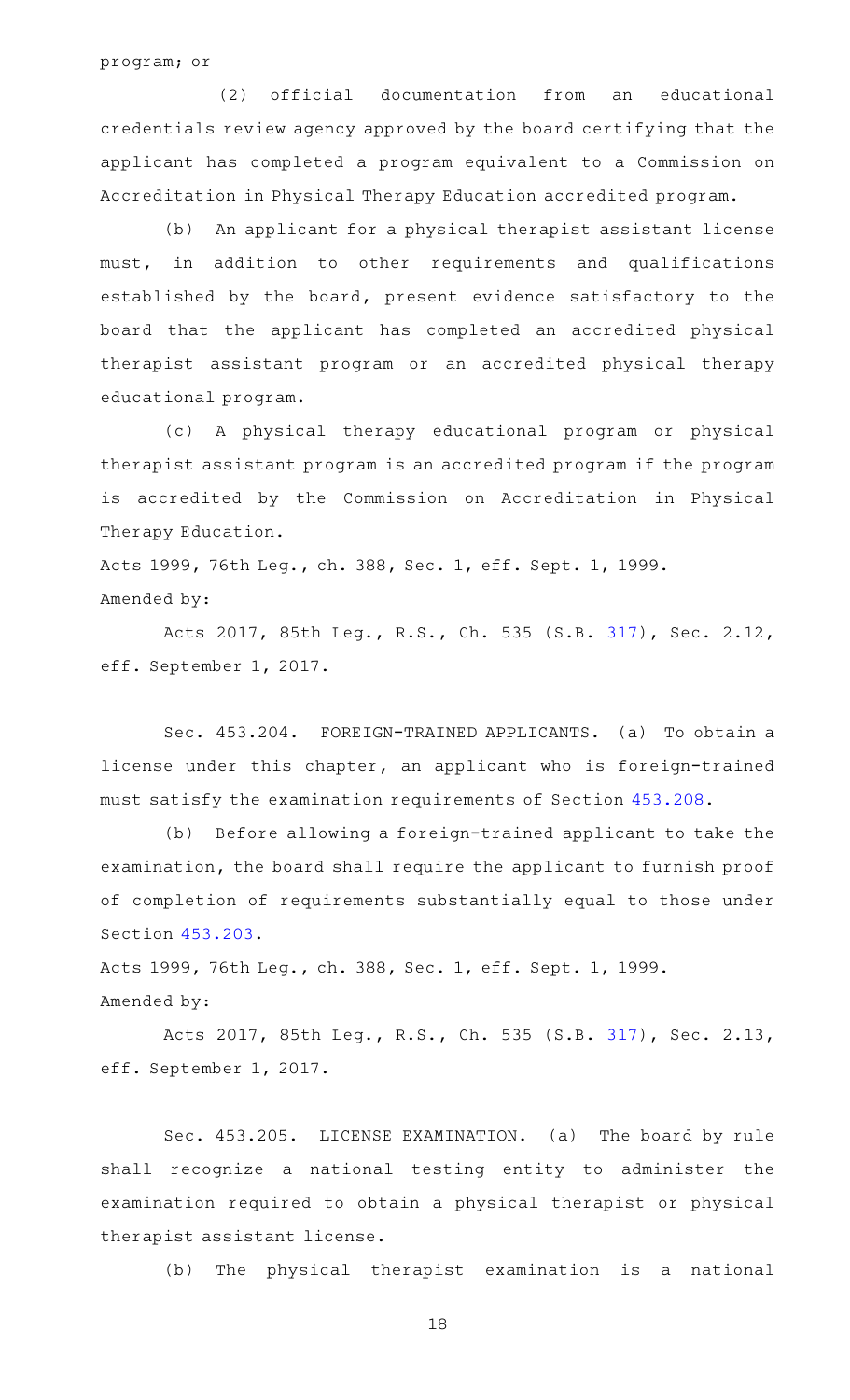program; or

(2) official documentation from an educational credentials review agency approved by the board certifying that the applicant has completed a program equivalent to a Commission on Accreditation in Physical Therapy Education accredited program.

(b) An applicant for a physical therapist assistant license must, in addition to other requirements and qualifications established by the board, present evidence satisfactory to the board that the applicant has completed an accredited physical therapist assistant program or an accredited physical therapy educational program.

(c) A physical therapy educational program or physical therapist assistant program is an accredited program if the program is accredited by the Commission on Accreditation in Physical Therapy Education.

Acts 1999, 76th Leg., ch. 388, Sec. 1, eff. Sept. 1, 1999.
Amended by:

Acts 2017, 85th Leg., R.S., Ch. 535 (S.B. 317), Sec. 2.12, eff. September 1, 2017.

Sec. 453.204. FOREIGN-TRAINED APPLICANTS. (a) To obtain a license under this chapter, an applicant who is foreign-trained must satisfy the examination requirements of Section 453.208.

(b) Before allowing a foreign-trained applicant to take the examination, the board shall require the applicant to furnish proof of completion of requirements substantially equal to those under Section 453.203.

Acts 1999, 76th Leg., ch. 388, Sec. 1, eff. Sept. 1, 1999.
Amended by:

Acts 2017, 85th Leg., R.S., Ch. 535 (S.B. 317), Sec. 2.13, eff. September 1, 2017.

Sec. 453.205. LICENSE EXAMINATION. (a) The board by rule shall recognize a national testing entity to administer the examination required to obtain a physical therapist or physical therapist assistant license.

(b) The physical therapist examination is a national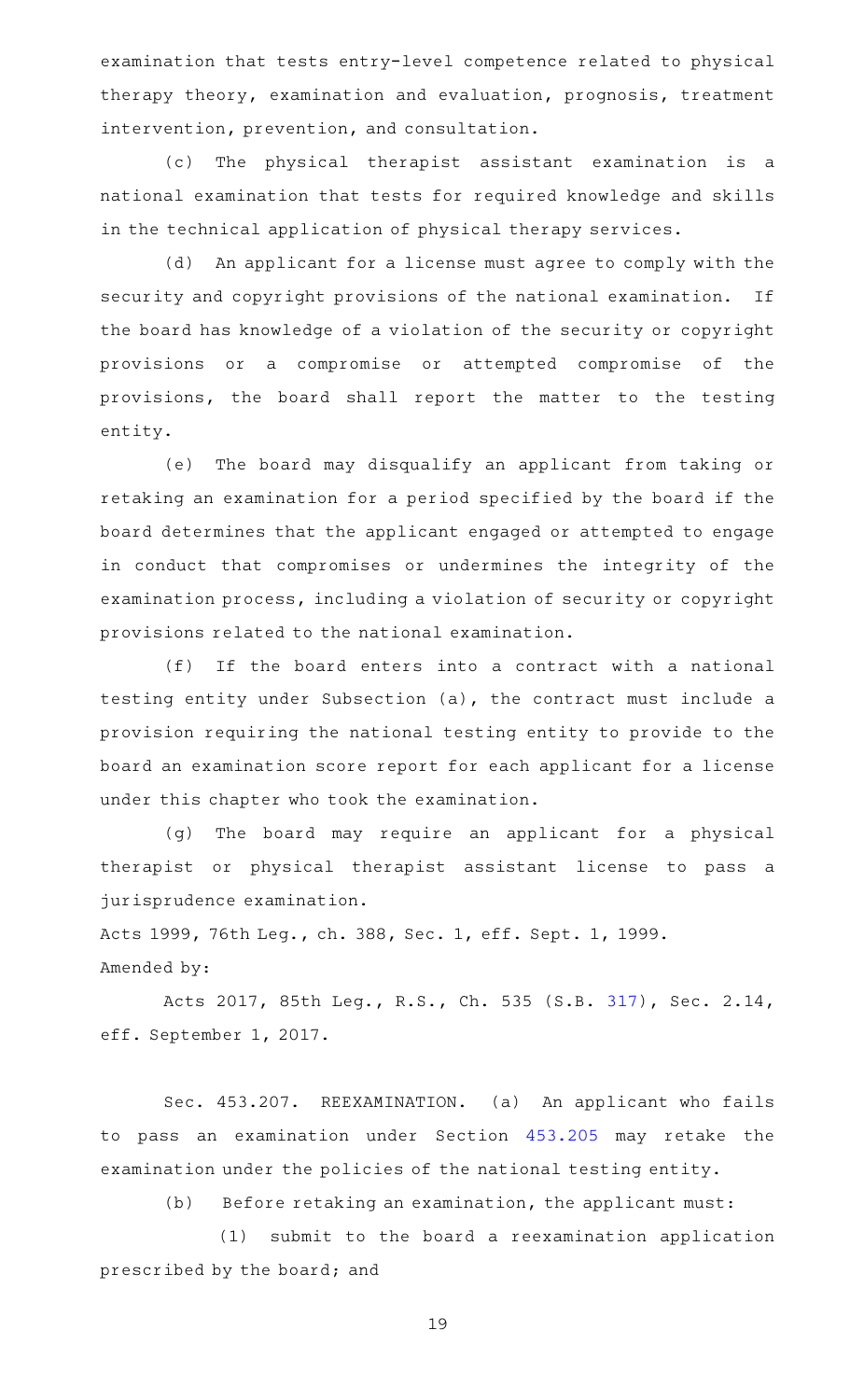examination that tests entry-level competence related to physical therapy theory, examination and evaluation, prognosis, treatment intervention, prevention, and consultation.

(c) The physical therapist assistant examination is a national examination that tests for required knowledge and skills in the technical application of physical therapy services.

(d) An applicant for a license must agree to comply with the security and copyright provisions of the national examination. If the board has knowledge of a violation of the security or copyright provisions or a compromise or attempted compromise of the provisions, the board shall report the matter to the testing entity.

(e) The board may disqualify an applicant from taking or retaking an examination for a period specified by the board if the board determines that the applicant engaged or attempted to engage in conduct that compromises or undermines the integrity of the examination process, including a violation of security or copyright provisions related to the national examination.

(f) If the board enters into a contract with a national testing entity under Subsection (a), the contract must include a provision requiring the national testing entity to provide to the board an examination score report for each applicant for a license under this chapter who took the examination.

(g) The board may require an applicant for a physical therapist or physical therapist assistant license to pass a jurisprudence examination.

Acts 1999, 76th Leg., ch. 388, Sec. 1, eff. Sept. 1, 1999.

Amended by:

Acts 2017, 85th Leg., R.S., Ch. 535 (S.B. 317), Sec. 2.14, eff. September 1, 2017.

Sec. 453.207. REEXAMINATION. (a) An applicant who fails to pass an examination under Section 453.205 may retake the examination under the policies of the national testing entity.

(b) Before retaking an examination, the applicant must:

(1) submit to the board a reexamination application prescribed by the board; and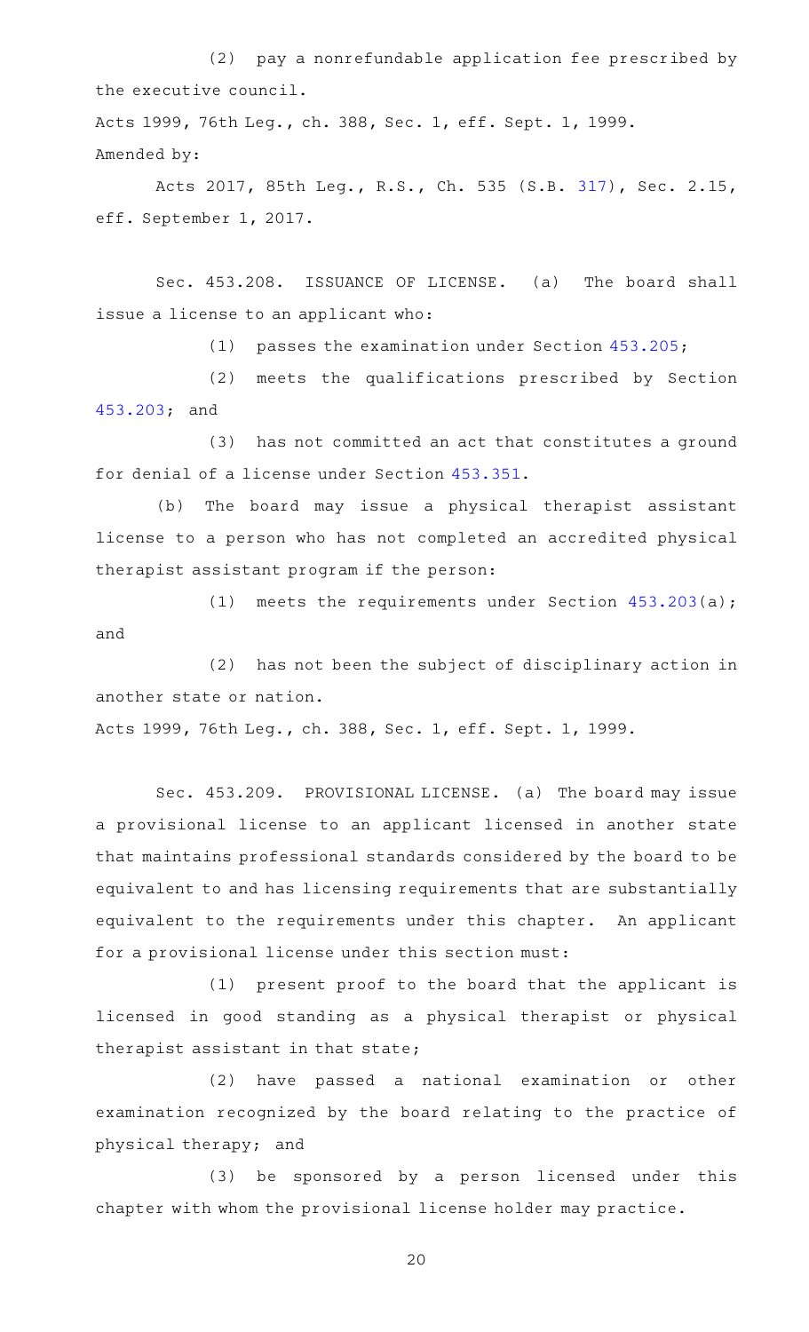(2) pay a nonrefundable application fee prescribed by the executive council.

Acts 1999, 76th Leg., ch. 388, Sec. 1, eff. Sept. 1, 1999.

Amended by:

Acts 2017, 85th Leg., R.S., Ch. 535 (S.B. 317), Sec. 2.15, eff. September 1, 2017.

Sec. 453.208. ISSUANCE OF LICENSE. (a) The board shall issue a license to an applicant who:

(1) passes the examination under Section 453.205;

(2) meets the qualifications prescribed by Section 453.203; and

(3) has not committed an act that constitutes a ground for denial of a license under Section 453.351.

(b) The board may issue a physical therapist assistant license to a person who has not completed an accredited physical therapist assistant program if the person:

(1) meets the requirements under Section 453.203(a); and

(2) has not been the subject of disciplinary action in another state or nation.

Acts 1999, 76th Leg., ch. 388, Sec. 1, eff. Sept. 1, 1999.

Sec. 453.209. PROVISIONAL LICENSE. (a) The board may issue a provisional license to an applicant licensed in another state that maintains professional standards considered by the board to be equivalent to and has licensing requirements that are substantially equivalent to the requirements under this chapter. An applicant for a provisional license under this section must:

(1) present proof to the board that the applicant is licensed in good standing as a physical therapist or physical therapist assistant in that state;

(2) have passed a national examination or other examination recognized by the board relating to the practice of physical therapy; and

(3) be sponsored by a person licensed under this chapter with whom the provisional license holder may practice.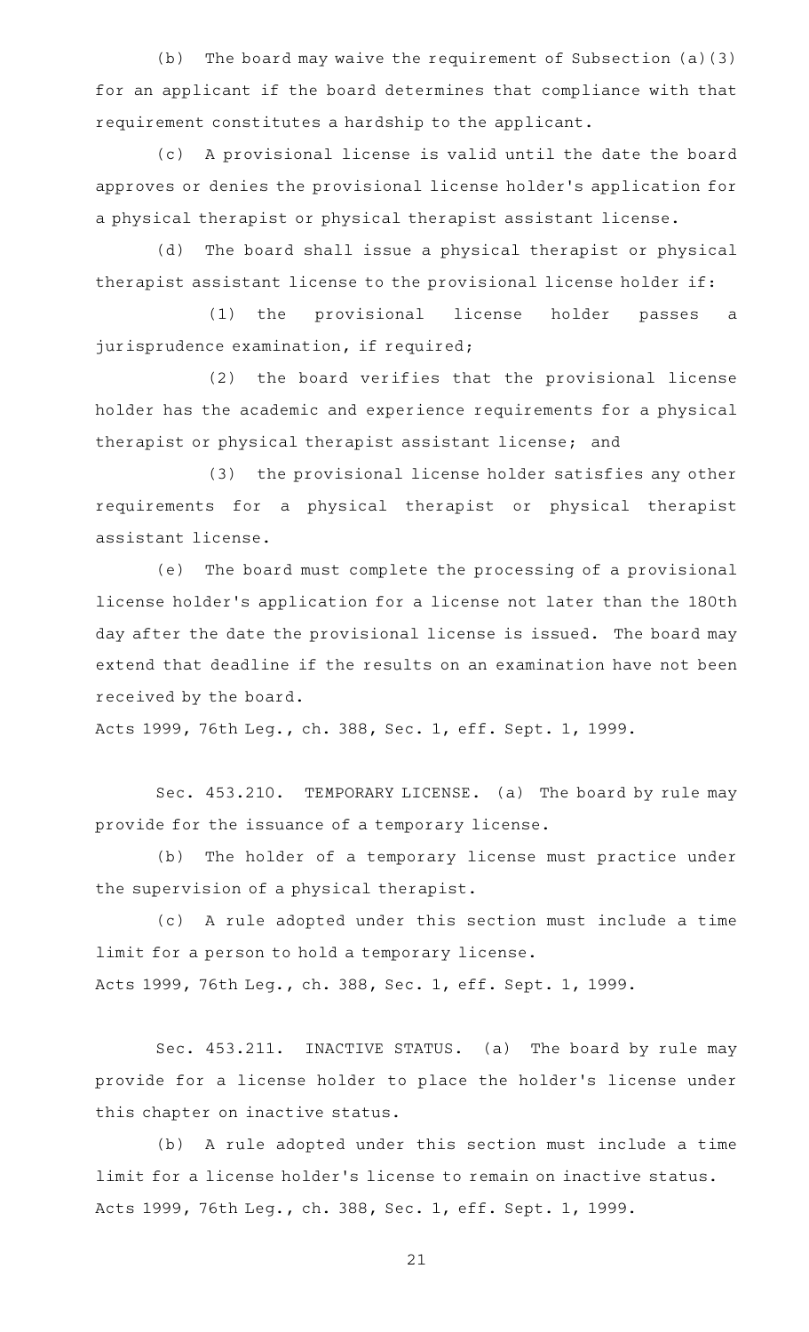(b) The board may waive the requirement of Subsection (a)(3) for an applicant if the board determines that compliance with that requirement constitutes a hardship to the applicant.

(c) A provisional license is valid until the date the board approves or denies the provisional license holder's application for a physical therapist or physical therapist assistant license.

(d) The board shall issue a physical therapist or physical therapist assistant license to the provisional license holder if:

(1) the provisional license holder passes a jurisprudence examination, if required;

(2) the board verifies that the provisional license holder has the academic and experience requirements for a physical therapist or physical therapist assistant license; and

(3) the provisional license holder satisfies any other requirements for a physical therapist or physical therapist assistant license.

(e) The board must complete the processing of a provisional license holder's application for a license not later than the 180th day after the date the provisional license is issued. The board may extend that deadline if the results on an examination have not been received by the board.

Acts 1999, 76th Leg., ch. 388, Sec. 1, eff. Sept. 1, 1999.

Sec. 453.210. TEMPORARY LICENSE. (a) The board by rule may provide for the issuance of a temporary license.

(b) The holder of a temporary license must practice under the supervision of a physical therapist.

(c) A rule adopted under this section must include a time limit for a person to hold a temporary license.

Acts 1999, 76th Leg., ch. 388, Sec. 1, eff. Sept. 1, 1999.

Sec. 453.211. INACTIVE STATUS. (a) The board by rule may provide for a license holder to place the holder's license under this chapter on inactive status.

(b) A rule adopted under this section must include a time limit for a license holder's license to remain on inactive status.

Acts 1999, 76th Leg., ch. 388, Sec. 1, eff. Sept. 1, 1999.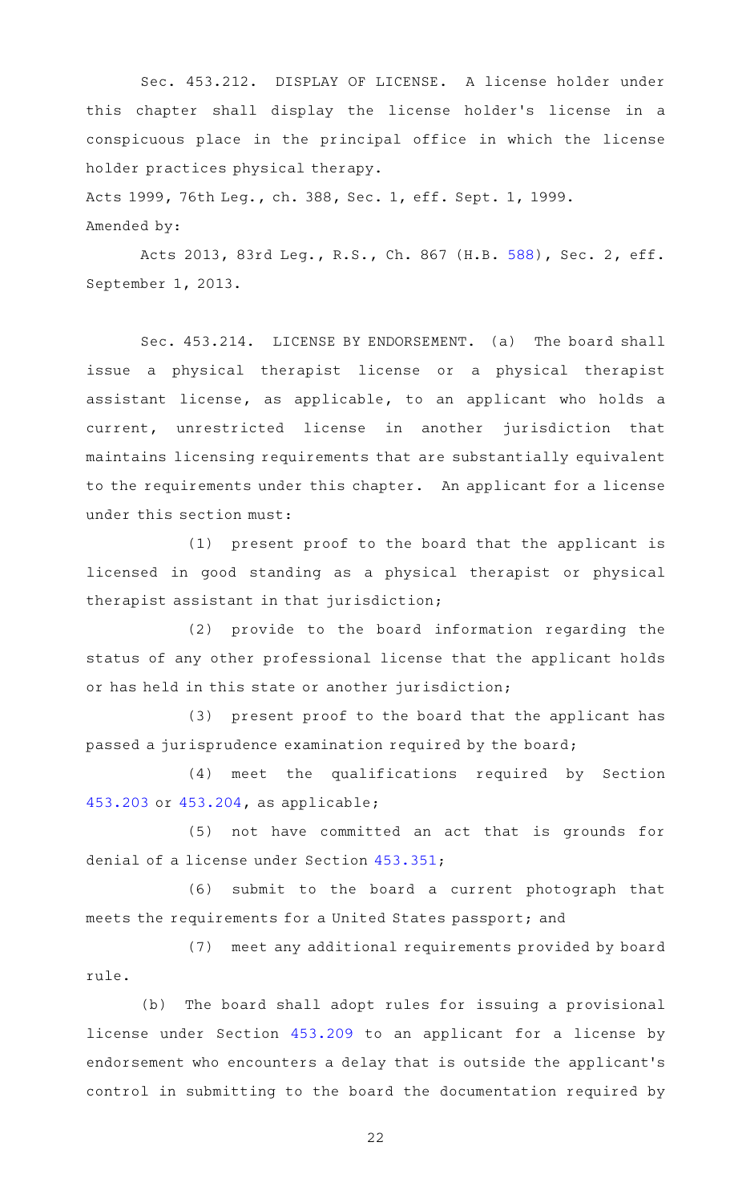Sec. 453.212. DISPLAY OF LICENSE. A license holder under this chapter shall display the license holder's license in a conspicuous place in the principal office in which the license holder practices physical therapy.

Acts 1999, 76th Leg., ch. 388, Sec. 1, eff. Sept. 1, 1999.

Amended by:

Acts 2013, 83rd Leg., R.S., Ch. 867 (H.B. 588), Sec. 2, eff. September 1, 2013.

Sec. 453.214. LICENSE BY ENDORSEMENT. (a) The board shall issue a physical therapist license or a physical therapist assistant license, as applicable, to an applicant who holds a current, unrestricted license in another jurisdiction that maintains licensing requirements that are substantially equivalent to the requirements under this chapter. An applicant for a license under this section must:

(1) present proof to the board that the applicant is licensed in good standing as a physical therapist or physical therapist assistant in that jurisdiction;

(2) provide to the board information regarding the status of any other professional license that the applicant holds or has held in this state or another jurisdiction;

(3) present proof to the board that the applicant has passed a jurisprudence examination required by the board;

(4) meet the qualifications required by Section 453.203 or 453.204, as applicable;

(5) not have committed an act that is grounds for denial of a license under Section 453.351;

(6) submit to the board a current photograph that meets the requirements for a United States passport; and

(7) meet any additional requirements provided by board rule.

(b) The board shall adopt rules for issuing a provisional license under Section 453.209 to an applicant for a license by endorsement who encounters a delay that is outside the applicant's control in submitting to the board the documentation required by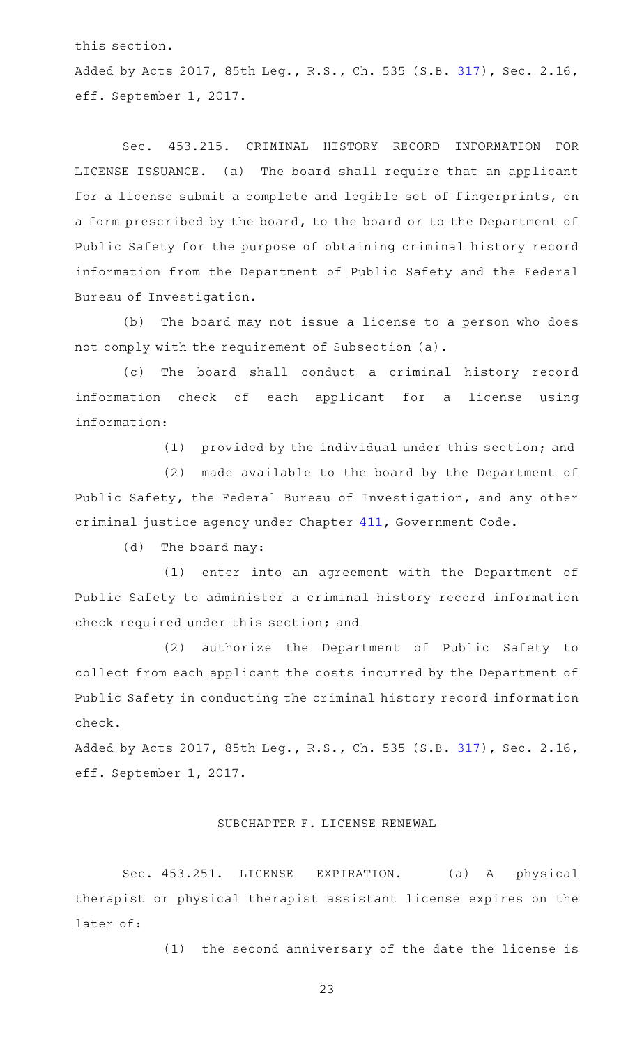this section.

Added by Acts 2017, 85th Leg., R.S., Ch. 535 (S.B. 317), Sec. 2.16, eff. September 1, 2017.

Sec. 453.215. CRIMINAL HISTORY RECORD INFORMATION FOR LICENSE ISSUANCE. (a) The board shall require that an applicant for a license submit a complete and legible set of fingerprints, on a form prescribed by the board, to the board or to the Department of Public Safety for the purpose of obtaining criminal history record information from the Department of Public Safety and the Federal Bureau of Investigation.

(b) The board may not issue a license to a person who does not comply with the requirement of Subsection (a).

(c) The board shall conduct a criminal history record information check of each applicant for a license using information:

(1) provided by the individual under this section; and

(2) made available to the board by the Department of Public Safety, the Federal Bureau of Investigation, and any other criminal justice agency under Chapter 411, Government Code.

(d) The board may:

(1) enter into an agreement with the Department of Public Safety to administer a criminal history record information check required under this section; and

(2) authorize the Department of Public Safety to collect from each applicant the costs incurred by the Department of Public Safety in conducting the criminal history record information check.

Added by Acts 2017, 85th Leg., R.S., Ch. 535 (S.B. 317), Sec. 2.16, eff. September 1, 2017.

SUBCHAPTER F. LICENSE RENEWAL

Sec. 453.251. LICENSE EXPIRATION. (a) A physical therapist or physical therapist assistant license expires on the later of:

(1) the second anniversary of the date the license is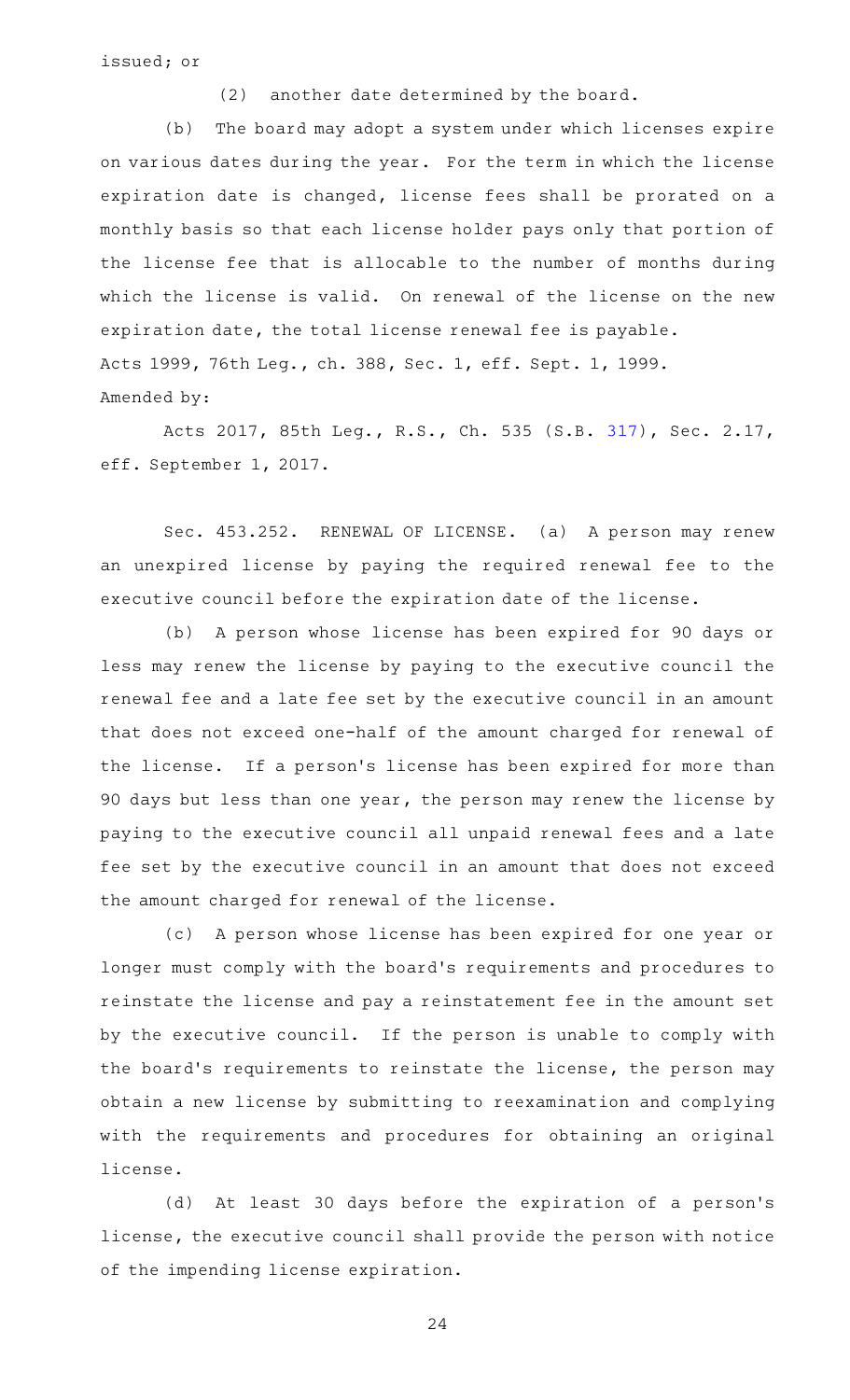issued; or

(2) another date determined by the board.

(b) The board may adopt a system under which licenses expire on various dates during the year. For the term in which the license expiration date is changed, license fees shall be prorated on a monthly basis so that each license holder pays only that portion of the license fee that is allocable to the number of months during which the license is valid. On renewal of the license on the new expiration date, the total license renewal fee is payable.

Acts 1999, 76th Leg., ch. 388, Sec. 1, eff. Sept. 1, 1999.

Amended by:

Acts 2017, 85th Leg., R.S., Ch. 535 (S.B. 317), Sec. 2.17, eff. September 1, 2017.

Sec. 453.252. RENEWAL OF LICENSE. (a) A person may renew an unexpired license by paying the required renewal fee to the executive council before the expiration date of the license.

(b) A person whose license has been expired for 90 days or less may renew the license by paying to the executive council the renewal fee and a late fee set by the executive council in an amount that does not exceed one-half of the amount charged for renewal of the license. If a person's license has been expired for more than 90 days but less than one year, the person may renew the license by paying to the executive council all unpaid renewal fees and a late fee set by the executive council in an amount that does not exceed the amount charged for renewal of the license.

(c) A person whose license has been expired for one year or longer must comply with the board's requirements and procedures to reinstate the license and pay a reinstatement fee in the amount set by the executive council. If the person is unable to comply with the board's requirements to reinstate the license, the person may obtain a new license by submitting to reexamination and complying with the requirements and procedures for obtaining an original license.

(d) At least 30 days before the expiration of a person's license, the executive council shall provide the person with notice of the impending license expiration.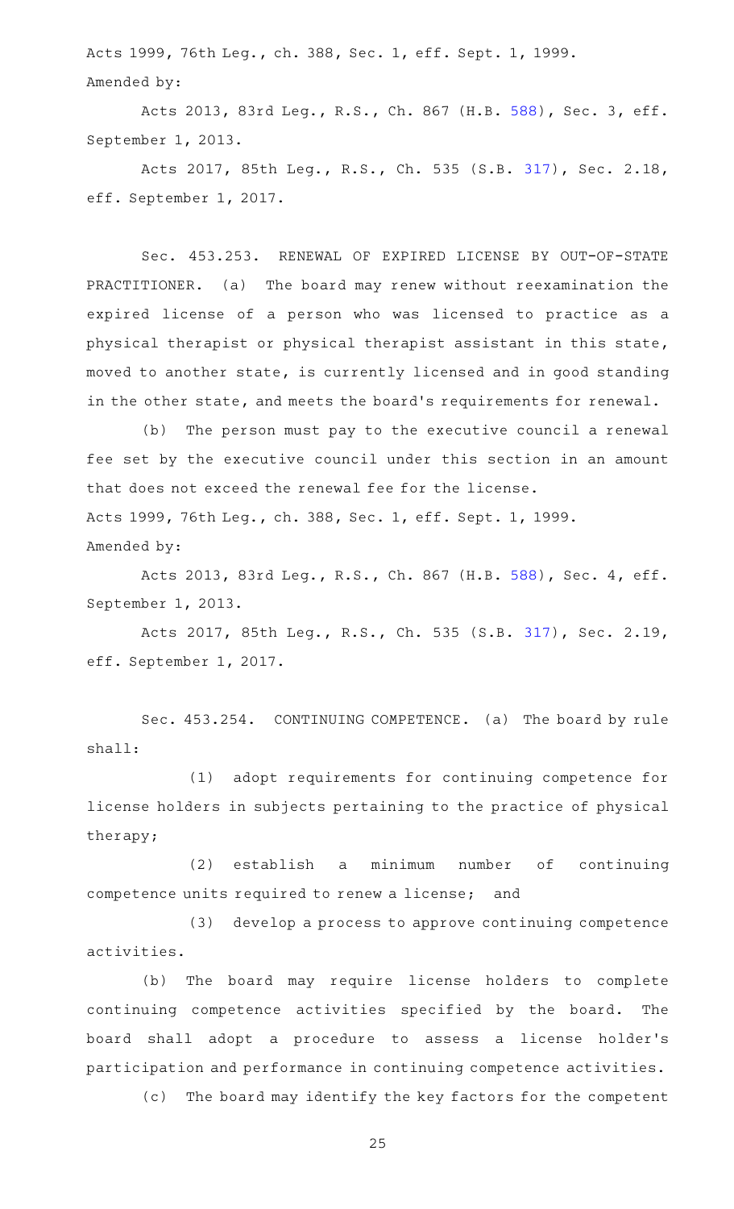Acts 1999, 76th Leg., ch. 388, Sec. 1, eff. Sept. 1, 1999.
Amended by:

Acts 2013, 83rd Leg., R.S., Ch. 867 (H.B. 588), Sec. 3, eff. September 1, 2013.

Acts 2017, 85th Leg., R.S., Ch. 535 (S.B. 317), Sec. 2.18, eff. September 1, 2017.

Sec. 453.253. RENEWAL OF EXPIRED LICENSE BY OUT-OF-STATE PRACTITIONER. (a) The board may renew without reexamination the expired license of a person who was licensed to practice as a physical therapist or physical therapist assistant in this state, moved to another state, is currently licensed and in good standing in the other state, and meets the board's requirements for renewal.

(b) The person must pay to the executive council a renewal fee set by the executive council under this section in an amount that does not exceed the renewal fee for the license.

Acts 1999, 76th Leg., ch. 388, Sec. 1, eff. Sept. 1, 1999.
Amended by:

Acts 2013, 83rd Leg., R.S., Ch. 867 (H.B. 588), Sec. 4, eff. September 1, 2013.

Acts 2017, 85th Leg., R.S., Ch. 535 (S.B. 317), Sec. 2.19, eff. September 1, 2017.

Sec. 453.254. CONTINUING COMPETENCE. (a) The board by rule shall:

(1) adopt requirements for continuing competence for license holders in subjects pertaining to the practice of physical therapy;

(2) establish a minimum number of continuing competence units required to renew a license; and

(3) develop a process to approve continuing competence activities.

(b) The board may require license holders to complete continuing competence activities specified by the board. The board shall adopt a procedure to assess a license holder's participation and performance in continuing competence activities.

(c) The board may identify the key factors for the competent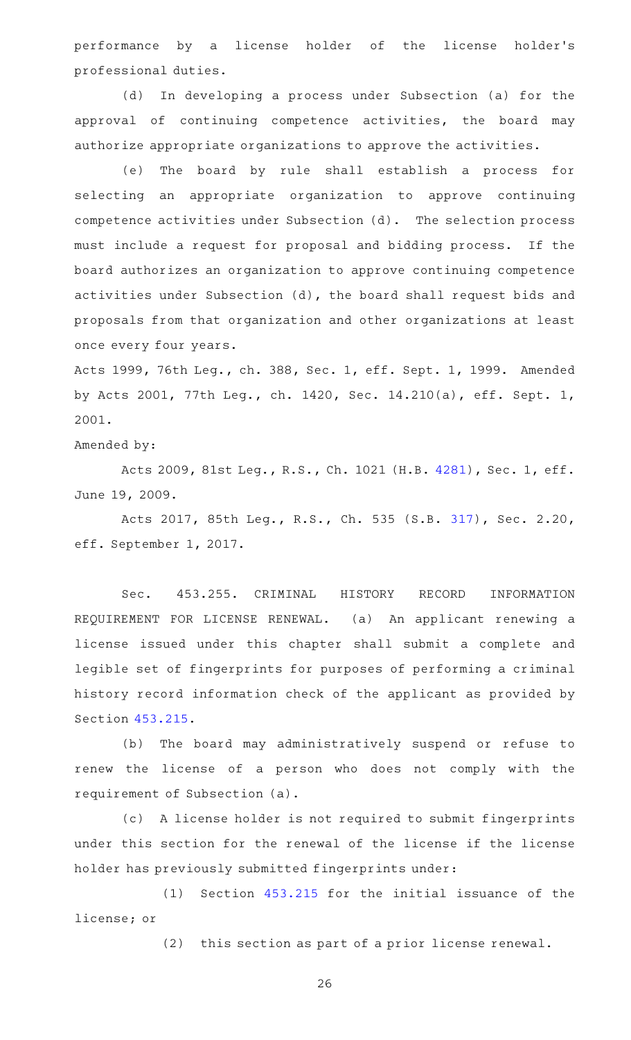performance by a license holder of the license holder's professional duties.

(d) In developing a process under Subsection (a) for the approval of continuing competence activities, the board may authorize appropriate organizations to approve the activities.

(e) The board by rule shall establish a process for selecting an appropriate organization to approve continuing competence activities under Subsection (d). The selection process must include a request for proposal and bidding process. If the board authorizes an organization to approve continuing competence activities under Subsection (d), the board shall request bids and proposals from that organization and other organizations at least once every four years.

Acts 1999, 76th Leg., ch. 388, Sec. 1, eff. Sept. 1, 1999. Amended by Acts 2001, 77th Leg., ch. 1420, Sec. 14.210(a), eff. Sept. 1, 2001.

Amended by:

Acts 2009, 81st Leg., R.S., Ch. 1021 (H.B. 4281), Sec. 1, eff. June 19, 2009.

Acts 2017, 85th Leg., R.S., Ch. 535 (S.B. 317), Sec. 2.20, eff. September 1, 2017.

Sec. 453.255. CRIMINAL HISTORY RECORD INFORMATION REQUIREMENT FOR LICENSE RENEWAL. (a) An applicant renewing a license issued under this chapter shall submit a complete and legible set of fingerprints for purposes of performing a criminal history record information check of the applicant as provided by Section 453.215.

(b) The board may administratively suspend or refuse to renew the license of a person who does not comply with the requirement of Subsection (a).

(c) A license holder is not required to submit fingerprints under this section for the renewal of the license if the license holder has previously submitted fingerprints under:

(1) Section 453.215 for the initial issuance of the license; or

(2) this section as part of a prior license renewal.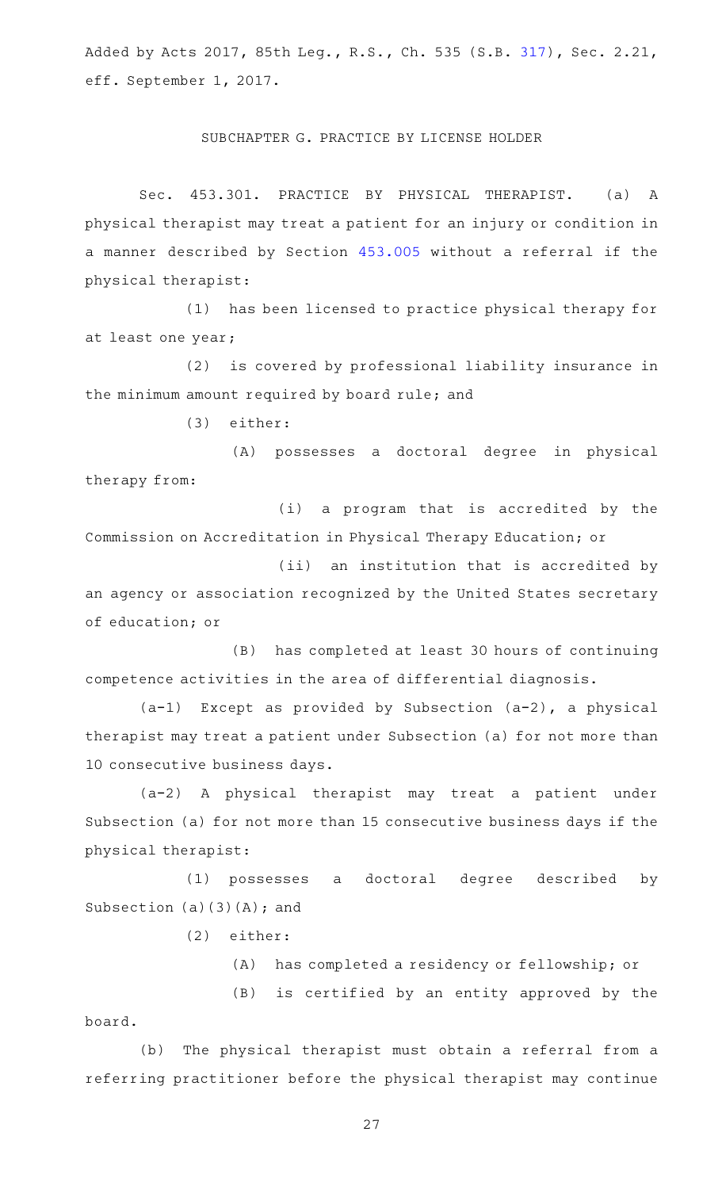Added by Acts 2017, 85th Leg., R.S., Ch. 535 (S.B. 317), Sec. 2.21, eff. September 1, 2017.

SUBCHAPTER G. PRACTICE BY LICENSE HOLDER

Sec. 453.301. PRACTICE BY PHYSICAL THERAPIST. (a) A physical therapist may treat a patient for an injury or condition in a manner described by Section 453.005 without a referral if the physical therapist:

(1) has been licensed to practice physical therapy for at least one year;

(2) is covered by professional liability insurance in the minimum amount required by board rule; and

(3) either:

(A) possesses a doctoral degree in physical therapy from:

(i) a program that is accredited by the Commission on Accreditation in Physical Therapy Education; or

(ii) an institution that is accredited by an agency or association recognized by the United States secretary of education; or

(B) has completed at least 30 hours of continuing competence activities in the area of differential diagnosis.

(a-1) Except as provided by Subsection (a-2), a physical therapist may treat a patient under Subsection (a) for not more than 10 consecutive business days.

(a-2) A physical therapist may treat a patient under Subsection (a) for not more than 15 consecutive business days if the physical therapist:

(1) possesses a doctoral degree described by Subsection (a)(3)(A); and

(2) either:

(A) has completed a residency or fellowship; or

(B) is certified by an entity approved by the board.

(b) The physical therapist must obtain a referral from a referring practitioner before the physical therapist may continue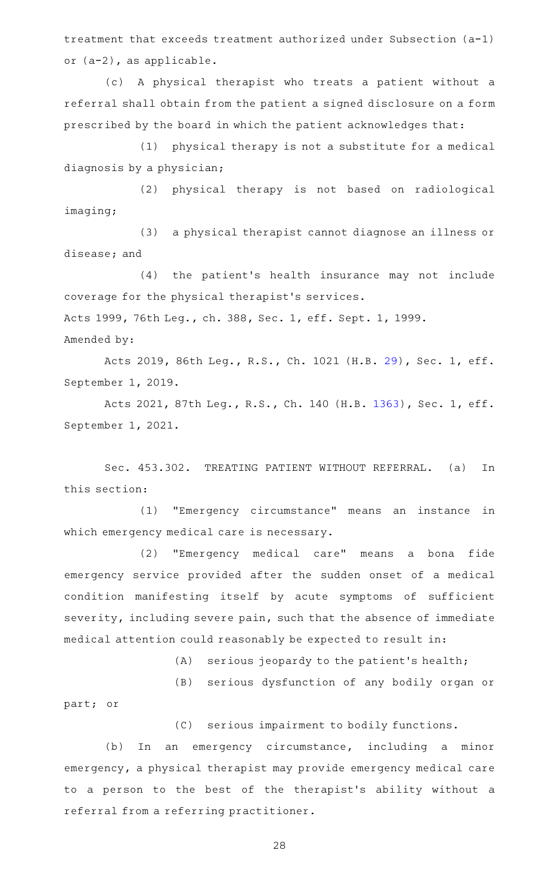treatment that exceeds treatment authorized under Subsection (a-1) or (a-2), as applicable.

(c) A physical therapist who treats a patient without a referral shall obtain from the patient a signed disclosure on a form prescribed by the board in which the patient acknowledges that:

(1) physical therapy is not a substitute for a medical diagnosis by a physician;

(2) physical therapy is not based on radiological imaging;

(3) a physical therapist cannot diagnose an illness or disease; and

(4) the patient's health insurance may not include coverage for the physical therapist's services.

Acts 1999, 76th Leg., ch. 388, Sec. 1, eff. Sept. 1, 1999.

Amended by:

Acts 2019, 86th Leg., R.S., Ch. 1021 (H.B. 29), Sec. 1, eff. September 1, 2019.

Acts 2021, 87th Leg., R.S., Ch. 140 (H.B. 1363), Sec. 1, eff. September 1, 2021.

Sec. 453.302. TREATING PATIENT WITHOUT REFERRAL. (a) In this section:

(1) "Emergency circumstance" means an instance in which emergency medical care is necessary.

(2) "Emergency medical care" means a bona fide emergency service provided after the sudden onset of a medical condition manifesting itself by acute symptoms of sufficient severity, including severe pain, such that the absence of immediate medical attention could reasonably be expected to result in:

(A) serious jeopardy to the patient's health;

(B) serious dysfunction of any bodily organ or part; or

(C) serious impairment to bodily functions.

(b) In an emergency circumstance, including a minor emergency, a physical therapist may provide emergency medical care to a person to the best of the therapist's ability without a referral from a referring practitioner.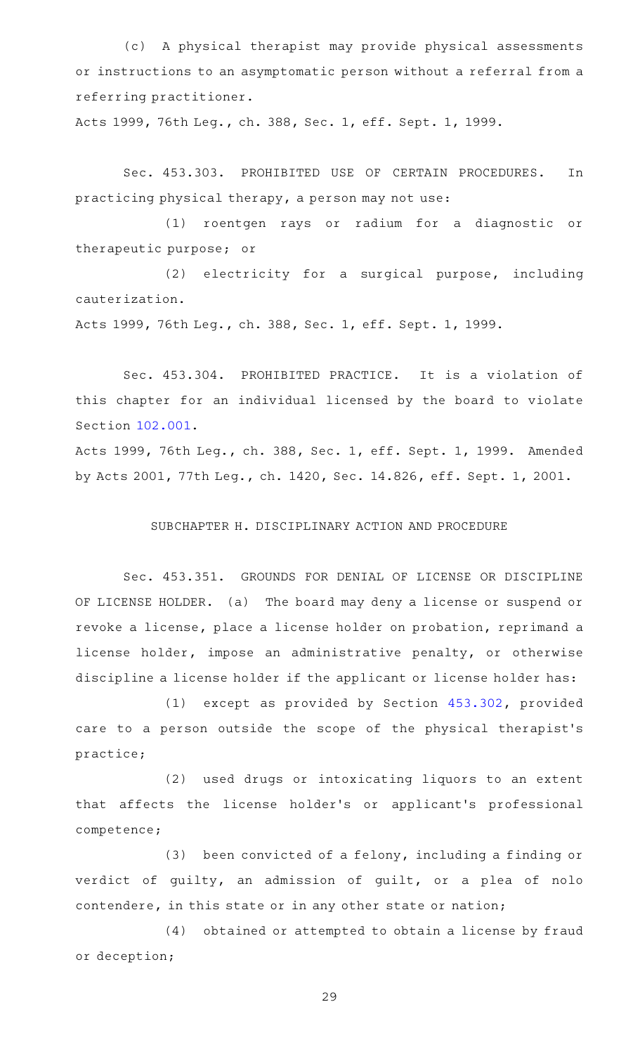(c) A physical therapist may provide physical assessments or instructions to an asymptomatic person without a referral from a referring practitioner.

Acts 1999, 76th Leg., ch. 388, Sec. 1, eff. Sept. 1, 1999.

Sec. 453.303. PROHIBITED USE OF CERTAIN PROCEDURES. In practicing physical therapy, a person may not use:

(1) roentgen rays or radium for a diagnostic or therapeutic purpose; or

(2) electricity for a surgical purpose, including cauterization.

Acts 1999, 76th Leg., ch. 388, Sec. 1, eff. Sept. 1, 1999.

Sec. 453.304. PROHIBITED PRACTICE. It is a violation of this chapter for an individual licensed by the board to violate Section 102.001.

Acts 1999, 76th Leg., ch. 388, Sec. 1, eff. Sept. 1, 1999. Amended by Acts 2001, 77th Leg., ch. 1420, Sec. 14.826, eff. Sept. 1, 2001.

## SUBCHAPTER H. DISCIPLINARY ACTION AND PROCEDURE

Sec. 453.351. GROUNDS FOR DENIAL OF LICENSE OR DISCIPLINE OF LICENSE HOLDER. (a) The board may deny a license or suspend or revoke a license, place a license holder on probation, reprimand a license holder, impose an administrative penalty, or otherwise discipline a license holder if the applicant or license holder has:

(1) except as provided by Section 453.302, provided care to a person outside the scope of the physical therapist's practice;

(2) used drugs or intoxicating liquors to an extent that affects the license holder's or applicant's professional competence;

(3) been convicted of a felony, including a finding or verdict of guilty, an admission of guilt, or a plea of nolo contendere, in this state or in any other state or nation;

(4) obtained or attempted to obtain a license by fraud or deception;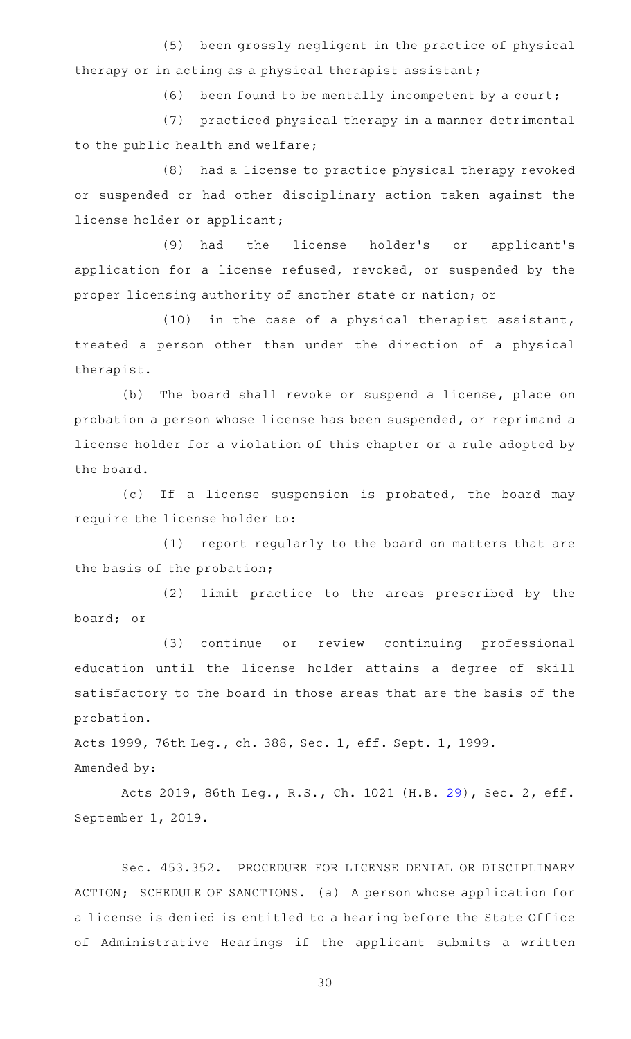(5) been grossly negligent in the practice of physical therapy or in acting as a physical therapist assistant;

(6) been found to be mentally incompetent by a court;

(7) practiced physical therapy in a manner detrimental to the public health and welfare;

(8) had a license to practice physical therapy revoked or suspended or had other disciplinary action taken against the license holder or applicant;

(9) had the license holder's or applicant's application for a license refused, revoked, or suspended by the proper licensing authority of another state or nation; or

(10) in the case of a physical therapist assistant, treated a person other than under the direction of a physical therapist.

(b) The board shall revoke or suspend a license, place on probation a person whose license has been suspended, or reprimand a license holder for a violation of this chapter or a rule adopted by the board.

(c) If a license suspension is probated, the board may require the license holder to:

(1) report regularly to the board on matters that are the basis of the probation;

(2) limit practice to the areas prescribed by the board; or

(3) continue or review continuing professional education until the license holder attains a degree of skill satisfactory to the board in those areas that are the basis of the probation.

Acts 1999, 76th Leg., ch. 388, Sec. 1, eff. Sept. 1, 1999.

Amended by:

Acts 2019, 86th Leg., R.S., Ch. 1021 (H.B. 29), Sec. 2, eff. September 1, 2019.

Sec. 453.352. PROCEDURE FOR LICENSE DENIAL OR DISCIPLINARY ACTION; SCHEDULE OF SANCTIONS. (a) A person whose application for a license is denied is entitled to a hearing before the State Office of Administrative Hearings if the applicant submits a written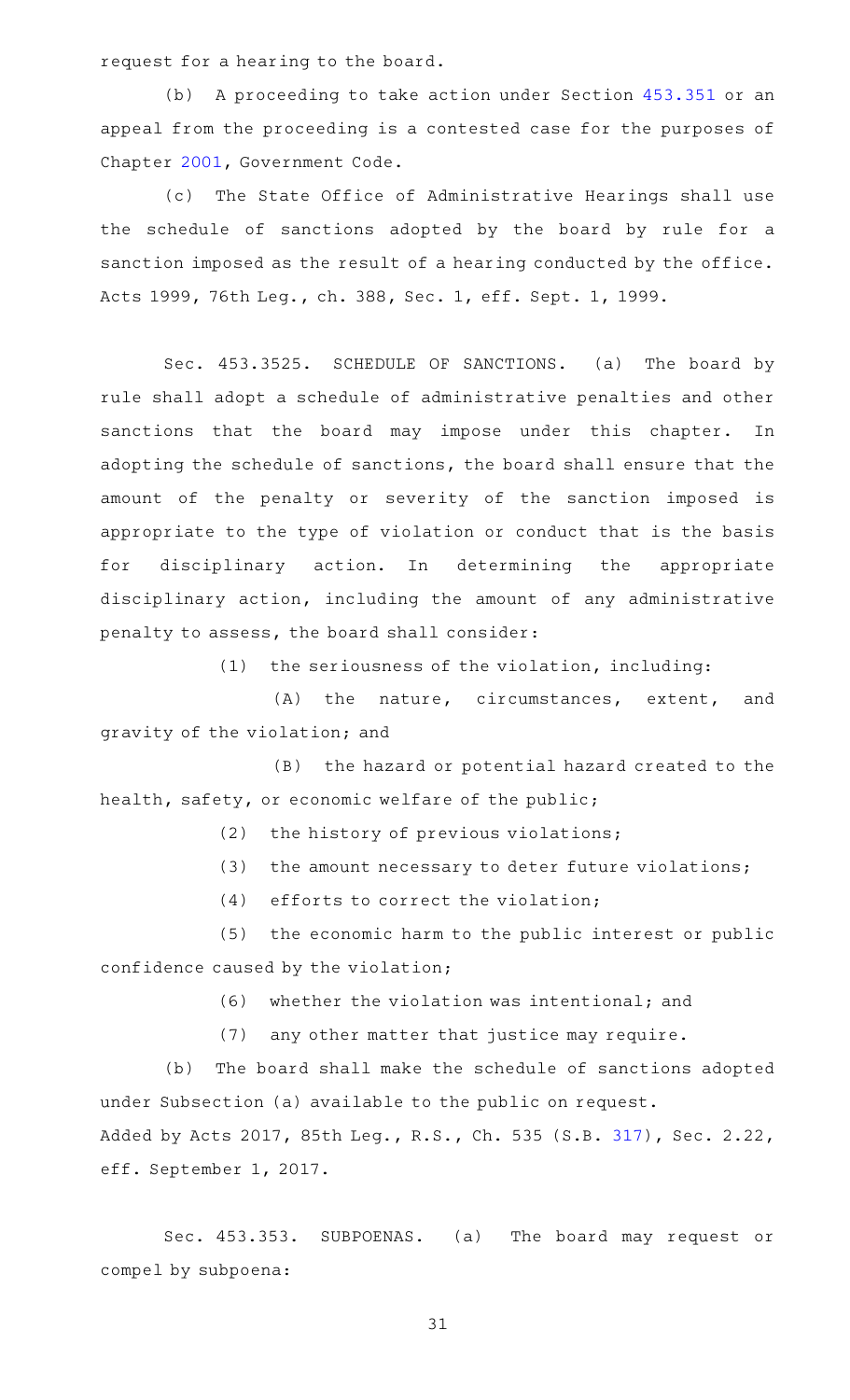request for a hearing to the board.

(b) A proceeding to take action under Section 453.351 or an appeal from the proceeding is a contested case for the purposes of Chapter 2001, Government Code.

(c) The State Office of Administrative Hearings shall use the schedule of sanctions adopted by the board by rule for a sanction imposed as the result of a hearing conducted by the office.
Acts 1999, 76th Leg., ch. 388, Sec. 1, eff. Sept. 1, 1999.

Sec. 453.3525. SCHEDULE OF SANCTIONS. (a) The board by rule shall adopt a schedule of administrative penalties and other sanctions that the board may impose under this chapter. In adopting the schedule of sanctions, the board shall ensure that the amount of the penalty or severity of the sanction imposed is appropriate to the type of violation or conduct that is the basis for disciplinary action. In determining the appropriate disciplinary action, including the amount of any administrative penalty to assess, the board shall consider:

(1) the seriousness of the violation, including:

(A) the nature, circumstances, extent, and gravity of the violation; and

(B) the hazard or potential hazard created to the health, safety, or economic welfare of the public;

(2) the history of previous violations;

(3) the amount necessary to deter future violations;

(4) efforts to correct the violation;

(5) the economic harm to the public interest or public confidence caused by the violation;

(6) whether the violation was intentional; and

(7) any other matter that justice may require.

(b) The board shall make the schedule of sanctions adopted under Subsection (a) available to the public on request.
Added by Acts 2017, 85th Leg., R.S., Ch. 535 (S.B. 317), Sec. 2.22, eff. September 1, 2017.

Sec. 453.353. SUBPOENAS. (a) The board may request or compel by subpoena: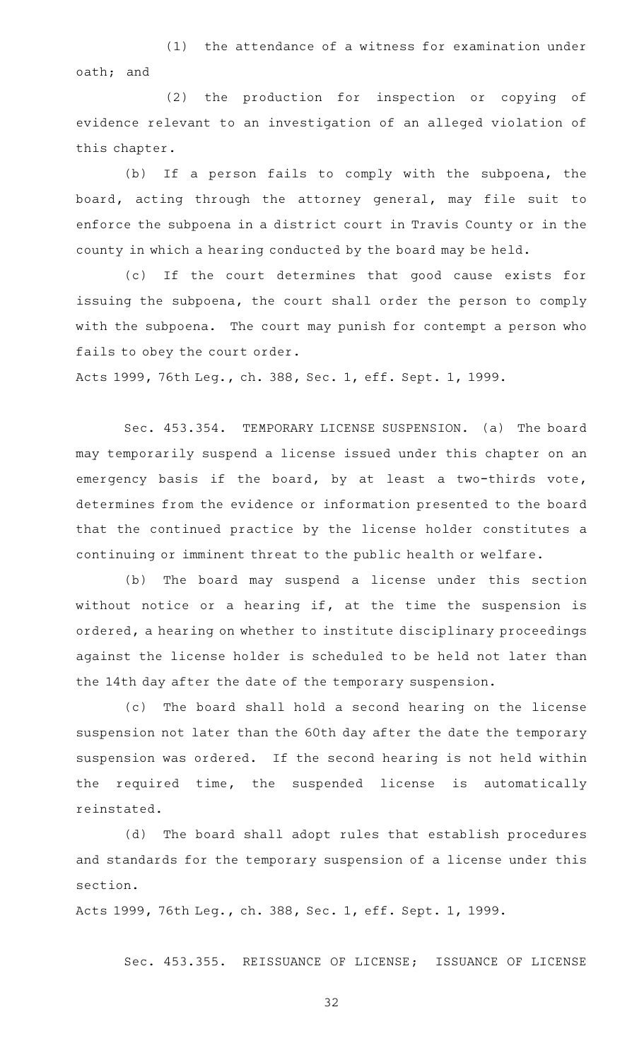(1) the attendance of a witness for examination under oath; and

(2) the production for inspection or copying of evidence relevant to an investigation of an alleged violation of this chapter.

(b) If a person fails to comply with the subpoena, the board, acting through the attorney general, may file suit to enforce the subpoena in a district court in Travis County or in the county in which a hearing conducted by the board may be held.

(c) If the court determines that good cause exists for issuing the subpoena, the court shall order the person to comply with the subpoena. The court may punish for contempt a person who fails to obey the court order.

Acts 1999, 76th Leg., ch. 388, Sec. 1, eff. Sept. 1, 1999.

Sec. 453.354. TEMPORARY LICENSE SUSPENSION. (a) The board may temporarily suspend a license issued under this chapter on an emergency basis if the board, by at least a two-thirds vote, determines from the evidence or information presented to the board that the continued practice by the license holder constitutes a continuing or imminent threat to the public health or welfare.

(b) The board may suspend a license under this section without notice or a hearing if, at the time the suspension is ordered, a hearing on whether to institute disciplinary proceedings against the license holder is scheduled to be held not later than the 14th day after the date of the temporary suspension.

(c) The board shall hold a second hearing on the license suspension not later than the 60th day after the date the temporary suspension was ordered. If the second hearing is not held within the required time, the suspended license is automatically reinstated.

(d) The board shall adopt rules that establish procedures and standards for the temporary suspension of a license under this section.

Acts 1999, 76th Leg., ch. 388, Sec. 1, eff. Sept. 1, 1999.

Sec. 453.355. REISSUANCE OF LICENSE; ISSUANCE OF LICENSE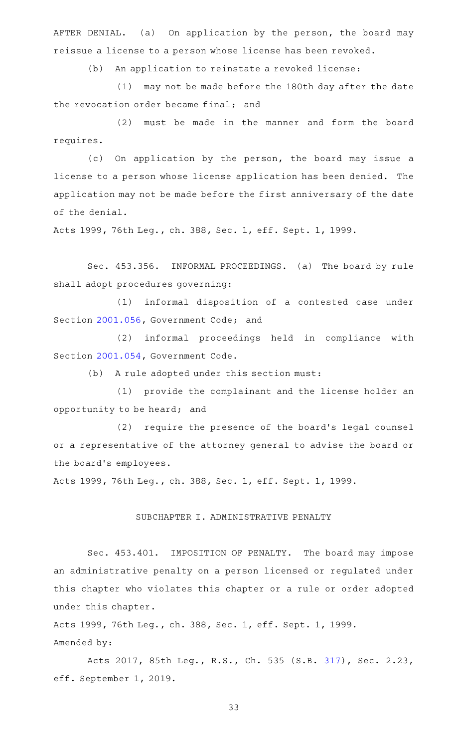AFTER DENIAL. (a) On application by the person, the board may reissue a license to a person whose license has been revoked.

(b) An application to reinstate a revoked license:

(1) may not be made before the 180th day after the date the revocation order became final; and

(2) must be made in the manner and form the board requires.

(c) On application by the person, the board may issue a license to a person whose license application has been denied. The application may not be made before the first anniversary of the date of the denial.

Acts 1999, 76th Leg., ch. 388, Sec. 1, eff. Sept. 1, 1999.

Sec. 453.356. INFORMAL PROCEEDINGS. (a) The board by rule shall adopt procedures governing:

(1) informal disposition of a contested case under Section 2001.056, Government Code; and

(2) informal proceedings held in compliance with Section 2001.054, Government Code.

(b) A rule adopted under this section must:

(1) provide the complainant and the license holder an opportunity to be heard; and

(2) require the presence of the board's legal counsel or a representative of the attorney general to advise the board or the board's employees.

Acts 1999, 76th Leg., ch. 388, Sec. 1, eff. Sept. 1, 1999.

SUBCHAPTER I. ADMINISTRATIVE PENALTY

Sec. 453.401. IMPOSITION OF PENALTY. The board may impose an administrative penalty on a person licensed or regulated under this chapter who violates this chapter or a rule or order adopted under this chapter.

Acts 1999, 76th Leg., ch. 388, Sec. 1, eff. Sept. 1, 1999.
Amended by:

Acts 2017, 85th Leg., R.S., Ch. 535 (S.B. 317), Sec. 2.23, eff. September 1, 2019.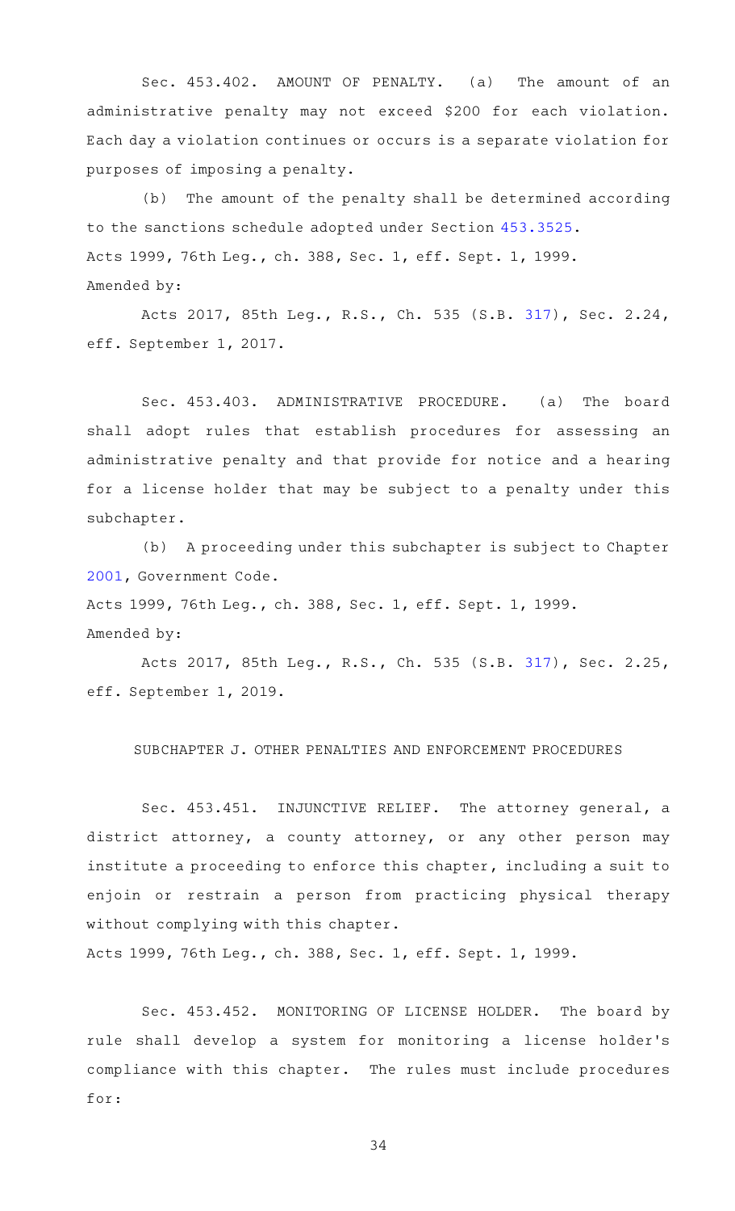Sec. 453.402. AMOUNT OF PENALTY. (a) The amount of an administrative penalty may not exceed $200 for each violation. Each day a violation continues or occurs is a separate violation for purposes of imposing a penalty.

(b) The amount of the penalty shall be determined according to the sanctions schedule adopted under Section 453.3525.

Acts 1999, 76th Leg., ch. 388, Sec. 1, eff. Sept. 1, 1999.

Amended by:

Acts 2017, 85th Leg., R.S., Ch. 535 (S.B. 317), Sec. 2.24, eff. September 1, 2017.

Sec. 453.403. ADMINISTRATIVE PROCEDURE. (a) The board shall adopt rules that establish procedures for assessing an administrative penalty and that provide for notice and a hearing for a license holder that may be subject to a penalty under this subchapter.

(b) A proceeding under this subchapter is subject to Chapter 2001, Government Code.

Acts 1999, 76th Leg., ch. 388, Sec. 1, eff. Sept. 1, 1999.

Amended by:

Acts 2017, 85th Leg., R.S., Ch. 535 (S.B. 317), Sec. 2.25, eff. September 1, 2019.

SUBCHAPTER J. OTHER PENALTIES AND ENFORCEMENT PROCEDURES

Sec. 453.451. INJUNCTIVE RELIEF. The attorney general, a district attorney, a county attorney, or any other person may institute a proceeding to enforce this chapter, including a suit to enjoin or restrain a person from practicing physical therapy without complying with this chapter.

Acts 1999, 76th Leg., ch. 388, Sec. 1, eff. Sept. 1, 1999.

Sec. 453.452. MONITORING OF LICENSE HOLDER. The board by rule shall develop a system for monitoring a license holder's compliance with this chapter. The rules must include procedures for: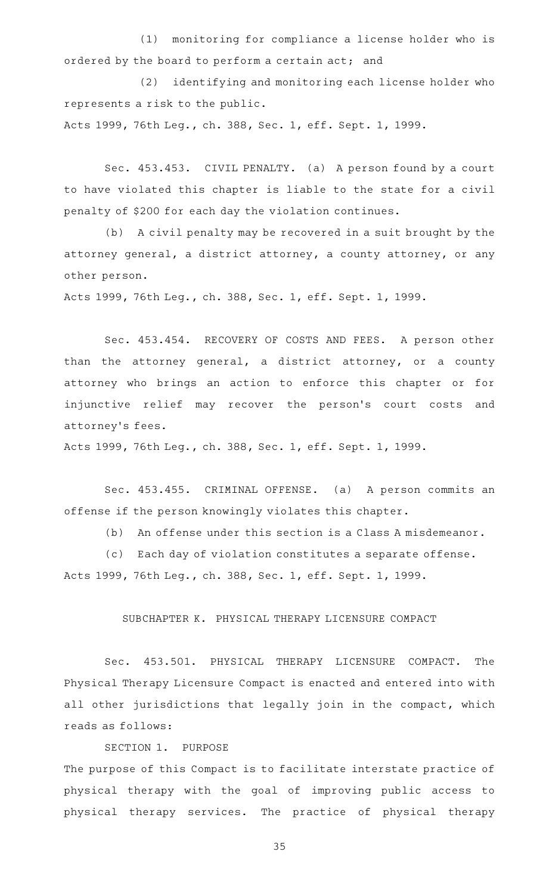(1) monitoring for compliance a license holder who is ordered by the board to perform a certain act; and

(2) identifying and monitoring each license holder who represents a risk to the public.

Acts 1999, 76th Leg., ch. 388, Sec. 1, eff. Sept. 1, 1999.

Sec. 453.453. CIVIL PENALTY. (a) A person found by a court to have violated this chapter is liable to the state for a civil penalty of $200 for each day the violation continues.

(b) A civil penalty may be recovered in a suit brought by the attorney general, a district attorney, a county attorney, or any other person.

Acts 1999, 76th Leg., ch. 388, Sec. 1, eff. Sept. 1, 1999.

Sec. 453.454. RECOVERY OF COSTS AND FEES. A person other than the attorney general, a district attorney, or a county attorney who brings an action to enforce this chapter or for injunctive relief may recover the person's court costs and attorney's fees.

Acts 1999, 76th Leg., ch. 388, Sec. 1, eff. Sept. 1, 1999.

Sec. 453.455. CRIMINAL OFFENSE. (a) A person commits an offense if the person knowingly violates this chapter.

(b) An offense under this section is a Class A misdemeanor.

(c) Each day of violation constitutes a separate offense.

Acts 1999, 76th Leg., ch. 388, Sec. 1, eff. Sept. 1, 1999.

SUBCHAPTER K. PHYSICAL THERAPY LICENSURE COMPACT

Sec. 453.501. PHYSICAL THERAPY LICENSURE COMPACT. The Physical Therapy Licensure Compact is enacted and entered into with all other jurisdictions that legally join in the compact, which reads as follows:

SECTION 1. PURPOSE

The purpose of this Compact is to facilitate interstate practice of physical therapy with the goal of improving public access to physical therapy services. The practice of physical therapy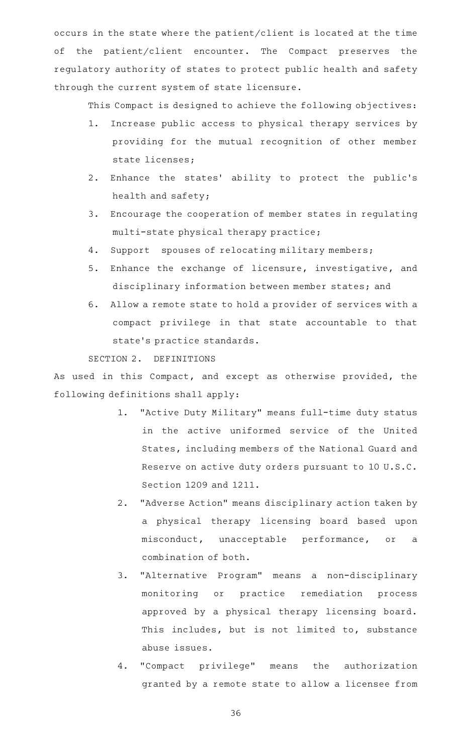occurs in the state where the patient/client is located at the time of the patient/client encounter. The Compact preserves the regulatory authority of states to protect public health and safety through the current system of state licensure.

This Compact is designed to achieve the following objectives:

1. Increase public access to physical therapy services by providing for the mutual recognition of other member state licenses;
2. Enhance the states' ability to protect the public's health and safety;
3. Encourage the cooperation of member states in regulating multi-state physical therapy practice;
4. Support spouses of relocating military members;
5. Enhance the exchange of licensure, investigative, and disciplinary information between member states; and
6. Allow a remote state to hold a provider of services with a compact privilege in that state accountable to that state's practice standards.

SECTION 2. DEFINITIONS

As used in this Compact, and except as otherwise provided, the following definitions shall apply:

1. "Active Duty Military" means full-time duty status in the active uniformed service of the United States, including members of the National Guard and Reserve on active duty orders pursuant to 10 U.S.C. Section 1209 and 1211.
2. "Adverse Action" means disciplinary action taken by a physical therapy licensing board based upon misconduct, unacceptable performance, or a combination of both.
3. "Alternative Program" means a non-disciplinary monitoring or practice remediation process approved by a physical therapy licensing board. This includes, but is not limited to, substance abuse issues.
4. "Compact privilege" means the authorization granted by a remote state to allow a licensee from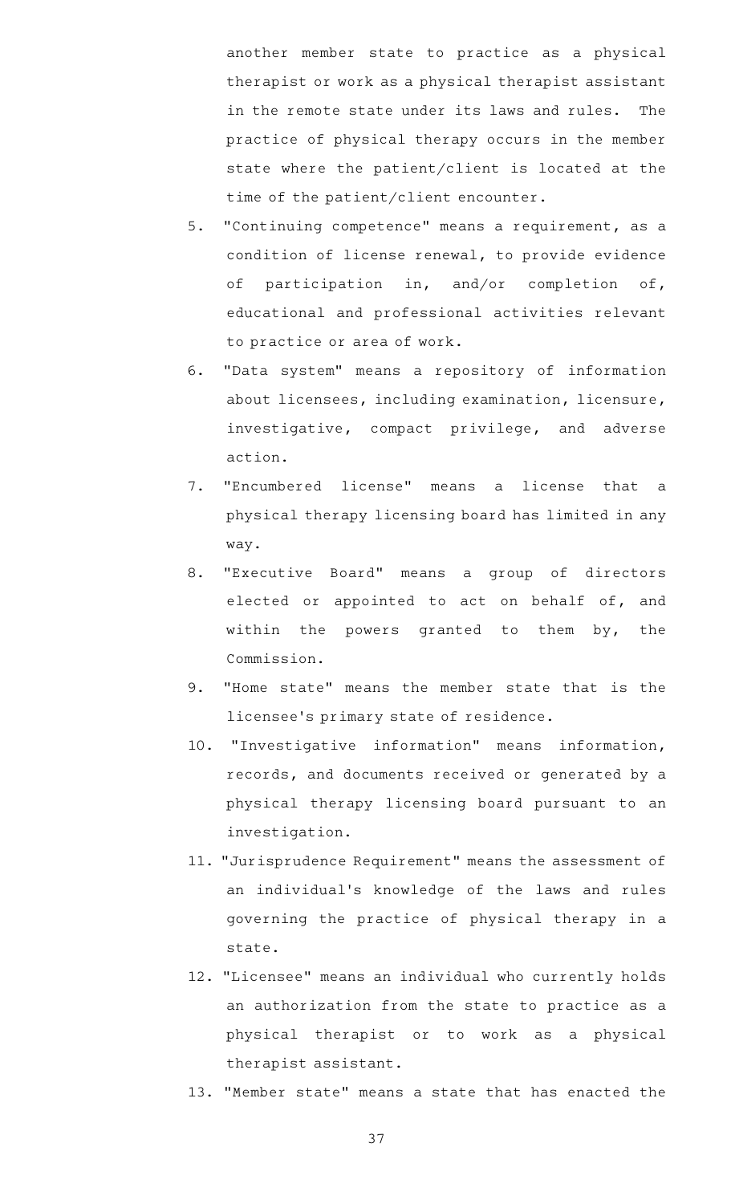another member state to practice as a physical therapist or work as a physical therapist assistant in the remote state under its laws and rules. The practice of physical therapy occurs in the member state where the patient/client is located at the time of the patient/client encounter.

5. "Continuing competence" means a requirement, as a condition of license renewal, to provide evidence of participation in, and/or completion of, educational and professional activities relevant to practice or area of work.
6. "Data system" means a repository of information about licensees, including examination, licensure, investigative, compact privilege, and adverse action.
7. "Encumbered license" means a license that a physical therapy licensing board has limited in any way.
8. "Executive Board" means a group of directors elected or appointed to act on behalf of, and within the powers granted to them by, the Commission.
9. "Home state" means the member state that is the licensee's primary state of residence.
10. "Investigative information" means information, records, and documents received or generated by a physical therapy licensing board pursuant to an investigation.
11. "Jurisprudence Requirement" means the assessment of an individual's knowledge of the laws and rules governing the practice of physical therapy in a state.
12. "Licensee" means an individual who currently holds an authorization from the state to practice as a physical therapist or to work as a physical therapist assistant.
13. "Member state" means a state that has enacted the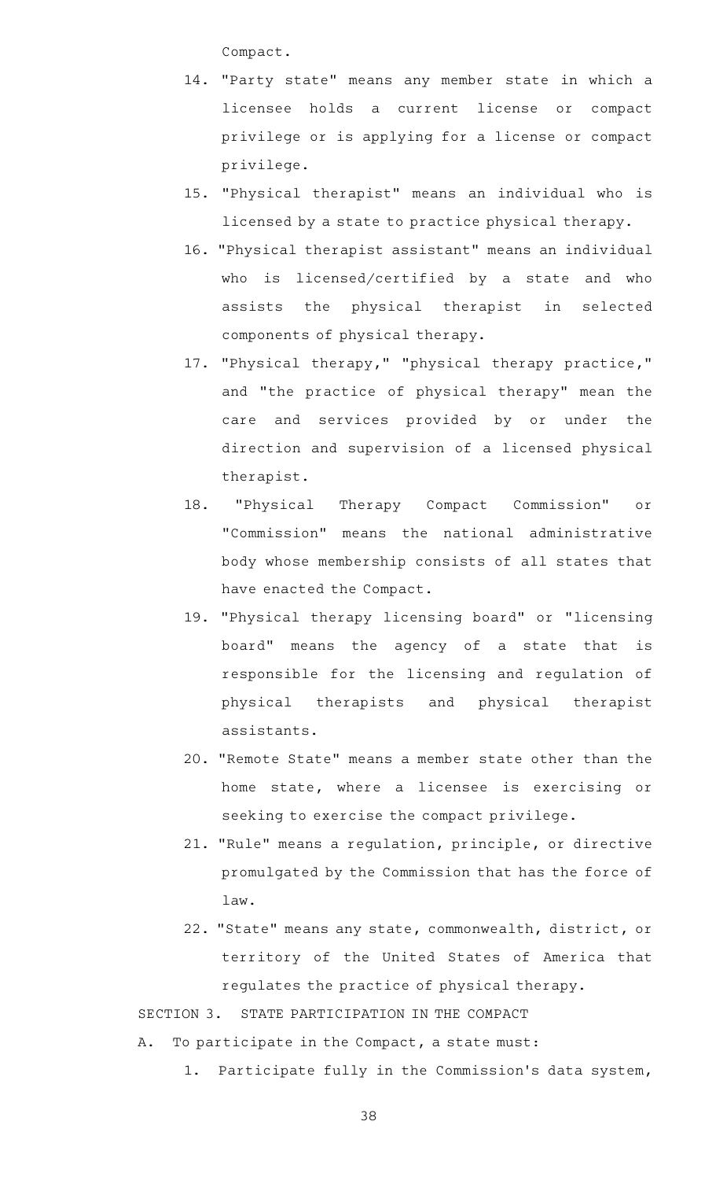Compact.

14. "Party state" means any member state in which a licensee holds a current license or compact privilege or is applying for a license or compact privilege.
15. "Physical therapist" means an individual who is licensed by a state to practice physical therapy.
16. "Physical therapist assistant" means an individual who is licensed/certified by a state and who assists the physical therapist in selected components of physical therapy.
17. "Physical therapy," "physical therapy practice," and "the practice of physical therapy" mean the care and services provided by or under the direction and supervision of a licensed physical therapist.
18. "Physical Therapy Compact Commission" or "Commission" means the national administrative body whose membership consists of all states that have enacted the Compact.
19. "Physical therapy licensing board" or "licensing board" means the agency of a state that is responsible for the licensing and regulation of physical therapists and physical therapist assistants.
20. "Remote State" means a member state other than the home state, where a licensee is exercising or seeking to exercise the compact privilege.
21. "Rule" means a regulation, principle, or directive promulgated by the Commission that has the force of law.
22. "State" means any state, commonwealth, district, or territory of the United States of America that regulates the practice of physical therapy.

SECTION 3. STATE PARTICIPATION IN THE COMPACT

A. To participate in the Compact, a state must:

1. Participate fully in the Commission's data system,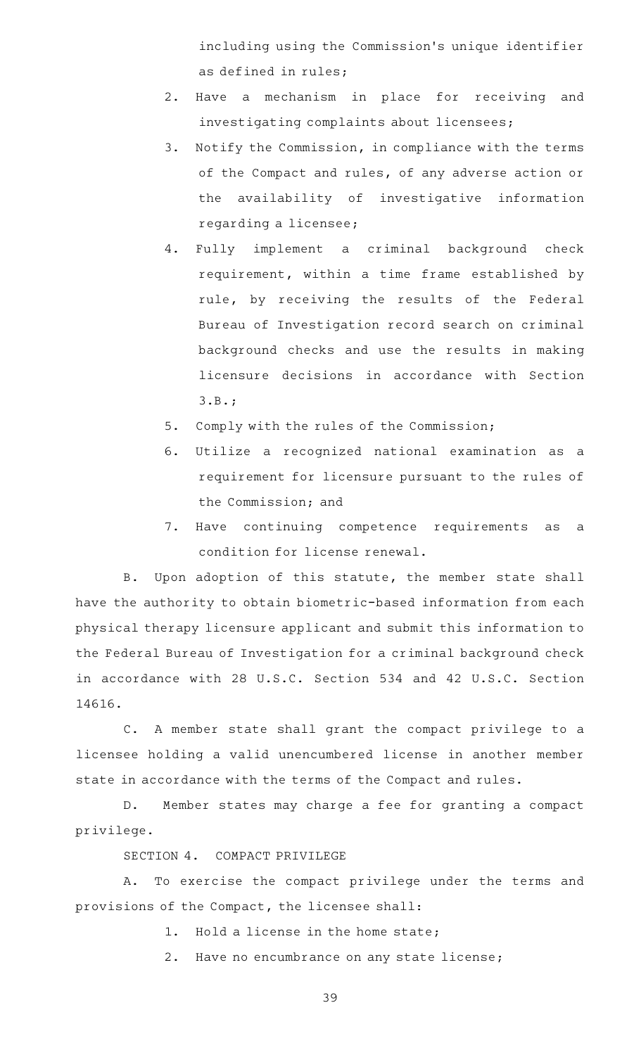including using the Commission's unique identifier as defined in rules;

2. Have a mechanism in place for receiving and investigating complaints about licensees;
3. Notify the Commission, in compliance with the terms of the Compact and rules, of any adverse action or the availability of investigative information regarding a licensee;
4. Fully implement a criminal background check requirement, within a time frame established by rule, by receiving the results of the Federal Bureau of Investigation record search on criminal background checks and use the results in making licensure decisions in accordance with Section 3.B.;
5. Comply with the rules of the Commission;
6. Utilize a recognized national examination as a requirement for licensure pursuant to the rules of the Commission; and
7. Have continuing competence requirements as a condition for license renewal.

B. Upon adoption of this statute, the member state shall have the authority to obtain biometric-based information from each physical therapy licensure applicant and submit this information to the Federal Bureau of Investigation for a criminal background check in accordance with 28 U.S.C. Section 534 and 42 U.S.C. Section 14616.

C. A member state shall grant the compact privilege to a licensee holding a valid unencumbered license in another member state in accordance with the terms of the Compact and rules.

D. Member states may charge a fee for granting a compact privilege.

SECTION 4. COMPACT PRIVILEGE

A. To exercise the compact privilege under the terms and provisions of the Compact, the licensee shall:

1. Hold a license in the home state;
2. Have no encumbrance on any state license;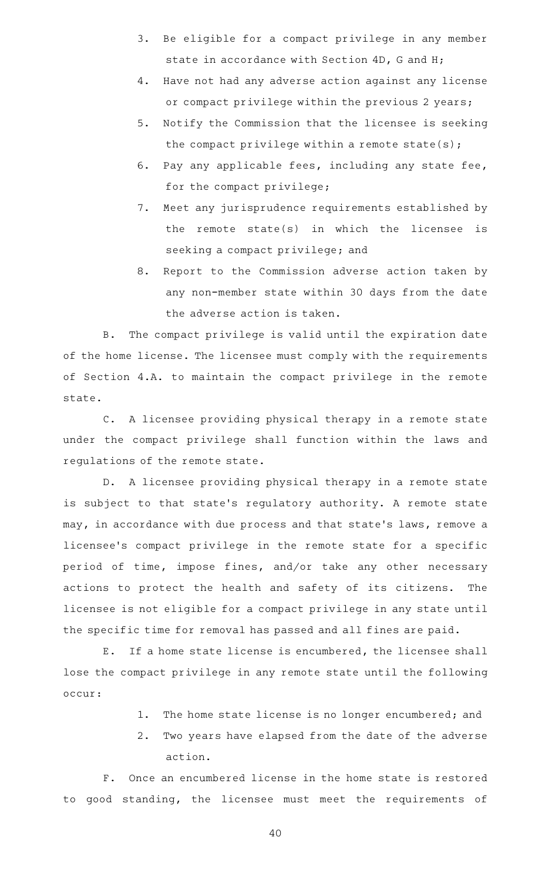3. Be eligible for a compact privilege in any member state in accordance with Section 4D, G and H;
4. Have not had any adverse action against any license or compact privilege within the previous 2 years;
5. Notify the Commission that the licensee is seeking the compact privilege within a remote state(s);
6. Pay any applicable fees, including any state fee, for the compact privilege;
7. Meet any jurisprudence requirements established by the remote state(s) in which the licensee is seeking a compact privilege; and
8. Report to the Commission adverse action taken by any non-member state within 30 days from the date the adverse action is taken.

B. The compact privilege is valid until the expiration date of the home license. The licensee must comply with the requirements of Section 4.A. to maintain the compact privilege in the remote state.

C. A licensee providing physical therapy in a remote state under the compact privilege shall function within the laws and regulations of the remote state.

D. A licensee providing physical therapy in a remote state is subject to that state's regulatory authority. A remote state may, in accordance with due process and that state's laws, remove a licensee's compact privilege in the remote state for a specific period of time, impose fines, and/or take any other necessary actions to protect the health and safety of its citizens. The licensee is not eligible for a compact privilege in any state until the specific time for removal has passed and all fines are paid.

E. If a home state license is encumbered, the licensee shall lose the compact privilege in any remote state until the following occur:

1. The home state license is no longer encumbered; and
2. Two years have elapsed from the date of the adverse action.

F. Once an encumbered license in the home state is restored to good standing, the licensee must meet the requirements of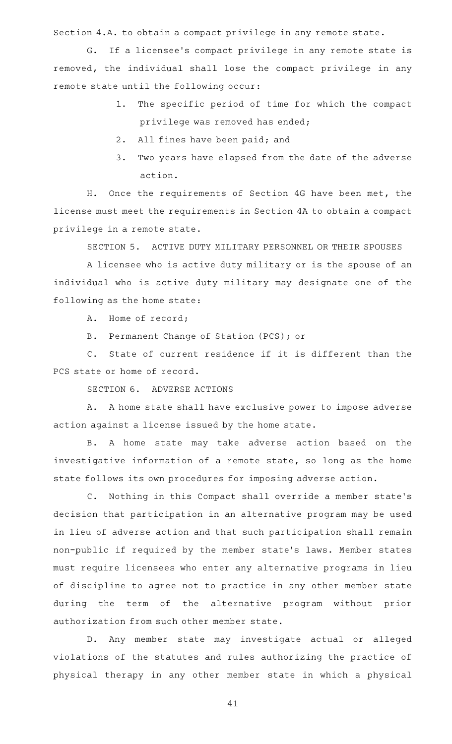Section 4.A. to obtain a compact privilege in any remote state.

G. If a licensee's compact privilege in any remote state is removed, the individual shall lose the compact privilege in any remote state until the following occur:

1. The specific period of time for which the compact privilege was removed has ended;
2. All fines have been paid; and
3. Two years have elapsed from the date of the adverse action.

H. Once the requirements of Section 4G have been met, the license must meet the requirements in Section 4A to obtain a compact privilege in a remote state.

SECTION 5. ACTIVE DUTY MILITARY PERSONNEL OR THEIR SPOUSES

A licensee who is active duty military or is the spouse of an individual who is active duty military may designate one of the following as the home state:

A. Home of record;

B. Permanent Change of Station (PCS); or

C. State of current residence if it is different than the PCS state or home of record.

SECTION 6. ADVERSE ACTIONS

A. A home state shall have exclusive power to impose adverse action against a license issued by the home state.

B. A home state may take adverse action based on the investigative information of a remote state, so long as the home state follows its own procedures for imposing adverse action.

C. Nothing in this Compact shall override a member state's decision that participation in an alternative program may be used in lieu of adverse action and that such participation shall remain non-public if required by the member state's laws. Member states must require licensees who enter any alternative programs in lieu of discipline to agree not to practice in any other member state during the term of the alternative program without prior authorization from such other member state.

D. Any member state may investigate actual or alleged violations of the statutes and rules authorizing the practice of physical therapy in any other member state in which a physical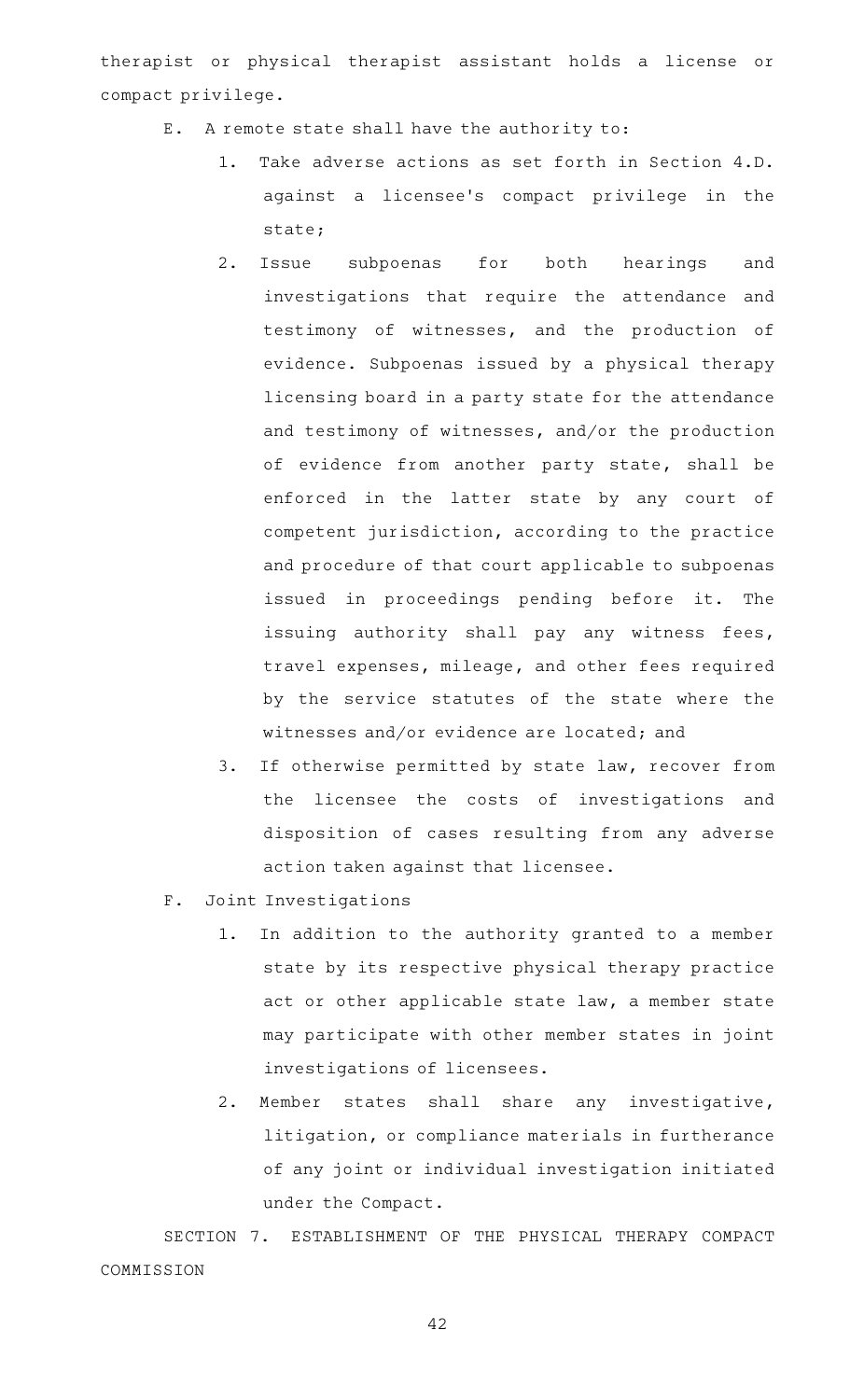therapist or physical therapist assistant holds a license or compact privilege.

E. A remote state shall have the authority to:

1. Take adverse actions as set forth in Section 4.D. against a licensee's compact privilege in the state;
2. Issue subpoenas for both hearings and investigations that require the attendance and testimony of witnesses, and the production of evidence. Subpoenas issued by a physical therapy licensing board in a party state for the attendance and testimony of witnesses, and/or the production of evidence from another party state, shall be enforced in the latter state by any court of competent jurisdiction, according to the practice and procedure of that court applicable to subpoenas issued in proceedings pending before it. The issuing authority shall pay any witness fees, travel expenses, mileage, and other fees required by the service statutes of the state where the witnesses and/or evidence are located; and
3. If otherwise permitted by state law, recover from the licensee the costs of investigations and disposition of cases resulting from any adverse action taken against that licensee.

F. Joint Investigations

1. In addition to the authority granted to a member state by its respective physical therapy practice act or other applicable state law, a member state may participate with other member states in joint investigations of licensees.
2. Member states shall share any investigative, litigation, or compliance materials in furtherance of any joint or individual investigation initiated under the Compact.

SECTION 7. ESTABLISHMENT OF THE PHYSICAL THERAPY COMPACT COMMISSION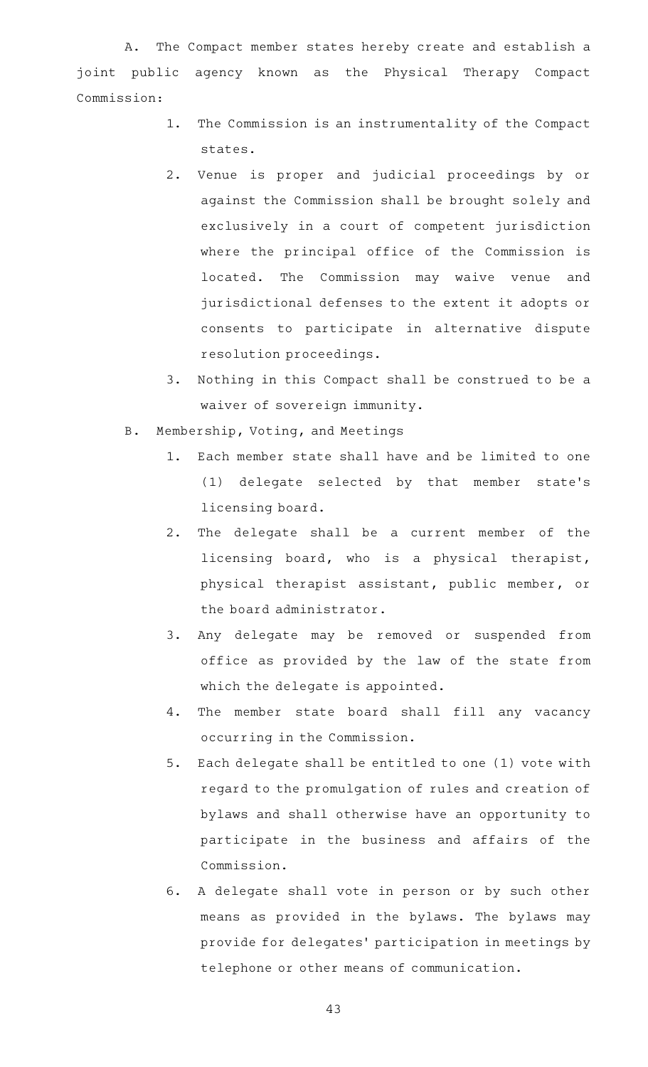A. The Compact member states hereby create and establish a joint public agency known as the Physical Therapy Compact Commission:

1. The Commission is an instrumentality of the Compact states.
2. Venue is proper and judicial proceedings by or against the Commission shall be brought solely and exclusively in a court of competent jurisdiction where the principal office of the Commission is located. The Commission may waive venue and jurisdictional defenses to the extent it adopts or consents to participate in alternative dispute resolution proceedings.
3. Nothing in this Compact shall be construed to be a waiver of sovereign immunity.

B. Membership, Voting, and Meetings

1. Each member state shall have and be limited to one (1) delegate selected by that member state's licensing board.
2. The delegate shall be a current member of the licensing board, who is a physical therapist, physical therapist assistant, public member, or the board administrator.
3. Any delegate may be removed or suspended from office as provided by the law of the state from which the delegate is appointed.
4. The member state board shall fill any vacancy occurring in the Commission.
5. Each delegate shall be entitled to one (1) vote with regard to the promulgation of rules and creation of bylaws and shall otherwise have an opportunity to participate in the business and affairs of the Commission.
6. A delegate shall vote in person or by such other means as provided in the bylaws. The bylaws may provide for delegates' participation in meetings by telephone or other means of communication.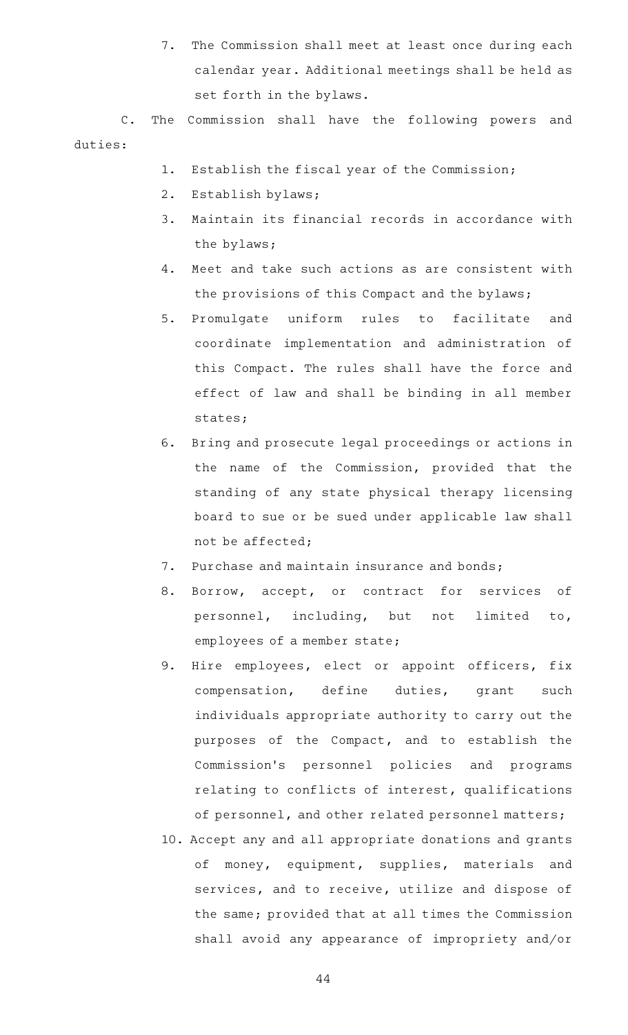7. The Commission shall meet at least once during each calendar year. Additional meetings shall be held as set forth in the bylaws.

C. The Commission shall have the following powers and duties:

1. Establish the fiscal year of the Commission;
2. Establish bylaws;
3. Maintain its financial records in accordance with the bylaws;
4. Meet and take such actions as are consistent with the provisions of this Compact and the bylaws;
5. Promulgate uniform rules to facilitate and coordinate implementation and administration of this Compact. The rules shall have the force and effect of law and shall be binding in all member states;
6. Bring and prosecute legal proceedings or actions in the name of the Commission, provided that the standing of any state physical therapy licensing board to sue or be sued under applicable law shall not be affected;
7. Purchase and maintain insurance and bonds;
8. Borrow, accept, or contract for services of personnel, including, but not limited to, employees of a member state;
9. Hire employees, elect or appoint officers, fix compensation, define duties, grant such individuals appropriate authority to carry out the purposes of the Compact, and to establish the Commission's personnel policies and programs relating to conflicts of interest, qualifications of personnel, and other related personnel matters;
10. Accept any and all appropriate donations and grants of money, equipment, supplies, materials and services, and to receive, utilize and dispose of the same; provided that at all times the Commission shall avoid any appearance of impropriety and/or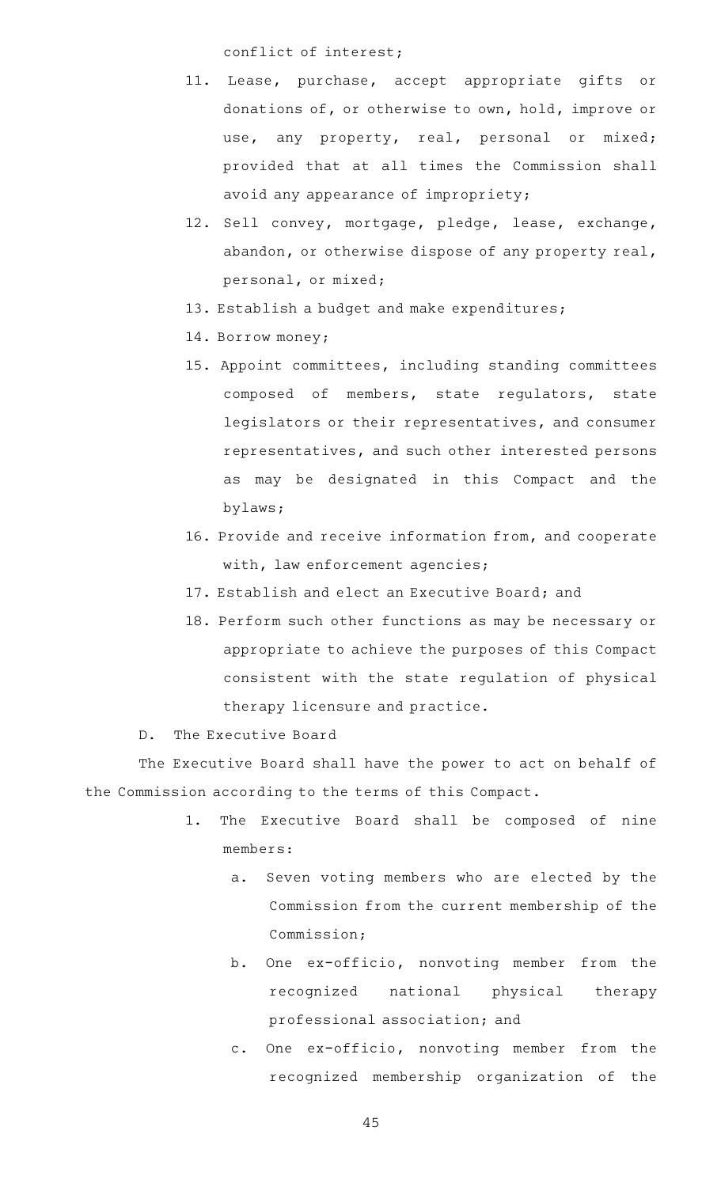conflict of interest;

11. Lease, purchase, accept appropriate gifts or donations of, or otherwise to own, hold, improve or use, any property, real, personal or mixed; provided that at all times the Commission shall avoid any appearance of impropriety;
12. Sell convey, mortgage, pledge, lease, exchange, abandon, or otherwise dispose of any property real, personal, or mixed;
13. Establish a budget and make expenditures;
14. Borrow money;
15. Appoint committees, including standing committees composed of members, state regulators, state legislators or their representatives, and consumer representatives, and such other interested persons as may be designated in this Compact and the bylaws;
16. Provide and receive information from, and cooperate with, law enforcement agencies;
17. Establish and elect an Executive Board; and
18. Perform such other functions as may be necessary or appropriate to achieve the purposes of this Compact consistent with the state regulation of physical therapy licensure and practice.

D. The Executive Board

The Executive Board shall have the power to act on behalf of the Commission according to the terms of this Compact.

1. The Executive Board shall be composed of nine members:
   a. Seven voting members who are elected by the Commission from the current membership of the Commission;
   b. One ex-officio, nonvoting member from the recognized national physical therapy professional association; and
   c. One ex-officio, nonvoting member from the recognized membership organization of the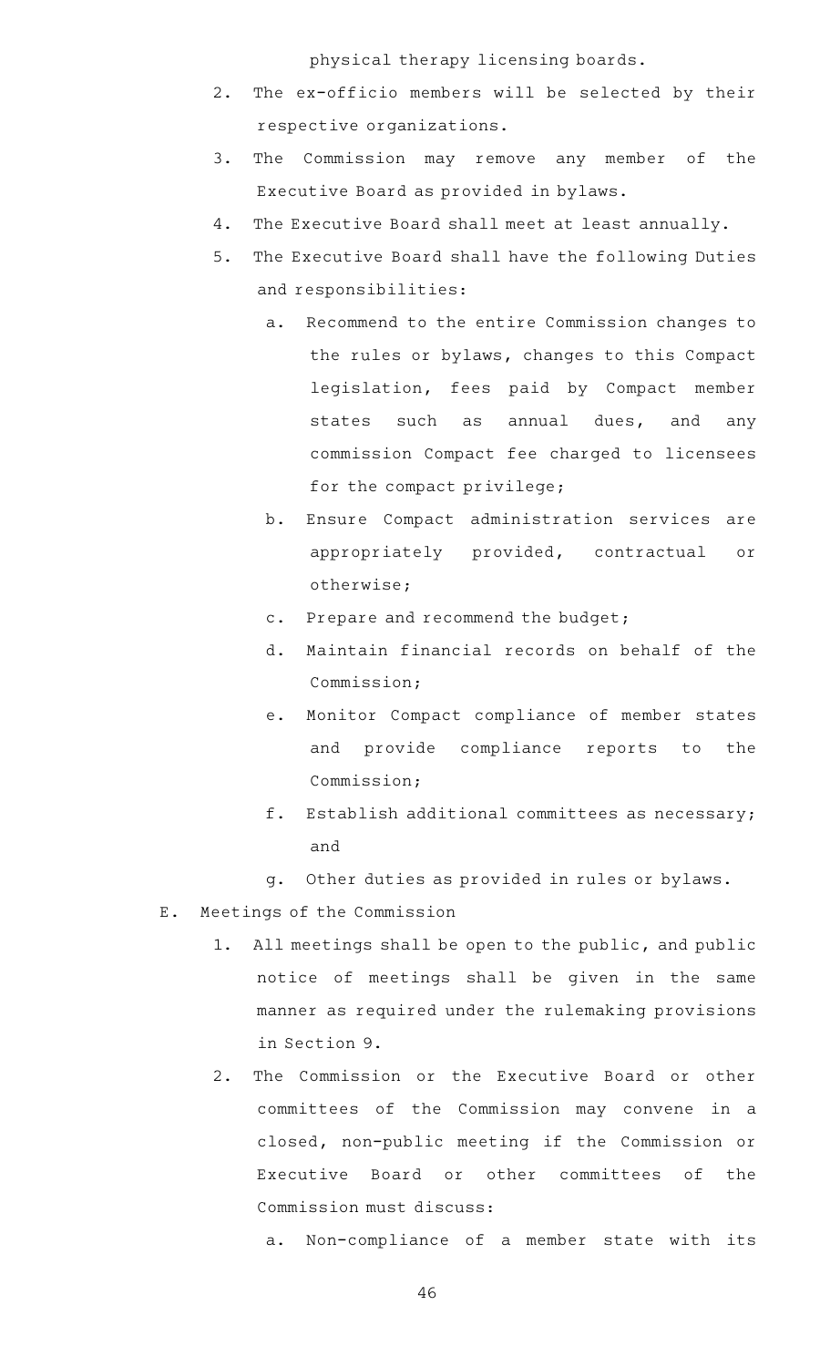physical therapy licensing boards.

2. The ex-officio members will be selected by their respective organizations.
3. The Commission may remove any member of the Executive Board as provided in bylaws.
4. The Executive Board shall meet at least annually.
5. The Executive Board shall have the following Duties and responsibilities:
   a. Recommend to the entire Commission changes to the rules or bylaws, changes to this Compact legislation, fees paid by Compact member states such as annual dues, and any commission Compact fee charged to licensees for the compact privilege;
   b. Ensure Compact administration services are appropriately provided, contractual or otherwise;
   c. Prepare and recommend the budget;
   d. Maintain financial records on behalf of the Commission;
   e. Monitor Compact compliance of member states and provide compliance reports to the Commission;
   f. Establish additional committees as necessary; and
   g. Other duties as provided in rules or bylaws.

E. Meetings of the Commission

1. All meetings shall be open to the public, and public notice of meetings shall be given in the same manner as required under the rulemaking provisions in Section 9.
2. The Commission or the Executive Board or other committees of the Commission may convene in a closed, non-public meeting if the Commission or Executive Board or other committees of the Commission must discuss:
   a. Non-compliance of a member state with its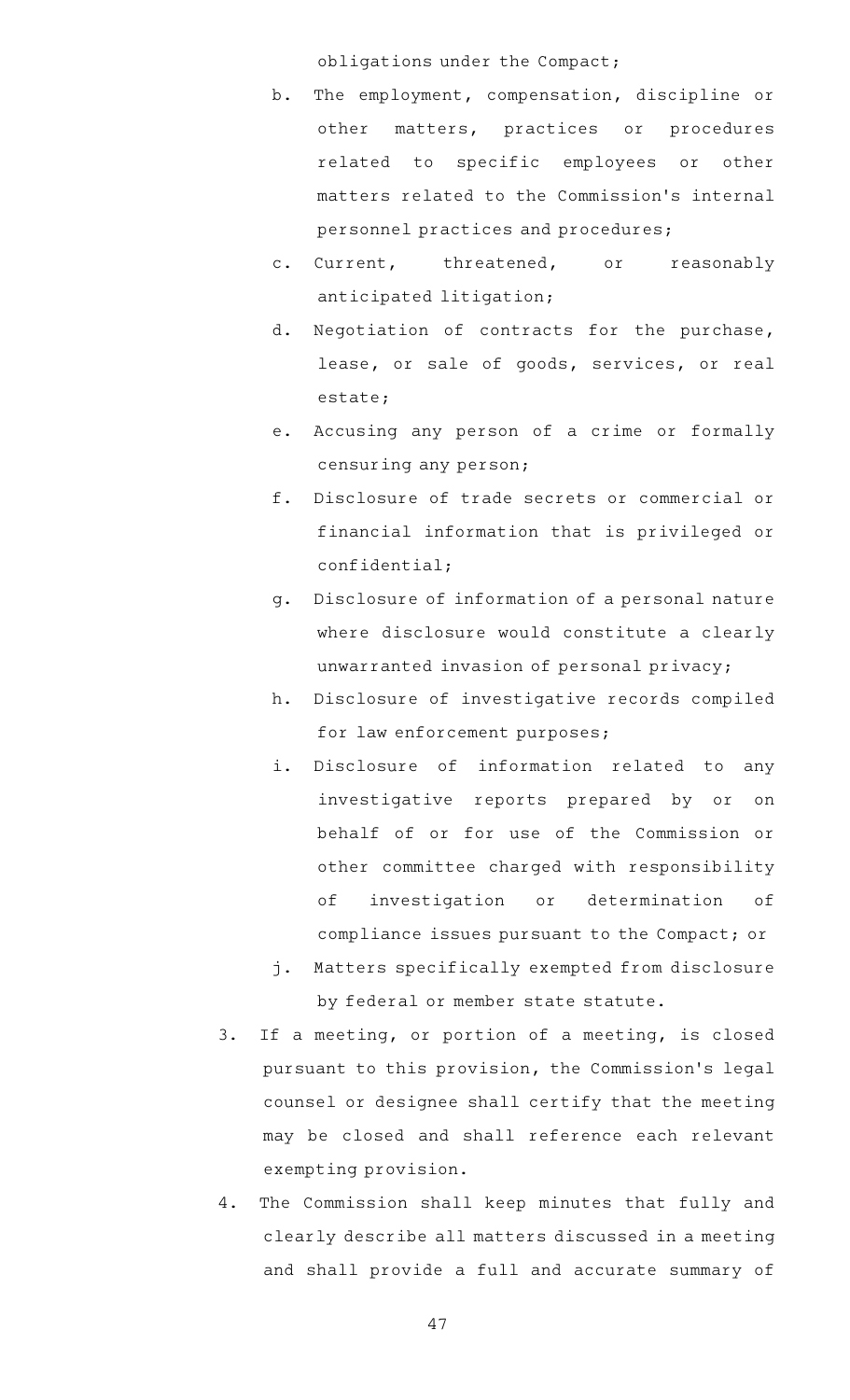obligations under the Compact;

   b. The employment, compensation, discipline or other matters, practices or procedures related to specific employees or other matters related to the Commission's internal personnel practices and procedures;

   c. Current, threatened, or reasonably anticipated litigation;

   d. Negotiation of contracts for the purchase, lease, or sale of goods, services, or real estate;

   e. Accusing any person of a crime or formally censuring any person;

   f. Disclosure of trade secrets or commercial or financial information that is privileged or confidential;

   g. Disclosure of information of a personal nature where disclosure would constitute a clearly unwarranted invasion of personal privacy;

   h. Disclosure of investigative records compiled for law enforcement purposes;

   i. Disclosure of information related to any investigative reports prepared by or on behalf of or for use of the Commission or other committee charged with responsibility of investigation or determination of compliance issues pursuant to the Compact; or

   j. Matters specifically exempted from disclosure by federal or member state statute.

3. If a meeting, or portion of a meeting, is closed pursuant to this provision, the Commission's legal counsel or designee shall certify that the meeting may be closed and shall reference each relevant exempting provision.

4. The Commission shall keep minutes that fully and clearly describe all matters discussed in a meeting and shall provide a full and accurate summary of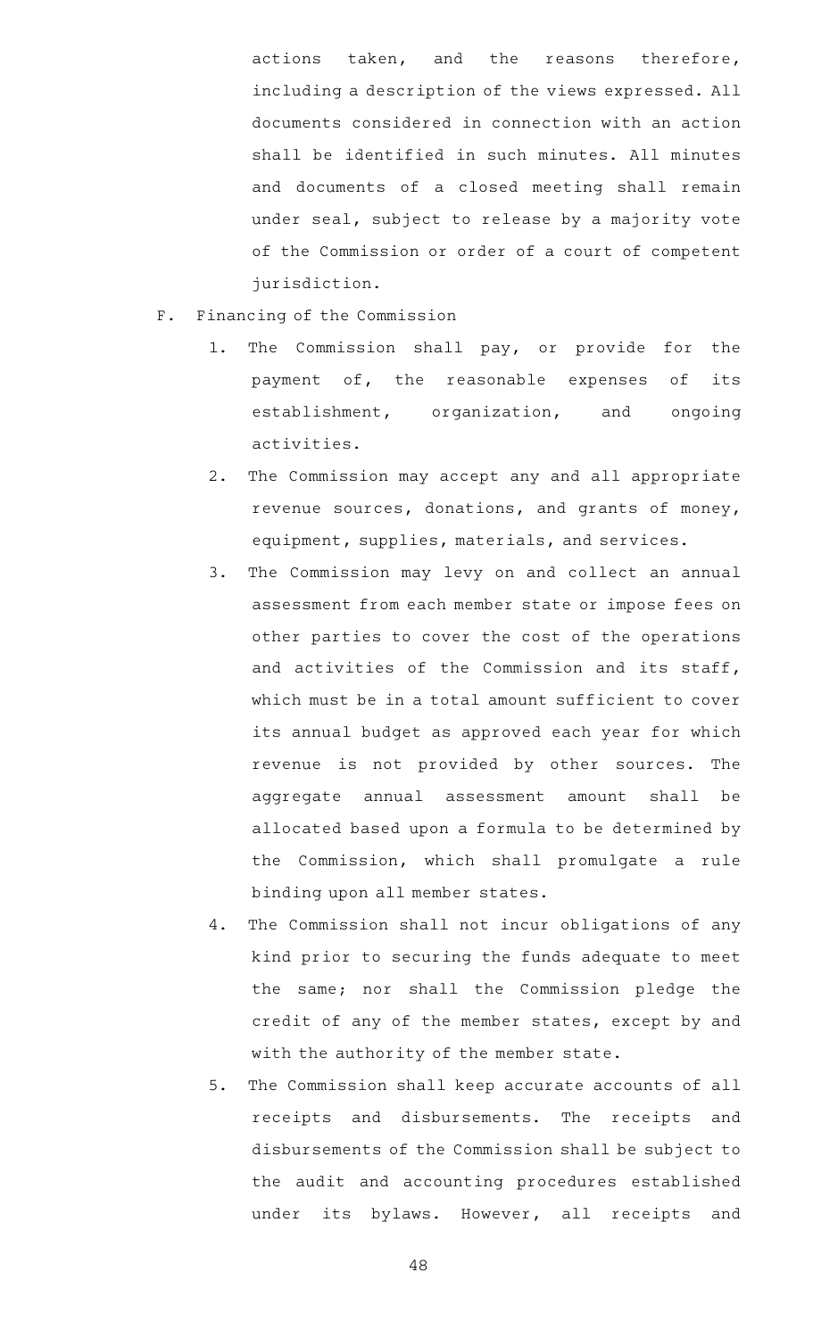actions taken, and the reasons therefore, including a description of the views expressed. All documents considered in connection with an action shall be identified in such minutes. All minutes and documents of a closed meeting shall remain under seal, subject to release by a majority vote of the Commission or order of a court of competent jurisdiction.

F. Financing of the Commission

1. The Commission shall pay, or provide for the payment of, the reasonable expenses of its establishment, organization, and ongoing activities.
2. The Commission may accept any and all appropriate revenue sources, donations, and grants of money, equipment, supplies, materials, and services.
3. The Commission may levy on and collect an annual assessment from each member state or impose fees on other parties to cover the cost of the operations and activities of the Commission and its staff, which must be in a total amount sufficient to cover its annual budget as approved each year for which revenue is not provided by other sources. The aggregate annual assessment amount shall be allocated based upon a formula to be determined by the Commission, which shall promulgate a rule binding upon all member states.
4. The Commission shall not incur obligations of any kind prior to securing the funds adequate to meet the same; nor shall the Commission pledge the credit of any of the member states, except by and with the authority of the member state.
5. The Commission shall keep accurate accounts of all receipts and disbursements. The receipts and disbursements of the Commission shall be subject to the audit and accounting procedures established under its bylaws. However, all receipts and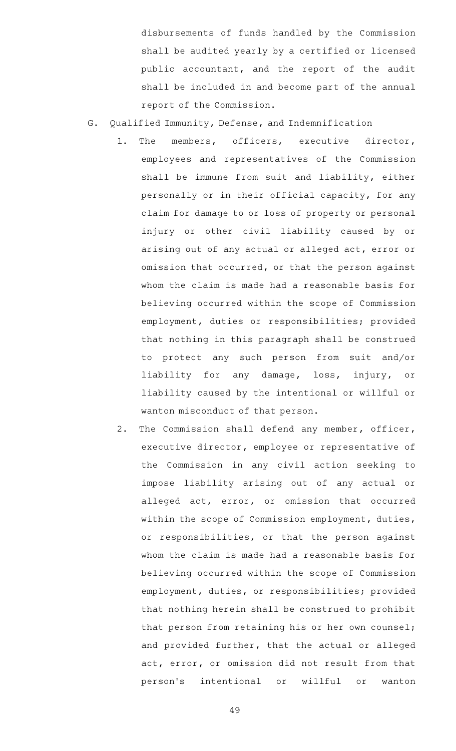disbursements of funds handled by the Commission shall be audited yearly by a certified or licensed public accountant, and the report of the audit shall be included in and become part of the annual report of the Commission.

G. Qualified Immunity, Defense, and Indemnification

1. The members, officers, executive director, employees and representatives of the Commission shall be immune from suit and liability, either personally or in their official capacity, for any claim for damage to or loss of property or personal injury or other civil liability caused by or arising out of any actual or alleged act, error or omission that occurred, or that the person against whom the claim is made had a reasonable basis for believing occurred within the scope of Commission employment, duties or responsibilities; provided that nothing in this paragraph shall be construed to protect any such person from suit and/or liability for any damage, loss, injury, or liability caused by the intentional or willful or wanton misconduct of that person.

2. The Commission shall defend any member, officer, executive director, employee or representative of the Commission in any civil action seeking to impose liability arising out of any actual or alleged act, error, or omission that occurred within the scope of Commission employment, duties, or responsibilities, or that the person against whom the claim is made had a reasonable basis for believing occurred within the scope of Commission employment, duties, or responsibilities; provided that nothing herein shall be construed to prohibit that person from retaining his or her own counsel; and provided further, that the actual or alleged act, error, or omission did not result from that person's intentional or willful or wanton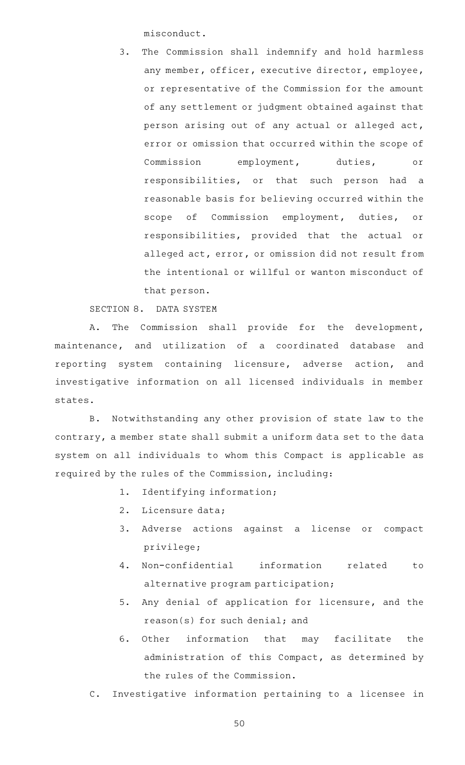misconduct.

3. The Commission shall indemnify and hold harmless any member, officer, executive director, employee, or representative of the Commission for the amount of any settlement or judgment obtained against that person arising out of any actual or alleged act, error or omission that occurred within the scope of Commission employment, duties, or responsibilities, or that such person had a reasonable basis for believing occurred within the scope of Commission employment, duties, or responsibilities, provided that the actual or alleged act, error, or omission did not result from the intentional or willful or wanton misconduct of that person.

SECTION 8. DATA SYSTEM

A. The Commission shall provide for the development, maintenance, and utilization of a coordinated database and reporting system containing licensure, adverse action, and investigative information on all licensed individuals in member states.

B. Notwithstanding any other provision of state law to the contrary, a member state shall submit a uniform data set to the data system on all individuals to whom this Compact is applicable as required by the rules of the Commission, including:

1. Identifying information;
2. Licensure data;
3. Adverse actions against a license or compact privilege;
4. Non-confidential information related to alternative program participation;
5. Any denial of application for licensure, and the reason(s) for such denial; and
6. Other information that may facilitate the administration of this Compact, as determined by the rules of the Commission.

C. Investigative information pertaining to a licensee in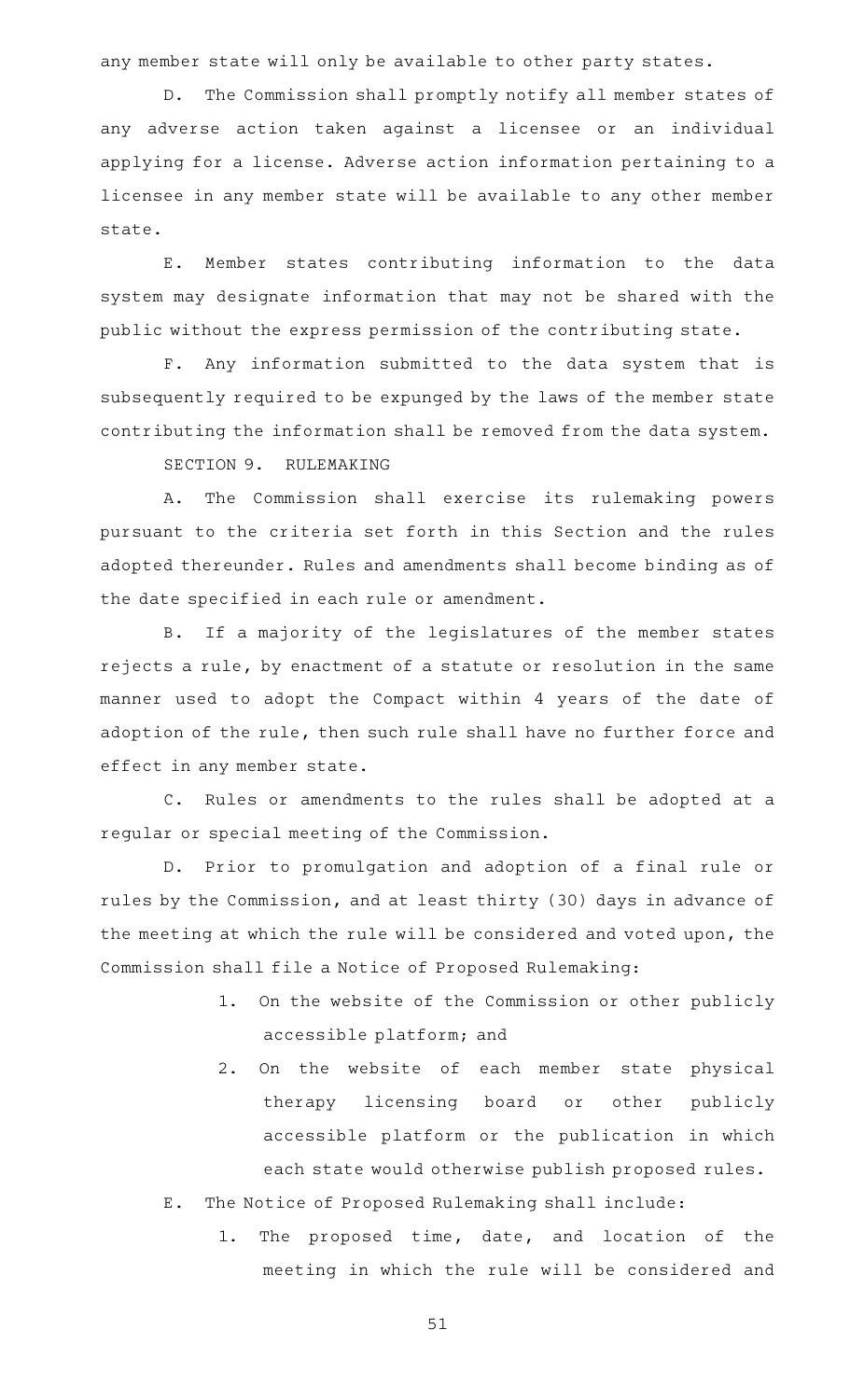any member state will only be available to other party states.

D. The Commission shall promptly notify all member states of any adverse action taken against a licensee or an individual applying for a license. Adverse action information pertaining to a licensee in any member state will be available to any other member state.

E. Member states contributing information to the data system may designate information that may not be shared with the public without the express permission of the contributing state.

F. Any information submitted to the data system that is subsequently required to be expunged by the laws of the member state contributing the information shall be removed from the data system.

SECTION 9. RULEMAKING

A. The Commission shall exercise its rulemaking powers pursuant to the criteria set forth in this Section and the rules adopted thereunder. Rules and amendments shall become binding as of the date specified in each rule or amendment.

B. If a majority of the legislatures of the member states rejects a rule, by enactment of a statute or resolution in the same manner used to adopt the Compact within 4 years of the date of adoption of the rule, then such rule shall have no further force and effect in any member state.

C. Rules or amendments to the rules shall be adopted at a regular or special meeting of the Commission.

D. Prior to promulgation and adoption of a final rule or rules by the Commission, and at least thirty (30) days in advance of the meeting at which the rule will be considered and voted upon, the Commission shall file a Notice of Proposed Rulemaking:

1. On the website of the Commission or other publicly accessible platform; and
2. On the website of each member state physical therapy licensing board or other publicly accessible platform or the publication in which each state would otherwise publish proposed rules.

E. The Notice of Proposed Rulemaking shall include:

1. The proposed time, date, and location of the meeting in which the rule will be considered and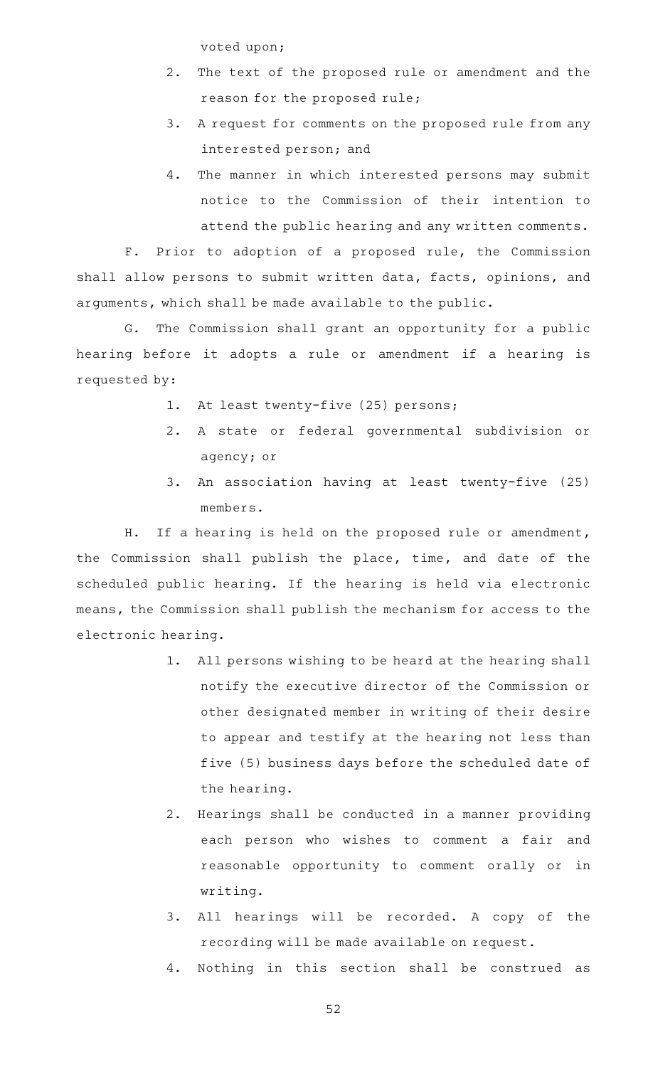voted upon;

2. The text of the proposed rule or amendment and the reason for the proposed rule;
3. A request for comments on the proposed rule from any interested person; and
4. The manner in which interested persons may submit notice to the Commission of their intention to attend the public hearing and any written comments.

F. Prior to adoption of a proposed rule, the Commission shall allow persons to submit written data, facts, opinions, and arguments, which shall be made available to the public.

G. The Commission shall grant an opportunity for a public hearing before it adopts a rule or amendment if a hearing is requested by:

1. At least twenty-five (25) persons;
2. A state or federal governmental subdivision or agency; or
3. An association having at least twenty-five (25) members.

H. If a hearing is held on the proposed rule or amendment, the Commission shall publish the place, time, and date of the scheduled public hearing. If the hearing is held via electronic means, the Commission shall publish the mechanism for access to the electronic hearing.

1. All persons wishing to be heard at the hearing shall notify the executive director of the Commission or other designated member in writing of their desire to appear and testify at the hearing not less than five (5) business days before the scheduled date of the hearing.
2. Hearings shall be conducted in a manner providing each person who wishes to comment a fair and reasonable opportunity to comment orally or in writing.
3. All hearings will be recorded. A copy of the recording will be made available on request.
4. Nothing in this section shall be construed as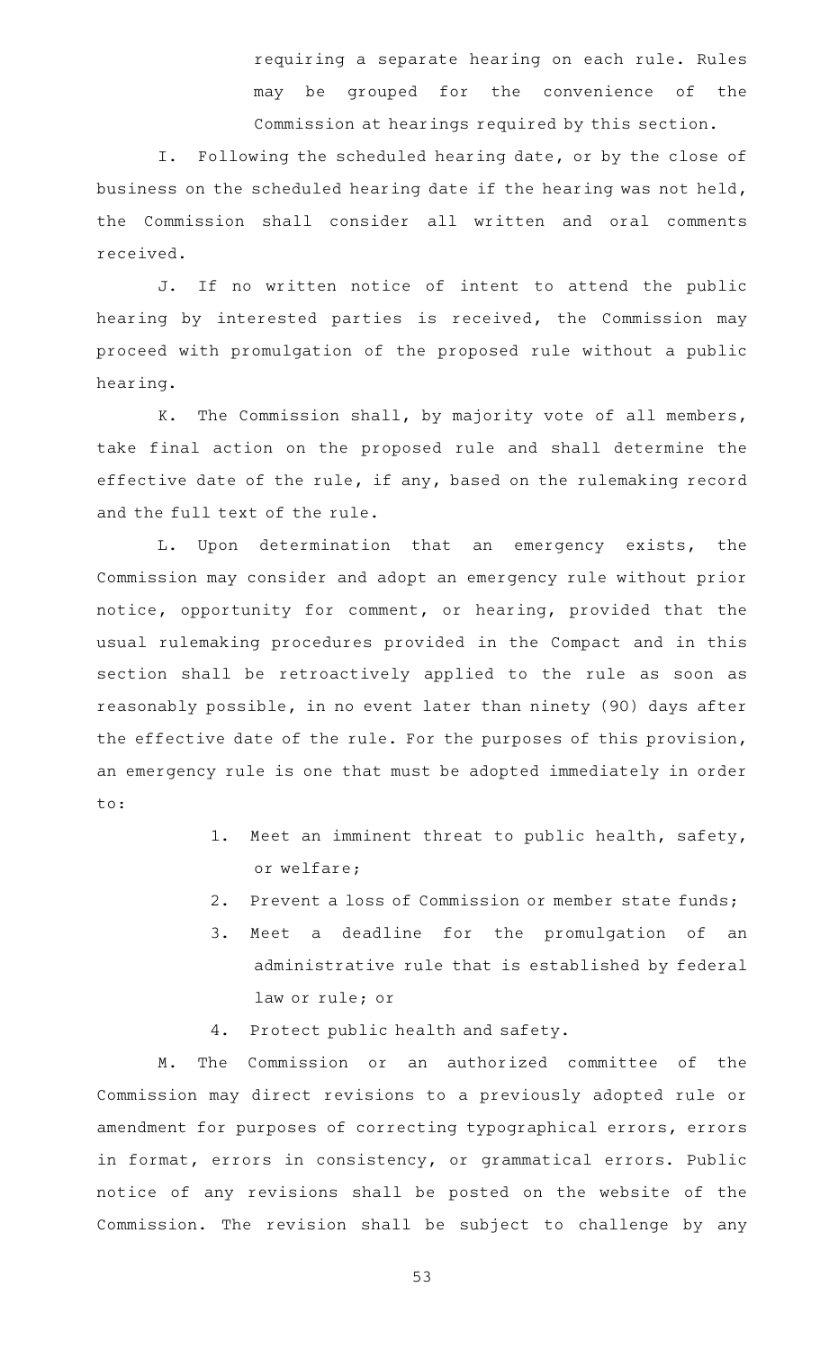requiring a separate hearing on each rule. Rules may be grouped for the convenience of the Commission at hearings required by this section.

I. Following the scheduled hearing date, or by the close of business on the scheduled hearing date if the hearing was not held, the Commission shall consider all written and oral comments received.

J. If no written notice of intent to attend the public hearing by interested parties is received, the Commission may proceed with promulgation of the proposed rule without a public hearing.

K. The Commission shall, by majority vote of all members, take final action on the proposed rule and shall determine the effective date of the rule, if any, based on the rulemaking record and the full text of the rule.

L. Upon determination that an emergency exists, the Commission may consider and adopt an emergency rule without prior notice, opportunity for comment, or hearing, provided that the usual rulemaking procedures provided in the Compact and in this section shall be retroactively applied to the rule as soon as reasonably possible, in no event later than ninety (90) days after the effective date of the rule. For the purposes of this provision, an emergency rule is one that must be adopted immediately in order to:

1. Meet an imminent threat to public health, safety, or welfare;
2. Prevent a loss of Commission or member state funds;
3. Meet a deadline for the promulgation of an administrative rule that is established by federal law or rule; or
4. Protect public health and safety.

M. The Commission or an authorized committee of the Commission may direct revisions to a previously adopted rule or amendment for purposes of correcting typographical errors, errors in format, errors in consistency, or grammatical errors. Public notice of any revisions shall be posted on the website of the Commission. The revision shall be subject to challenge by any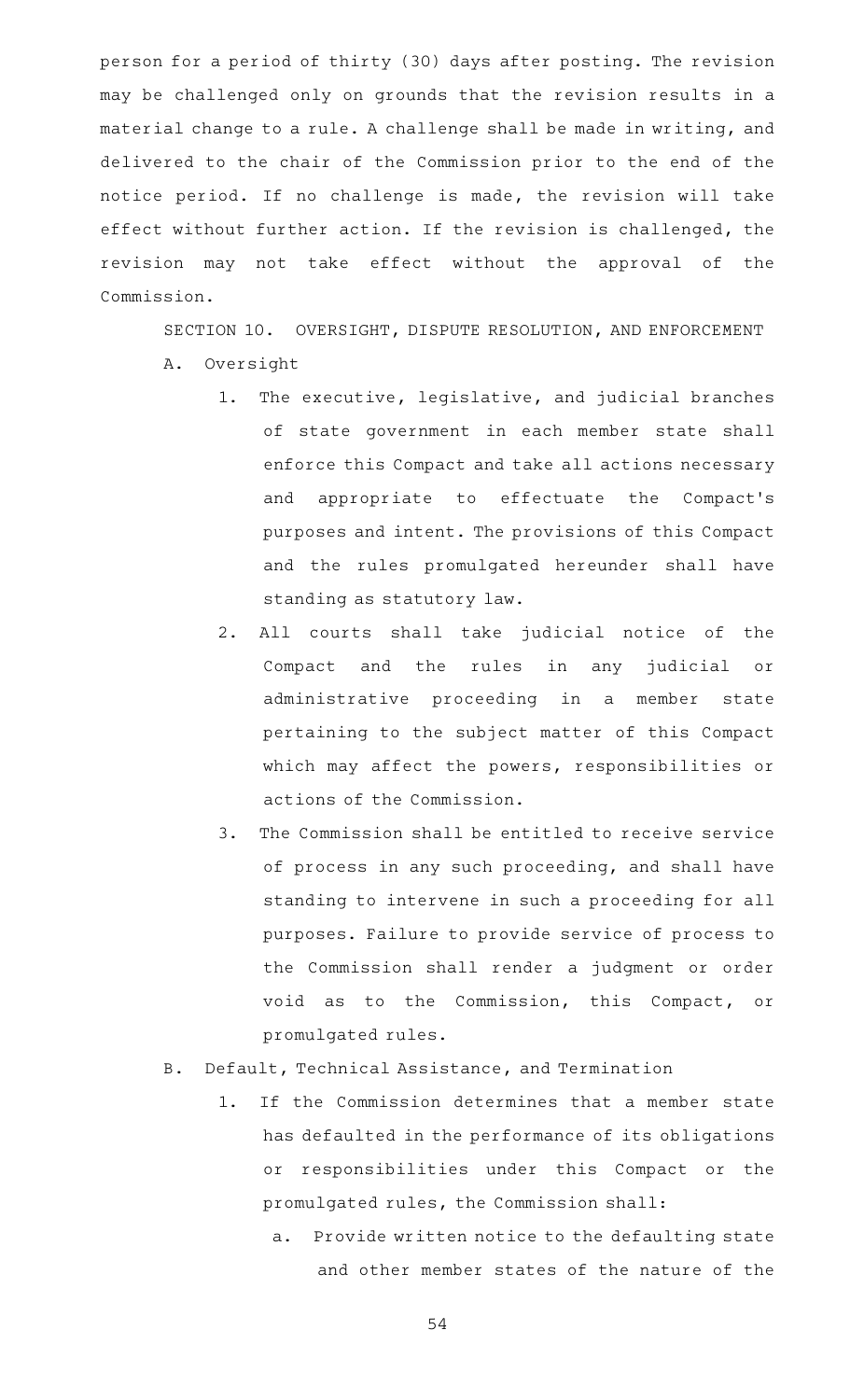person for a period of thirty (30) days after posting. The revision may be challenged only on grounds that the revision results in a material change to a rule. A challenge shall be made in writing, and delivered to the chair of the Commission prior to the end of the notice period. If no challenge is made, the revision will take effect without further action. If the revision is challenged, the revision may not take effect without the approval of the Commission.

SECTION 10. OVERSIGHT, DISPUTE RESOLUTION, AND ENFORCEMENT

A. Oversight

1. The executive, legislative, and judicial branches of state government in each member state shall enforce this Compact and take all actions necessary and appropriate to effectuate the Compact's purposes and intent. The provisions of this Compact and the rules promulgated hereunder shall have standing as statutory law.
2. All courts shall take judicial notice of the Compact and the rules in any judicial or administrative proceeding in a member state pertaining to the subject matter of this Compact which may affect the powers, responsibilities or actions of the Commission.
3. The Commission shall be entitled to receive service of process in any such proceeding, and shall have standing to intervene in such a proceeding for all purposes. Failure to provide service of process to the Commission shall render a judgment or order void as to the Commission, this Compact, or promulgated rules.

B. Default, Technical Assistance, and Termination

1. If the Commission determines that a member state has defaulted in the performance of its obligations or responsibilities under this Compact or the promulgated rules, the Commission shall:
   a. Provide written notice to the defaulting state and other member states of the nature of the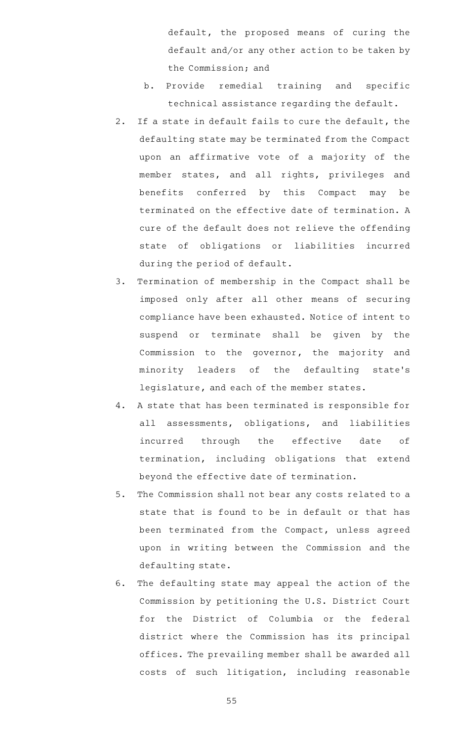default, the proposed means of curing the default and/or any other action to be taken by the Commission; and

b. Provide remedial training and specific technical assistance regarding the default.

2. If a state in default fails to cure the default, the defaulting state may be terminated from the Compact upon an affirmative vote of a majority of the member states, and all rights, privileges and benefits conferred by this Compact may be terminated on the effective date of termination. A cure of the default does not relieve the offending state of obligations or liabilities incurred during the period of default.

3. Termination of membership in the Compact shall be imposed only after all other means of securing compliance have been exhausted. Notice of intent to suspend or terminate shall be given by the Commission to the governor, the majority and minority leaders of the defaulting state's legislature, and each of the member states.

4. A state that has been terminated is responsible for all assessments, obligations, and liabilities incurred through the effective date of termination, including obligations that extend beyond the effective date of termination.

5. The Commission shall not bear any costs related to a state that is found to be in default or that has been terminated from the Compact, unless agreed upon in writing between the Commission and the defaulting state.

6. The defaulting state may appeal the action of the Commission by petitioning the U.S. District Court for the District of Columbia or the federal district where the Commission has its principal offices. The prevailing member shall be awarded all costs of such litigation, including reasonable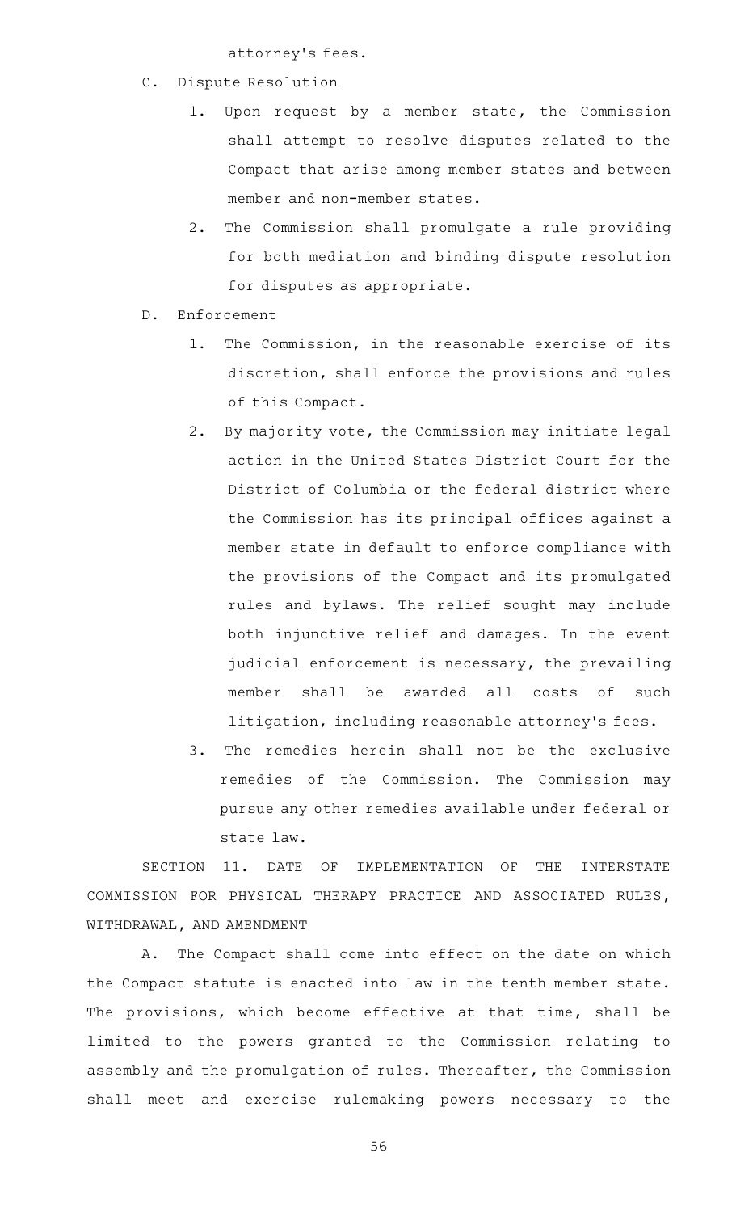attorney's fees.

C. Dispute Resolution

1. Upon request by a member state, the Commission shall attempt to resolve disputes related to the Compact that arise among member states and between member and non-member states.

2. The Commission shall promulgate a rule providing for both mediation and binding dispute resolution for disputes as appropriate.

D. Enforcement

1. The Commission, in the reasonable exercise of its discretion, shall enforce the provisions and rules of this Compact.

2. By majority vote, the Commission may initiate legal action in the United States District Court for the District of Columbia or the federal district where the Commission has its principal offices against a member state in default to enforce compliance with the provisions of the Compact and its promulgated rules and bylaws. The relief sought may include both injunctive relief and damages. In the event judicial enforcement is necessary, the prevailing member shall be awarded all costs of such litigation, including reasonable attorney's fees.

3. The remedies herein shall not be the exclusive remedies of the Commission. The Commission may pursue any other remedies available under federal or state law.

SECTION 11. DATE OF IMPLEMENTATION OF THE INTERSTATE COMMISSION FOR PHYSICAL THERAPY PRACTICE AND ASSOCIATED RULES, WITHDRAWAL, AND AMENDMENT

A. The Compact shall come into effect on the date on which the Compact statute is enacted into law in the tenth member state. The provisions, which become effective at that time, shall be limited to the powers granted to the Commission relating to assembly and the promulgation of rules. Thereafter, the Commission shall meet and exercise rulemaking powers necessary to the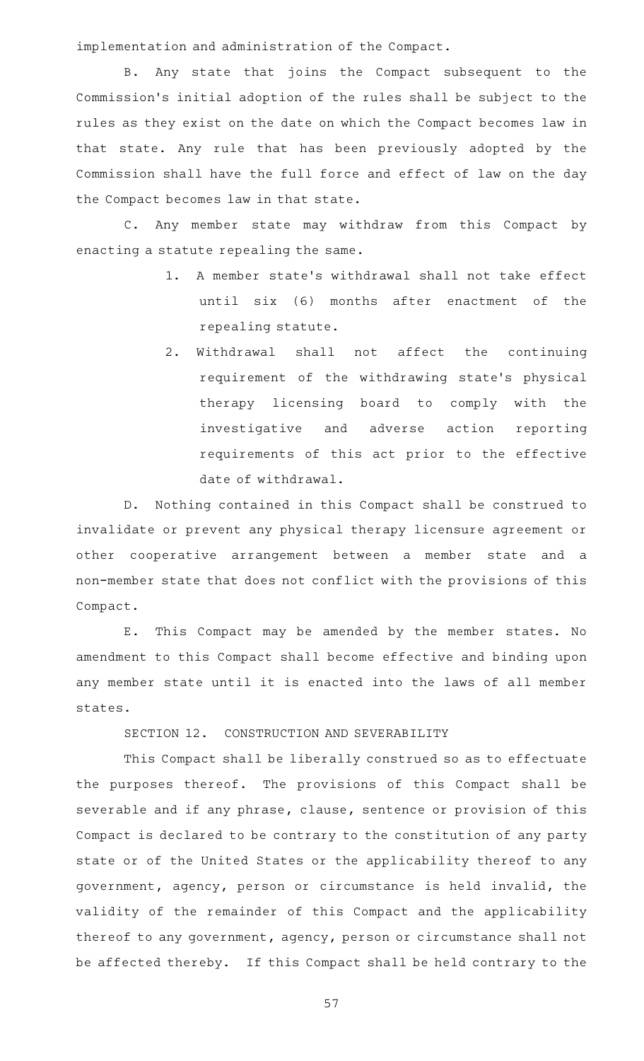implementation and administration of the Compact.

B. Any state that joins the Compact subsequent to the Commission's initial adoption of the rules shall be subject to the rules as they exist on the date on which the Compact becomes law in that state. Any rule that has been previously adopted by the Commission shall have the full force and effect of law on the day the Compact becomes law in that state.

C. Any member state may withdraw from this Compact by enacting a statute repealing the same.

1. A member state's withdrawal shall not take effect until six (6) months after enactment of the repealing statute.
2. Withdrawal shall not affect the continuing requirement of the withdrawing state's physical therapy licensing board to comply with the investigative and adverse action reporting requirements of this act prior to the effective date of withdrawal.

D. Nothing contained in this Compact shall be construed to invalidate or prevent any physical therapy licensure agreement or other cooperative arrangement between a member state and a non-member state that does not conflict with the provisions of this Compact.

E. This Compact may be amended by the member states. No amendment to this Compact shall become effective and binding upon any member state until it is enacted into the laws of all member states.

SECTION 12. CONSTRUCTION AND SEVERABILITY

This Compact shall be liberally construed so as to effectuate the purposes thereof. The provisions of this Compact shall be severable and if any phrase, clause, sentence or provision of this Compact is declared to be contrary to the constitution of any party state or of the United States or the applicability thereof to any government, agency, person or circumstance is held invalid, the validity of the remainder of this Compact and the applicability thereof to any government, agency, person or circumstance shall not be affected thereby. If this Compact shall be held contrary to the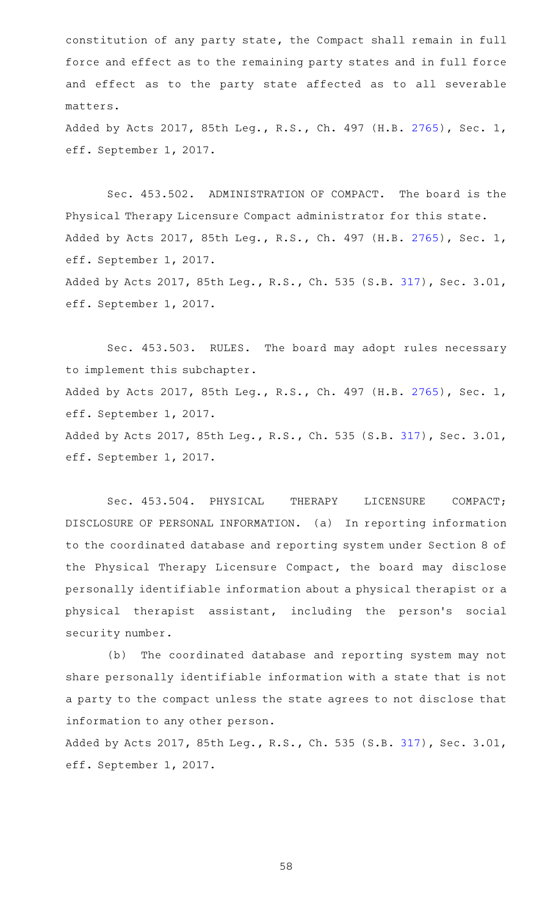constitution of any party state, the Compact shall remain in full force and effect as to the remaining party states and in full force and effect as to the party state affected as to all severable matters.

Added by Acts 2017, 85th Leg., R.S., Ch. 497 (H.B. 2765), Sec. 1, eff. September 1, 2017.

Sec. 453.502. ADMINISTRATION OF COMPACT. The board is the Physical Therapy Licensure Compact administrator for this state.

Added by Acts 2017, 85th Leg., R.S., Ch. 497 (H.B. 2765), Sec. 1, eff. September 1, 2017.

Added by Acts 2017, 85th Leg., R.S., Ch. 535 (S.B. 317), Sec. 3.01, eff. September 1, 2017.

Sec. 453.503. RULES. The board may adopt rules necessary to implement this subchapter.

Added by Acts 2017, 85th Leg., R.S., Ch. 497 (H.B. 2765), Sec. 1, eff. September 1, 2017.

Added by Acts 2017, 85th Leg., R.S., Ch. 535 (S.B. 317), Sec. 3.01, eff. September 1, 2017.

Sec. 453.504. PHYSICAL THERAPY LICENSURE COMPACT; DISCLOSURE OF PERSONAL INFORMATION. (a) In reporting information to the coordinated database and reporting system under Section 8 of the Physical Therapy Licensure Compact, the board may disclose personally identifiable information about a physical therapist or a physical therapist assistant, including the person's social security number.

(b) The coordinated database and reporting system may not share personally identifiable information with a state that is not a party to the compact unless the state agrees to not disclose that information to any other person.

Added by Acts 2017, 85th Leg., R.S., Ch. 535 (S.B. 317), Sec. 3.01, eff. September 1, 2017.